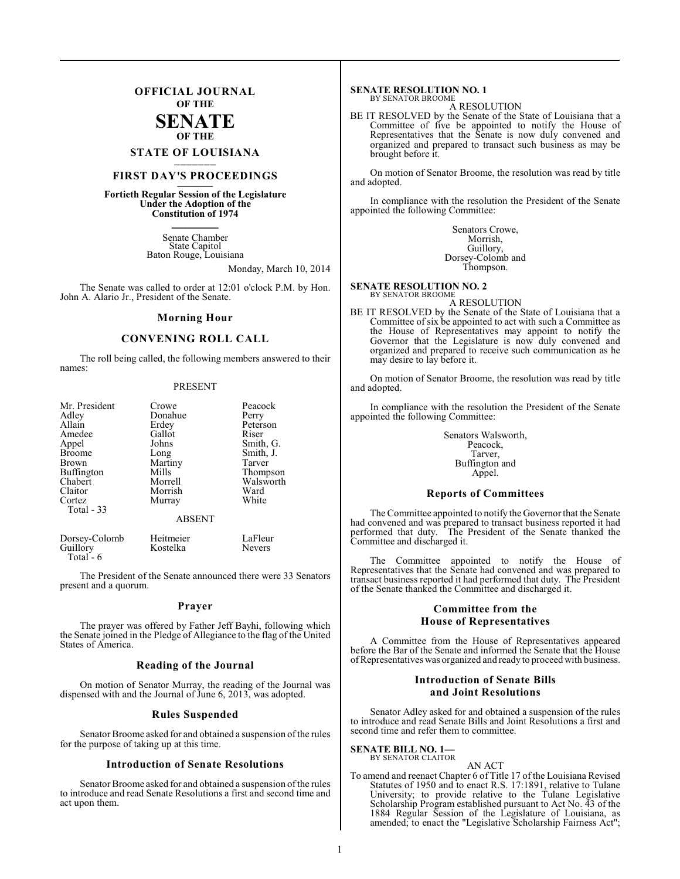# OFFICIAL JOURNAL OF THE SENATE OF THE STATE OF LOUISIANA

## FIRST DAY'S PROCEEDINGS

**Fortieth Regular Session of the Legislature Under the Adoption of the Constitution of 1974**

Senate Chamber
State Capitol
Baton Rouge, Louisiana

Monday, March 10, 2014

The Senate was called to order at 12:01 o'clock P.M. by Hon. John A. Alario Jr., President of the Senate.

### Morning Hour

### CONVENING ROLL CALL

The roll being called, the following members answered to their names:

PRESENT

| | | |
|---|---|---|
| Mr. President | Crowe | Peacock |
| Adley | Donahue | Perry |
| Allain | Erdey | Peterson |
| Amedee | Gallot | Riser |
| Appel | Johns | Smith, G. |
| Broome | Long | Smith, J. |
| Brown | Martiny | Tarver |
| Buffington | Mills | Thompson |
| Chabert | Morrell | Walsworth |
| Claitor | Morrish | Ward |
| Cortez | Murray | White |
| Total - 33 | | |

ABSENT

| | | |
|---|---|---|
| Dorsey-Colomb | Heitmeier | LaFleur |
| Guillory | Kostelka | Nevers |
| Total - 6 | | |

The President of the Senate announced there were 33 Senators present and a quorum.

### Prayer

The prayer was offered by Father Jeff Bayhi, following which the Senate joined in the Pledge of Allegiance to the flag of the United States of America.

### Reading of the Journal

On motion of Senator Murray, the reading of the Journal was dispensed with and the Journal of June 6, 2013, was adopted.

### Rules Suspended

Senator Broome asked for and obtained a suspension of the rules for the purpose of taking up at this time.

### Introduction of Senate Resolutions

Senator Broome asked for and obtained a suspension of the rules to introduce and read Senate Resolutions a first and second time and act upon them.

**SENATE RESOLUTION NO. 1**
BY SENATOR BROOME

A RESOLUTION

BE IT RESOLVED by the Senate of the State of Louisiana that a Committee of five be appointed to notify the House of Representatives that the Senate is now duly convened and organized and prepared to transact such business as may be brought before it.

On motion of Senator Broome, the resolution was read by title and adopted.

In compliance with the resolution the President of the Senate appointed the following Committee:

Senators Crowe,
Morrish,
Guillory,
Dorsey-Colomb and
Thompson.

**SENATE RESOLUTION NO. 2**
BY SENATOR BROOME

A RESOLUTION

BE IT RESOLVED by the Senate of the State of Louisiana that a Committee of six be appointed to act with such a Committee as the House of Representatives may appoint to notify the Governor that the Legislature is now duly convened and organized and prepared to receive such communication as he may desire to lay before it.

On motion of Senator Broome, the resolution was read by title and adopted.

In compliance with the resolution the President of the Senate appointed the following Committee:

Senators Walsworth,
Peacock,
Tarver,
Buffington and
Appel.

### Reports of Committees

The Committee appointed to notify the Governor that the Senate had convened and was prepared to transact business reported it had performed that duty. The President of the Senate thanked the Committee and discharged it.

The Committee appointed to notify the House of Representatives that the Senate had convened and was prepared to transact business reported it had performed that duty. The President of the Senate thanked the Committee and discharged it.

### Committee from the House of Representatives

A Committee from the House of Representatives appeared before the Bar of the Senate and informed the Senate that the House of Representatives was organized and ready to proceed with business.

### Introduction of Senate Bills and Joint Resolutions

Senator Adley asked for and obtained a suspension of the rules to introduce and read Senate Bills and Joint Resolutions a first and second time and refer them to committee.

**SENATE BILL NO. 1—**
BY SENATOR CLAITOR

AN ACT

To amend and reenact Chapter 6 of Title 17 of the Louisiana Revised Statutes of 1950 and to enact R.S. 17:1891, relative to Tulane University; to provide relative to the Tulane Legislative Scholarship Program established pursuant to Act No. 43 of the 1884 Regular Session of the Legislature of Louisiana, as amended; to enact the "Legislative Scholarship Fairness Act";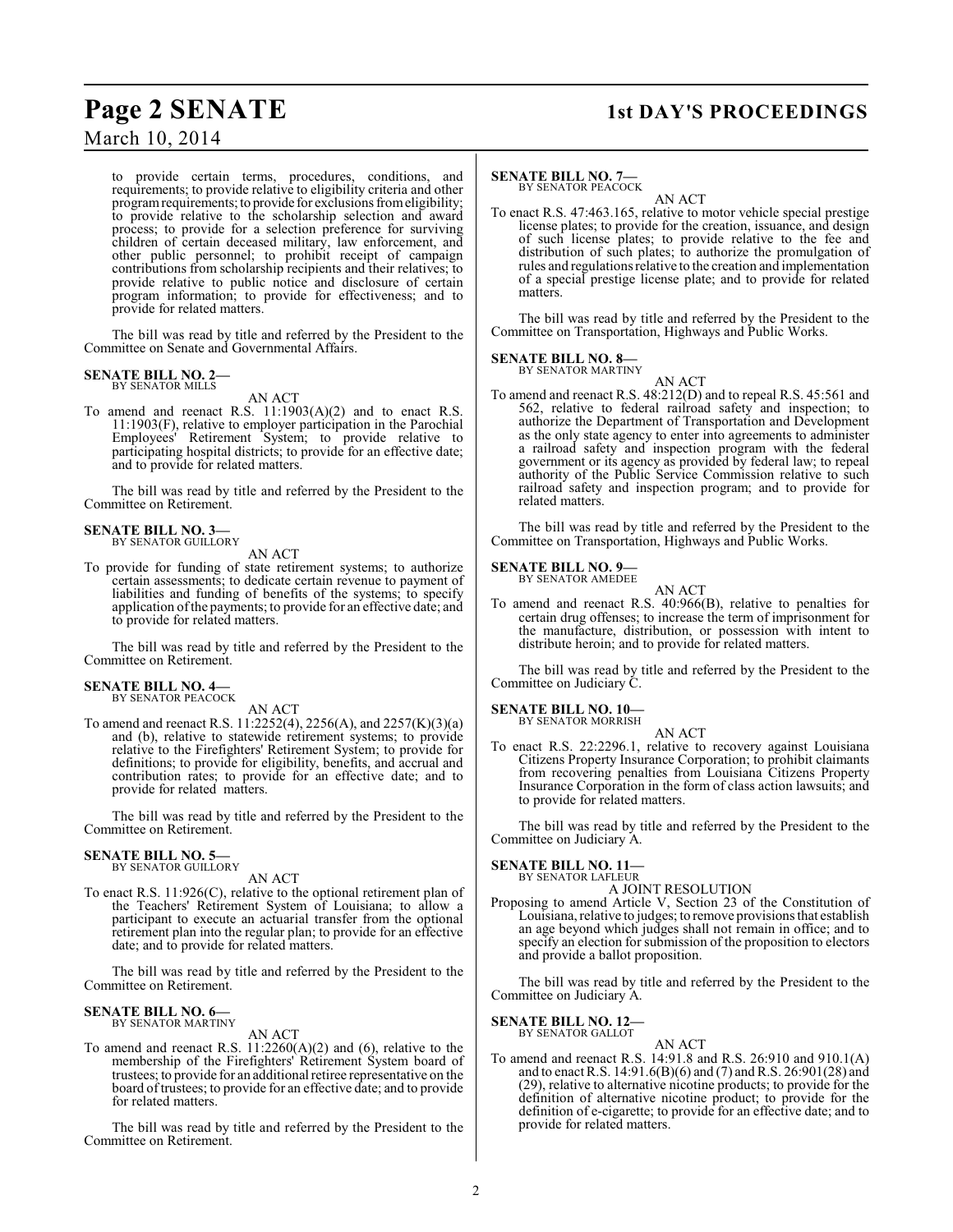to provide certain terms, procedures, conditions, and requirements; to provide relative to eligibility criteria and other program requirements; to provide for exclusions from eligibility; to provide relative to the scholarship selection and award process; to provide for a selection preference for surviving children of certain deceased military, law enforcement, and other public personnel; to prohibit receipt of campaign contributions from scholarship recipients and their relatives; to provide relative to public notice and disclosure of certain program information; to provide for effectiveness; and to provide for related matters.

The bill was read by title and referred by the President to the Committee on Senate and Governmental Affairs.

**SENATE BILL NO. 2—**
BY SENATOR MILLS

AN ACT

To amend and reenact R.S. 11:1903(A)(2) and to enact R.S. 11:1903(F), relative to employer participation in the Parochial Employees' Retirement System; to provide relative to participating hospital districts; to provide for an effective date; and to provide for related matters.

The bill was read by title and referred by the President to the Committee on Retirement.

**SENATE BILL NO. 3—**
BY SENATOR GUILLORY

AN ACT

To provide for funding of state retirement systems; to authorize certain assessments; to dedicate certain revenue to payment of liabilities and funding of benefits of the systems; to specify application of the payments; to provide for an effective date; and to provide for related matters.

The bill was read by title and referred by the President to the Committee on Retirement.

**SENATE BILL NO. 4—**
BY SENATOR PEACOCK

AN ACT

To amend and reenact R.S. 11:2252(4), 2256(A), and 2257(K)(3)(a) and (b), relative to statewide retirement systems; to provide relative to the Firefighters' Retirement System; to provide for definitions; to provide for eligibility, benefits, and accrual and contribution rates; to provide for an effective date; and to provide for related matters.

The bill was read by title and referred by the President to the Committee on Retirement.

**SENATE BILL NO. 5—**
BY SENATOR GUILLORY

AN ACT

To enact R.S. 11:926(C), relative to the optional retirement plan of the Teachers' Retirement System of Louisiana; to allow a participant to execute an actuarial transfer from the optional retirement plan into the regular plan; to provide for an effective date; and to provide for related matters.

The bill was read by title and referred by the President to the Committee on Retirement.

**SENATE BILL NO. 6—**
BY SENATOR MARTINY

AN ACT

To amend and reenact R.S. 11:2260(A)(2) and (6), relative to the membership of the Firefighters' Retirement System board of trustees; to provide for an additional retiree representative on the board of trustees; to provide for an effective date; and to provide for related matters.

The bill was read by title and referred by the President to the Committee on Retirement.

**SENATE BILL NO. 7—**
BY SENATOR PEACOCK

AN ACT

To enact R.S. 47:463.165, relative to motor vehicle special prestige license plates; to provide for the creation, issuance, and design of such license plates; to provide relative to the fee and distribution of such plates; to authorize the promulgation of rules and regulations relative to the creation and implementation of a special prestige license plate; and to provide for related matters.

The bill was read by title and referred by the President to the Committee on Transportation, Highways and Public Works.

**SENATE BILL NO. 8—**
BY SENATOR MARTINY

AN ACT

To amend and reenact R.S. 48:212(D) and to repeal R.S. 45:561 and 562, relative to federal railroad safety and inspection; to authorize the Department of Transportation and Development as the only state agency to enter into agreements to administer a railroad safety and inspection program with the federal government or its agency as provided by federal law; to repeal authority of the Public Service Commission relative to such railroad safety and inspection program; and to provide for related matters.

The bill was read by title and referred by the President to the Committee on Transportation, Highways and Public Works.

**SENATE BILL NO. 9—**
BY SENATOR AMEDEE

AN ACT

To amend and reenact R.S. 40:966(B), relative to penalties for certain drug offenses; to increase the term of imprisonment for the manufacture, distribution, or possession with intent to distribute heroin; and to provide for related matters.

The bill was read by title and referred by the President to the Committee on Judiciary C.

**SENATE BILL NO. 10—**
BY SENATOR MORRISH

AN ACT

To enact R.S. 22:2296.1, relative to recovery against Louisiana Citizens Property Insurance Corporation; to prohibit claimants from recovering penalties from Louisiana Citizens Property Insurance Corporation in the form of class action lawsuits; and to provide for related matters.

The bill was read by title and referred by the President to the Committee on Judiciary A.

**SENATE BILL NO. 11—**
BY SENATOR LAFLEUR

A JOINT RESOLUTION

Proposing to amend Article V, Section 23 of the Constitution of Louisiana, relative to judges; to remove provisions that establish an age beyond which judges shall not remain in office; and to specify an election for submission of the proposition to electors and provide a ballot proposition.

The bill was read by title and referred by the President to the Committee on Judiciary A.

**SENATE BILL NO. 12—**
BY SENATOR GALLOT

AN ACT

To amend and reenact R.S. 14:91.8 and R.S. 26:910 and 910.1(A) and to enact R.S. 14:91.6(B)(6) and (7) and R.S. 26:901(28) and (29), relative to alternative nicotine products; to provide for the definition of alternative nicotine product; to provide for the definition of e-cigarette; to provide for an effective date; and to provide for related matters.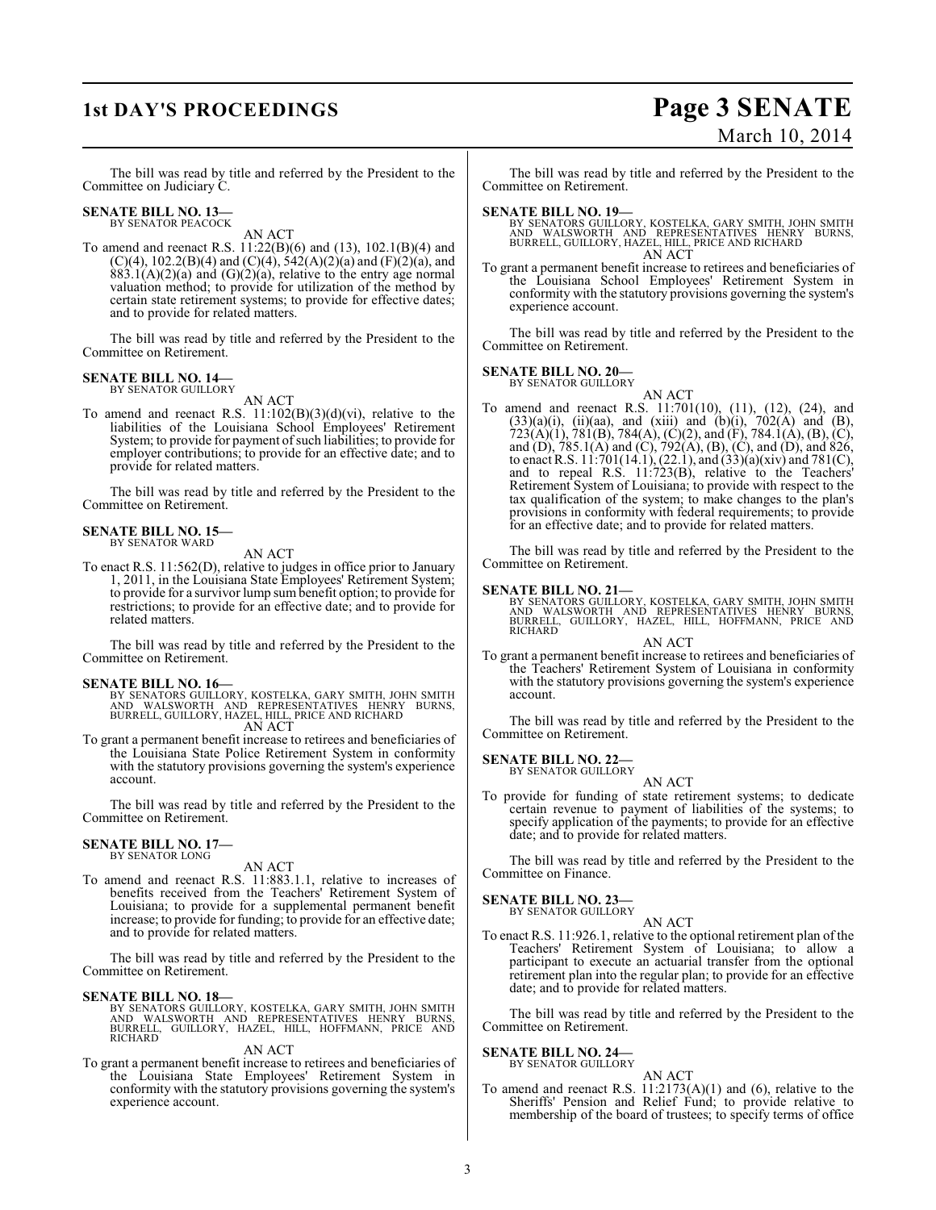The bill was read by title and referred by the President to the Committee on Judiciary C.

**SENATE BILL NO. 13—**
BY SENATOR PEACOCK

AN ACT

To amend and reenact R.S. 11:22(B)(6) and (13), 102.1(B)(4) and (C)(4), 102.2(B)(4) and (C)(4), 542(A)(2)(a) and (F)(2)(a), and 883.1(A)(2)(a) and (G)(2)(a), relative to the entry age normal valuation method; to provide for utilization of the method by certain state retirement systems; to provide for effective dates; and to provide for related matters.

The bill was read by title and referred by the President to the Committee on Retirement.

**SENATE BILL NO. 14—**
BY SENATOR GUILLORY

AN ACT

To amend and reenact R.S. 11:102(B)(3)(d)(vi), relative to the liabilities of the Louisiana School Employees' Retirement System; to provide for payment of such liabilities; to provide for employer contributions; to provide for an effective date; and to provide for related matters.

The bill was read by title and referred by the President to the Committee on Retirement.

**SENATE BILL NO. 15—**
BY SENATOR WARD

AN ACT

To enact R.S. 11:562(D), relative to judges in office prior to January 1, 2011, in the Louisiana State Employees' Retirement System; to provide for a survivor lump sum benefit option; to provide for restrictions; to provide for an effective date; and to provide for related matters.

The bill was read by title and referred by the President to the Committee on Retirement.

**SENATE BILL NO. 16—**
BY SENATORS GUILLORY, KOSTELKA, GARY SMITH, JOHN SMITH AND WALSWORTH AND REPRESENTATIVES HENRY BURNS, BURRELL, GUILLORY, HAZEL, HILL, PRICE AND RICHARD

AN ACT

To grant a permanent benefit increase to retirees and beneficiaries of the Louisiana State Police Retirement System in conformity with the statutory provisions governing the system's experience account.

The bill was read by title and referred by the President to the Committee on Retirement.

**SENATE BILL NO. 17—**
BY SENATOR LONG

AN ACT

To amend and reenact R.S. 11:883.1.1, relative to increases of benefits received from the Teachers' Retirement System of Louisiana; to provide for a supplemental permanent benefit increase; to provide for funding; to provide for an effective date; and to provide for related matters.

The bill was read by title and referred by the President to the Committee on Retirement.

**SENATE BILL NO. 18—**
BY SENATORS GUILLORY, KOSTELKA, GARY SMITH, JOHN SMITH AND WALSWORTH AND REPRESENTATIVES HENRY BURNS, BURRELL, GUILLORY, HAZEL, HILL, HOFFMANN, PRICE AND RICHARD

AN ACT

To grant a permanent benefit increase to retirees and beneficiaries of the Louisiana State Employees' Retirement System in conformity with the statutory provisions governing the system's experience account.

The bill was read by title and referred by the President to the Committee on Retirement.

**SENATE BILL NO. 19—**
BY SENATORS GUILLORY, KOSTELKA, GARY SMITH, JOHN SMITH AND WALSWORTH AND REPRESENTATIVES HENRY BURNS, BURRELL, GUILLORY, HAZEL, HILL, PRICE AND RICHARD

AN ACT

To grant a permanent benefit increase to retirees and beneficiaries of the Louisiana School Employees' Retirement System in conformity with the statutory provisions governing the system's experience account.

The bill was read by title and referred by the President to the Committee on Retirement.

**SENATE BILL NO. 20—**
BY SENATOR GUILLORY

AN ACT

To amend and reenact R.S. 11:701(10), (11), (12), (24), and (33)(a)(i), (ii)(aa), and (xiii) and (b)(i), 702(A) and (B), 723(A)(1), 781(B), 784(A), (C)(2), and (F), 784.1(A), (B), (C), and (D), 785.1(A) and (C), 792(A), (B), (C), and (D), and 826, to enact R.S. 11:701(14.1), (22.1), and (33)(a)(xiv) and 781(C), and to repeal R.S. 11:723(B), relative to the Teachers' Retirement System of Louisiana; to provide with respect to the tax qualification of the system; to make changes to the plan's provisions in conformity with federal requirements; to provide for an effective date; and to provide for related matters.

The bill was read by title and referred by the President to the Committee on Retirement.

**SENATE BILL NO. 21—**
BY SENATORS GUILLORY, KOSTELKA, GARY SMITH, JOHN SMITH AND WALSWORTH AND REPRESENTATIVES HENRY BURNS, BURRELL, GUILLORY, HAZEL, HILL, HOFFMANN, PRICE AND RICHARD

AN ACT

To grant a permanent benefit increase to retirees and beneficiaries of the Teachers' Retirement System of Louisiana in conformity with the statutory provisions governing the system's experience account.

The bill was read by title and referred by the President to the Committee on Retirement.

**SENATE BILL NO. 22—**
BY SENATOR GUILLORY

AN ACT

To provide for funding of state retirement systems; to dedicate certain revenue to payment of liabilities of the systems; to specify application of the payments; to provide for an effective date; and to provide for related matters.

The bill was read by title and referred by the President to the Committee on Finance.

**SENATE BILL NO. 23—**
BY SENATOR GUILLORY

AN ACT

To enact R.S. 11:926.1, relative to the optional retirement plan of the Teachers' Retirement System of Louisiana; to allow a participant to execute an actuarial transfer from the optional retirement plan into the regular plan; to provide for an effective date; and to provide for related matters.

The bill was read by title and referred by the President to the Committee on Retirement.

**SENATE BILL NO. 24—**
BY SENATOR GUILLORY

AN ACT

To amend and reenact R.S. 11:2173(A)(1) and (6), relative to the Sheriffs' Pension and Relief Fund; to provide relative to membership of the board of trustees; to specify terms of office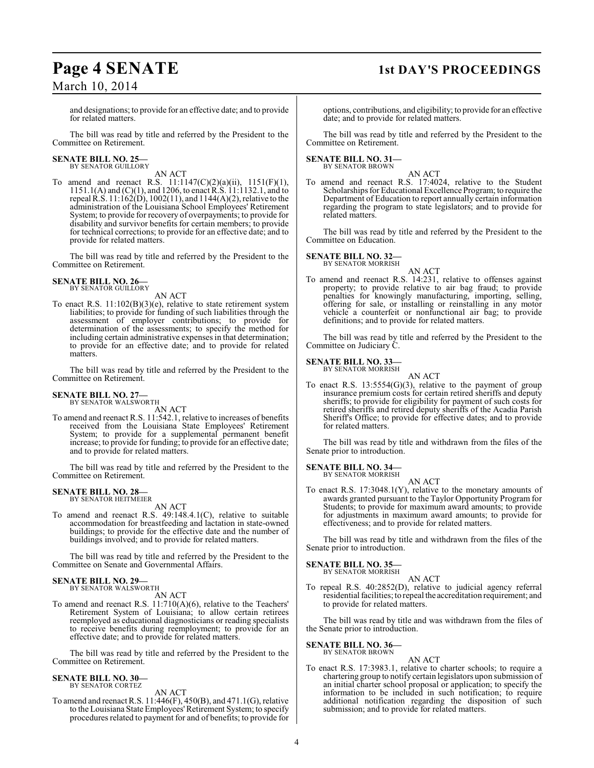and designations; to provide for an effective date; and to provide for related matters.

The bill was read by title and referred by the President to the Committee on Retirement.

**SENATE BILL NO. 25—**
BY SENATOR GUILLORY

AN ACT

To amend and reenact R.S. 11:1147(C)(2)(a)(ii), 1151(F)(1), 1151.1(A) and (C)(1), and 1206, to enact R.S. 11:1132.1, and to repeal R.S. 11:162(D), 1002(11), and 1144(A)(2), relative to the administration of the Louisiana School Employees' Retirement System; to provide for recovery of overpayments; to provide for disability and survivor benefits for certain members; to provide for technical corrections; to provide for an effective date; and to provide for related matters.

The bill was read by title and referred by the President to the Committee on Retirement.

**SENATE BILL NO. 26—**
BY SENATOR GUILLORY

AN ACT

To enact R.S. 11:102(B)(3)(e), relative to state retirement system liabilities; to provide for funding of such liabilities through the assessment of employer contributions; to provide for determination of the assessments; to specify the method for including certain administrative expenses in that determination; to provide for an effective date; and to provide for related matters.

The bill was read by title and referred by the President to the Committee on Retirement.

**SENATE BILL NO. 27—**
BY SENATOR WALSWORTH

AN ACT

To amend and reenact R.S. 11:542.1, relative to increases of benefits received from the Louisiana State Employees' Retirement System; to provide for a supplemental permanent benefit increase; to provide for funding; to provide for an effective date; and to provide for related matters.

The bill was read by title and referred by the President to the Committee on Retirement.

**SENATE BILL NO. 28—**
BY SENATOR HEITMEIER

AN ACT

To amend and reenact R.S. 49:148.4.1(C), relative to suitable accommodation for breastfeeding and lactation in state-owned buildings; to provide for the effective date and the number of buildings involved; and to provide for related matters.

The bill was read by title and referred by the President to the Committee on Senate and Governmental Affairs.

**SENATE BILL NO. 29—**
BY SENATOR WALSWORTH

AN ACT

To amend and reenact R.S. 11:710(A)(6), relative to the Teachers' Retirement System of Louisiana; to allow certain retirees reemployed as educational diagnosticians or reading specialists to receive benefits during reemployment; to provide for an effective date; and to provide for related matters.

The bill was read by title and referred by the President to the Committee on Retirement.

**SENATE BILL NO. 30—**
BY SENATOR CORTEZ

AN ACT

To amend and reenact R.S. 11:446(F), 450(B), and 471.1(G), relative to the Louisiana State Employees' Retirement System; to specify procedures related to payment for and of benefits; to provide for options, contributions, and eligibility; to provide for an effective date; and to provide for related matters.

The bill was read by title and referred by the President to the Committee on Retirement.

**SENATE BILL NO. 31—**
BY SENATOR BROWN

AN ACT

To amend and reenact R.S. 17:4024, relative to the Student Scholarships for Educational Excellence Program; to require the Department of Education to report annually certain information regarding the program to state legislators; and to provide for related matters.

The bill was read by title and referred by the President to the Committee on Education.

**SENATE BILL NO. 32—**
BY SENATOR MORRISH

AN ACT

To amend and reenact R.S. 14:231, relative to offenses against property; to provide relative to air bag fraud; to provide penalties for knowingly manufacturing, importing, selling, offering for sale, or installing or reinstalling in any motor vehicle a counterfeit or nonfunctional air bag; to provide definitions; and to provide for related matters.

The bill was read by title and referred by the President to the Committee on Judiciary C.

**SENATE BILL NO. 33—**
BY SENATOR MORRISH

AN ACT

To enact R.S. 13:5554(G)(3), relative to the payment of group insurance premium costs for certain retired sheriffs and deputy sheriffs; to provide for eligibility for payment of such costs for retired sheriffs and retired deputy sheriffs of the Acadia Parish Sheriff's Office; to provide for effective dates; and to provide for related matters.

The bill was read by title and withdrawn from the files of the Senate prior to introduction.

**SENATE BILL NO. 34—**
BY SENATOR MORRISH

AN ACT

To enact R.S. 17:3048.1(Y), relative to the monetary amounts of awards granted pursuant to the Taylor Opportunity Program for Students; to provide for maximum award amounts; to provide for adjustments in maximum award amounts; to provide for effectiveness; and to provide for related matters.

The bill was read by title and withdrawn from the files of the Senate prior to introduction.

**SENATE BILL NO. 35—**
BY SENATOR MORRISH

AN ACT

To repeal R.S. 40:2852(D), relative to judicial agency referral residential facilities; to repeal the accreditation requirement; and to provide for related matters.

The bill was read by title and was withdrawn from the files of the Senate prior to introduction.

**SENATE BILL NO. 36—**
BY SENATOR BROWN

AN ACT

To enact R.S. 17:3983.1, relative to charter schools; to require a chartering group to notify certain legislators upon submission of an initial charter school proposal or application; to specify the information to be included in such notification; to require additional notification regarding the disposition of such submission; and to provide for related matters.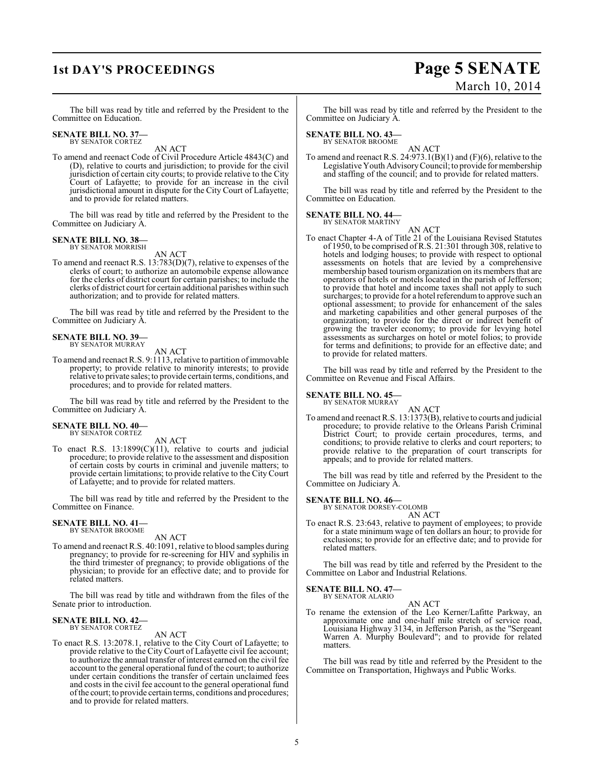The bill was read by title and referred by the President to the Committee on Education.

**SENATE BILL NO. 37—**
BY SENATOR CORTEZ

AN ACT

To amend and reenact Code of Civil Procedure Article 4843(C) and (D), relative to courts and jurisdiction; to provide for the civil jurisdiction of certain city courts; to provide relative to the City Court of Lafayette; to provide for an increase in the civil jurisdictional amount in dispute for the City Court of Lafayette; and to provide for related matters.

The bill was read by title and referred by the President to the Committee on Judiciary A.

**SENATE BILL NO. 38—**
BY SENATOR MORRISH

AN ACT

To amend and reenact R.S. 13:783(D)(7), relative to expenses of the clerks of court; to authorize an automobile expense allowance for the clerks of district court for certain parishes; to include the clerks of district court for certain additional parishes within such authorization; and to provide for related matters.

The bill was read by title and referred by the President to the Committee on Judiciary A.

**SENATE BILL NO. 39—**
BY SENATOR MURRAY

AN ACT

To amend and reenact R.S. 9:1113, relative to partition of immovable property; to provide relative to minority interests; to provide relative to private sales; to provide certain terms, conditions, and procedures; and to provide for related matters.

The bill was read by title and referred by the President to the Committee on Judiciary A.

**SENATE BILL NO. 40—**
BY SENATOR CORTEZ

AN ACT

To enact R.S. 13:1899(C)(11), relative to courts and judicial procedure; to provide relative to the assessment and disposition of certain costs by courts in criminal and juvenile matters; to provide certain limitations; to provide relative to the City Court of Lafayette; and to provide for related matters.

The bill was read by title and referred by the President to the Committee on Finance.

**SENATE BILL NO. 41—**
BY SENATOR BROOME

AN ACT

To amend and reenact R.S. 40:1091, relative to blood samples during pregnancy; to provide for re-screening for HIV and syphilis in the third trimester of pregnancy; to provide obligations of the physician; to provide for an effective date; and to provide for related matters.

The bill was read by title and withdrawn from the files of the Senate prior to introduction.

**SENATE BILL NO. 42—**
BY SENATOR CORTEZ

AN ACT

To enact R.S. 13:2078.1, relative to the City Court of Lafayette; to provide relative to the City Court of Lafayette civil fee account; to authorize the annual transfer of interest earned on the civil fee account to the general operational fund of the court; to authorize under certain conditions the transfer of certain unclaimed fees and costs in the civil fee account to the general operational fund of the court; to provide certain terms, conditions and procedures; and to provide for related matters.

The bill was read by title and referred by the President to the Committee on Judiciary A.

**SENATE BILL NO. 43—**
BY SENATOR BROOME

AN ACT

To amend and reenact R.S. 24:973.1(B)(1) and (F)(6), relative to the Legislative Youth Advisory Council; to provide for membership and staffing of the council; and to provide for related matters.

The bill was read by title and referred by the President to the Committee on Education.

**SENATE BILL NO. 44—**
BY SENATOR MARTINY

AN ACT

To enact Chapter 4-A of Title 21 of the Louisiana Revised Statutes of 1950, to be comprised of R.S. 21:301 through 308, relative to hotels and lodging houses; to provide with respect to optional assessments on hotels that are levied by a comprehensive membership based tourism organization on its members that are operators of hotels or motels located in the parish of Jefferson; to provide that hotel and income taxes shall not apply to such surcharges; to provide for a hotel referendum to approve such an optional assessment; to provide for enhancement of the sales and marketing capabilities and other general purposes of the organization; to provide for the direct or indirect benefit of growing the traveler economy; to provide for levying hotel assessments as surcharges on hotel or motel folios; to provide for terms and definitions; to provide for an effective date; and to provide for related matters.

The bill was read by title and referred by the President to the Committee on Revenue and Fiscal Affairs.

**SENATE BILL NO. 45—**
BY SENATOR MURRAY

AN ACT

To amend and reenact R.S. 13:1373(B), relative to courts and judicial procedure; to provide relative to the Orleans Parish Criminal District Court; to provide certain procedures, terms, and conditions; to provide relative to clerks and court reporters; to provide relative to the preparation of court transcripts for appeals; and to provide for related matters.

The bill was read by title and referred by the President to the Committee on Judiciary A.

**SENATE BILL NO. 46—**
BY SENATOR DORSEY-COLOMB

AN ACT

To enact R.S. 23:643, relative to payment of employees; to provide for a state minimum wage of ten dollars an hour; to provide for exclusions; to provide for an effective date; and to provide for related matters.

The bill was read by title and referred by the President to the Committee on Labor and Industrial Relations.

**SENATE BILL NO. 47—**
BY SENATOR ALARIO

AN ACT

To rename the extension of the Leo Kerner/Lafitte Parkway, an approximate one and one-half mile stretch of service road, Louisiana Highway 3134, in Jefferson Parish, as the "Sergeant Warren A. Murphy Boulevard"; and to provide for related matters.

The bill was read by title and referred by the President to the Committee on Transportation, Highways and Public Works.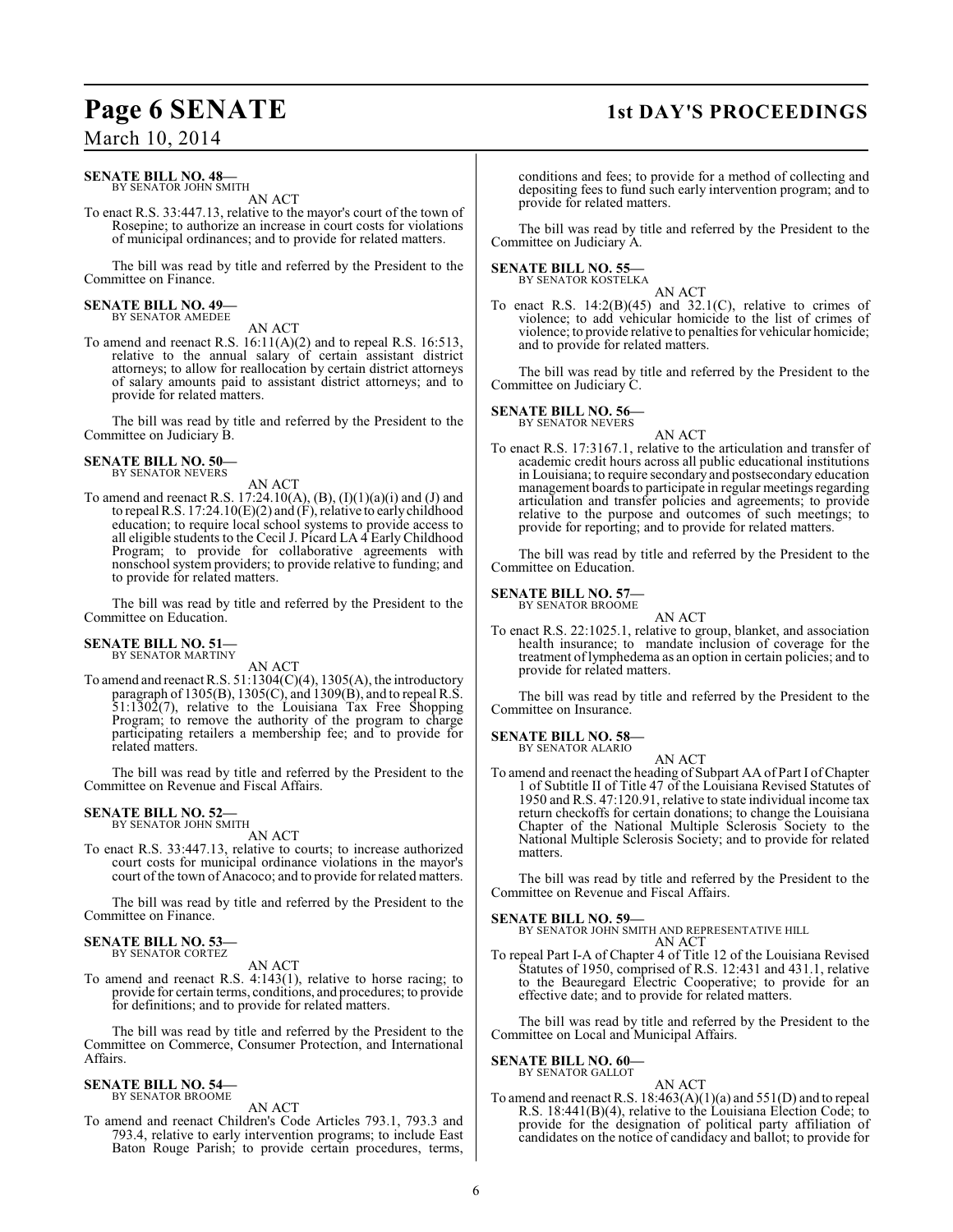**SENATE BILL NO. 48—**
BY SENATOR JOHN SMITH

AN ACT

To enact R.S. 33:447.13, relative to the mayor's court of the town of Rosepine; to authorize an increase in court costs for violations of municipal ordinances; and to provide for related matters.

The bill was read by title and referred by the President to the Committee on Finance.

**SENATE BILL NO. 49—**
BY SENATOR AMEDEE

AN ACT

To amend and reenact R.S. 16:11(A)(2) and to repeal R.S. 16:513, relative to the annual salary of certain assistant district attorneys; to allow for reallocation by certain district attorneys of salary amounts paid to assistant district attorneys; and to provide for related matters.

The bill was read by title and referred by the President to the Committee on Judiciary B.

**SENATE BILL NO. 50—**
BY SENATOR NEVERS

AN ACT

To amend and reenact R.S. 17:24.10(A), (B), (I)(1)(a)(i) and (J) and to repeal R.S. 17:24.10(E)(2) and (F), relative to early childhood education; to require local school systems to provide access to all eligible students to the Cecil J. Picard LA 4 Early Childhood Program; to provide for collaborative agreements with nonschool system providers; to provide relative to funding; and to provide for related matters.

The bill was read by title and referred by the President to the Committee on Education.

**SENATE BILL NO. 51—**
BY SENATOR MARTINY

AN ACT

To amend and reenact R.S. 51:1304(C)(4), 1305(A), the introductory paragraph of 1305(B), 1305(C), and 1309(B), and to repeal R.S. 51:1302(7), relative to the Louisiana Tax Free Shopping Program; to remove the authority of the program to charge participating retailers a membership fee; and to provide for related matters.

The bill was read by title and referred by the President to the Committee on Revenue and Fiscal Affairs.

**SENATE BILL NO. 52—**
BY SENATOR JOHN SMITH

AN ACT

To enact R.S. 33:447.13, relative to courts; to increase authorized court costs for municipal ordinance violations in the mayor's court of the town of Anacoco; and to provide for related matters.

The bill was read by title and referred by the President to the Committee on Finance.

**SENATE BILL NO. 53—**
BY SENATOR CORTEZ

AN ACT

To amend and reenact R.S. 4:143(1), relative to horse racing; to provide for certain terms, conditions, and procedures; to provide for definitions; and to provide for related matters.

The bill was read by title and referred by the President to the Committee on Commerce, Consumer Protection, and International Affairs.

**SENATE BILL NO. 54—**
BY SENATOR BROOME

AN ACT

To amend and reenact Children's Code Articles 793.1, 793.3 and 793.4, relative to early intervention programs; to include East Baton Rouge Parish; to provide certain procedures, terms, conditions and fees; to provide for a method of collecting and depositing fees to fund such early intervention program; and to provide for related matters.

The bill was read by title and referred by the President to the Committee on Judiciary A.

**SENATE BILL NO. 55—**
BY SENATOR KOSTELKA

AN ACT

To enact R.S. 14:2(B)(45) and 32.1(C), relative to crimes of violence; to add vehicular homicide to the list of crimes of violence; to provide relative to penalties for vehicular homicide; and to provide for related matters.

The bill was read by title and referred by the President to the Committee on Judiciary C.

**SENATE BILL NO. 56—**
BY SENATOR NEVERS

AN ACT

To enact R.S. 17:3167.1, relative to the articulation and transfer of academic credit hours across all public educational institutions in Louisiana; to require secondary and postsecondary education management boards to participate in regular meetings regarding articulation and transfer policies and agreements; to provide relative to the purpose and outcomes of such meetings; to provide for reporting; and to provide for related matters.

The bill was read by title and referred by the President to the Committee on Education.

**SENATE BILL NO. 57—**
BY SENATOR BROOME

AN ACT

To enact R.S. 22:1025.1, relative to group, blanket, and association health insurance; to mandate inclusion of coverage for the treatment of lymphedema as an option in certain policies; and to provide for related matters.

The bill was read by title and referred by the President to the Committee on Insurance.

**SENATE BILL NO. 58—**
BY SENATOR ALARIO

AN ACT

To amend and reenact the heading of Subpart AA of Part I of Chapter 1 of Subtitle II of Title 47 of the Louisiana Revised Statutes of 1950 and R.S. 47:120.91, relative to state individual income tax return checkoffs for certain donations; to change the Louisiana Chapter of the National Multiple Sclerosis Society to the National Multiple Sclerosis Society; and to provide for related matters.

The bill was read by title and referred by the President to the Committee on Revenue and Fiscal Affairs.

**SENATE BILL NO. 59—**
BY SENATOR JOHN SMITH AND REPRESENTATIVE HILL

AN ACT

To repeal Part I-A of Chapter 4 of Title 12 of the Louisiana Revised Statutes of 1950, comprised of R.S. 12:431 and 431.1, relative to the Beauregard Electric Cooperative; to provide for an effective date; and to provide for related matters.

The bill was read by title and referred by the President to the Committee on Local and Municipal Affairs.

**SENATE BILL NO. 60—**
BY SENATOR GALLOT

AN ACT

To amend and reenact R.S. 18:463(A)(1)(a) and 551(D) and to repeal R.S. 18:441(B)(4), relative to the Louisiana Election Code; to provide for the designation of political party affiliation of candidates on the notice of candidacy and ballot; to provide for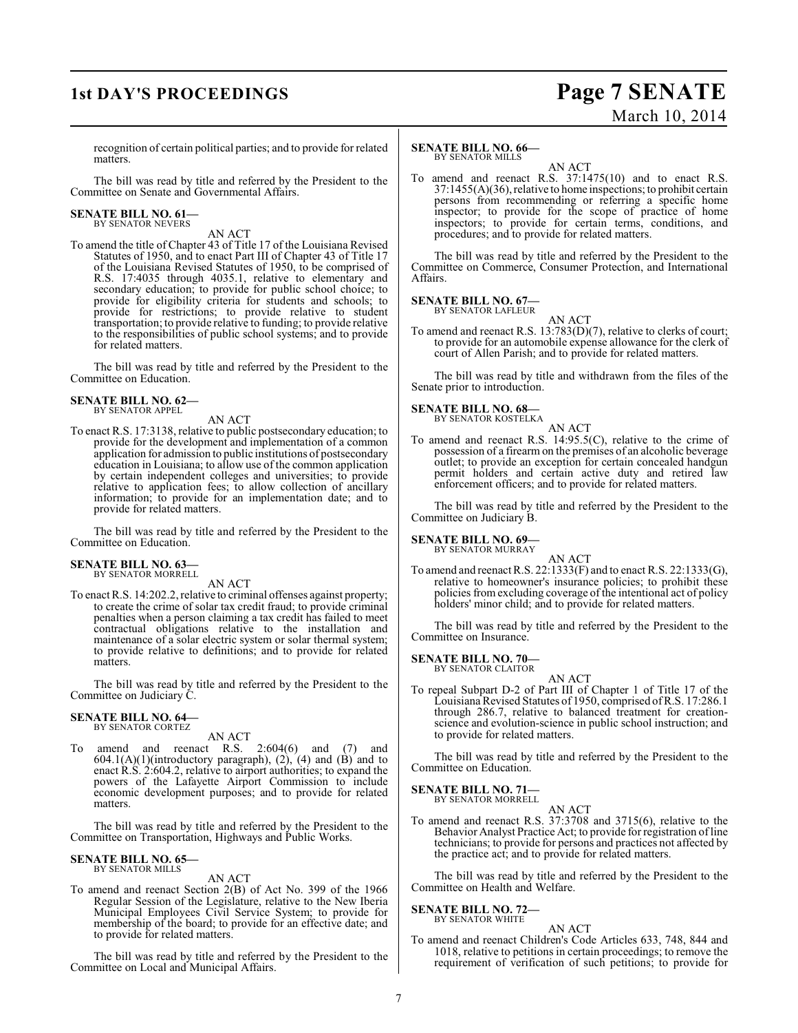recognition of certain political parties; and to provide for related matters.

The bill was read by title and referred by the President to the Committee on Senate and Governmental Affairs.

**SENATE BILL NO. 61—**
BY SENATOR NEVERS

AN ACT

To amend the title of Chapter 43 of Title 17 of the Louisiana Revised Statutes of 1950, and to enact Part III of Chapter 43 of Title 17 of the Louisiana Revised Statutes of 1950, to be comprised of R.S. 17:4035 through 4035.1, relative to elementary and secondary education; to provide for public school choice; to provide for eligibility criteria for students and schools; to provide for restrictions; to provide relative to student transportation; to provide relative to funding; to provide relative to the responsibilities of public school systems; and to provide for related matters.

The bill was read by title and referred by the President to the Committee on Education.

**SENATE BILL NO. 62—**
BY SENATOR APPEL

AN ACT

To enact R.S. 17:3138, relative to public postsecondary education; to provide for the development and implementation of a common application for admission to public institutions of postsecondary education in Louisiana; to allow use of the common application by certain independent colleges and universities; to provide relative to application fees; to allow collection of ancillary information; to provide for an implementation date; and to provide for related matters.

The bill was read by title and referred by the President to the Committee on Education.

**SENATE BILL NO. 63—**
BY SENATOR MORRELL

AN ACT

To enact R.S. 14:202.2, relative to criminal offenses against property; to create the crime of solar tax credit fraud; to provide criminal penalties when a person claiming a tax credit has failed to meet contractual obligations relative to the installation and maintenance of a solar electric system or solar thermal system; to provide relative to definitions; and to provide for related matters.

The bill was read by title and referred by the President to the Committee on Judiciary C.

**SENATE BILL NO. 64—**
BY SENATOR CORTEZ

AN ACT

To amend and reenact R.S. 2:604(6) and (7) and 604.1(A)(1)(introductory paragraph), (2), (4) and (B) and to enact R.S. 2:604.2, relative to airport authorities; to expand the powers of the Lafayette Airport Commission to include economic development purposes; and to provide for related matters.

The bill was read by title and referred by the President to the Committee on Transportation, Highways and Public Works.

**SENATE BILL NO. 65—**
BY SENATOR MILLS

AN ACT

To amend and reenact Section 2(B) of Act No. 399 of the 1966 Regular Session of the Legislature, relative to the New Iberia Municipal Employees Civil Service System; to provide for membership of the board; to provide for an effective date; and to provide for related matters.

The bill was read by title and referred by the President to the Committee on Local and Municipal Affairs.

**SENATE BILL NO. 66—**
BY SENATOR MILLS

AN ACT

To amend and reenact R.S. 37:1475(10) and to enact R.S. 37:1455(A)(36), relative to home inspections; to prohibit certain persons from recommending or referring a specific home inspector; to provide for the scope of practice of home inspectors; to provide for certain terms, conditions, and procedures; and to provide for related matters.

The bill was read by title and referred by the President to the Committee on Commerce, Consumer Protection, and International Affairs.

**SENATE BILL NO. 67—**
BY SENATOR LAFLEUR

AN ACT

To amend and reenact R.S. 13:783(D)(7), relative to clerks of court; to provide for an automobile expense allowance for the clerk of court of Allen Parish; and to provide for related matters.

The bill was read by title and withdrawn from the files of the Senate prior to introduction.

**SENATE BILL NO. 68—**
BY SENATOR KOSTELKA

AN ACT

To amend and reenact R.S. 14:95.5(C), relative to the crime of possession of a firearm on the premises of an alcoholic beverage outlet; to provide an exception for certain concealed handgun permit holders and certain active duty and retired law enforcement officers; and to provide for related matters.

The bill was read by title and referred by the President to the Committee on Judiciary B.

**SENATE BILL NO. 69—**
BY SENATOR MURRAY

AN ACT

To amend and reenact R.S. 22:1333(F) and to enact R.S. 22:1333(G), relative to homeowner's insurance policies; to prohibit these policies from excluding coverage of the intentional act of policy holders' minor child; and to provide for related matters.

The bill was read by title and referred by the President to the Committee on Insurance.

**SENATE BILL NO. 70—**
BY SENATOR CLAITOR

AN ACT

To repeal Subpart D-2 of Part III of Chapter 1 of Title 17 of the Louisiana Revised Statutes of 1950, comprised of R.S. 17:286.1 through 286.7, relative to balanced treatment for creation-science and evolution-science in public school instruction; and to provide for related matters.

The bill was read by title and referred by the President to the Committee on Education.

**SENATE BILL NO. 71—**
BY SENATOR MORRELL

AN ACT

To amend and reenact R.S. 37:3708 and 3715(6), relative to the Behavior Analyst Practice Act; to provide for registration of line technicians; to provide for persons and practices not affected by the practice act; and to provide for related matters.

The bill was read by title and referred by the President to the Committee on Health and Welfare.

**SENATE BILL NO. 72—**
BY SENATOR WHITE

AN ACT

To amend and reenact Children's Code Articles 633, 748, 844 and 1018, relative to petitions in certain proceedings; to remove the requirement of verification of such petitions; to provide for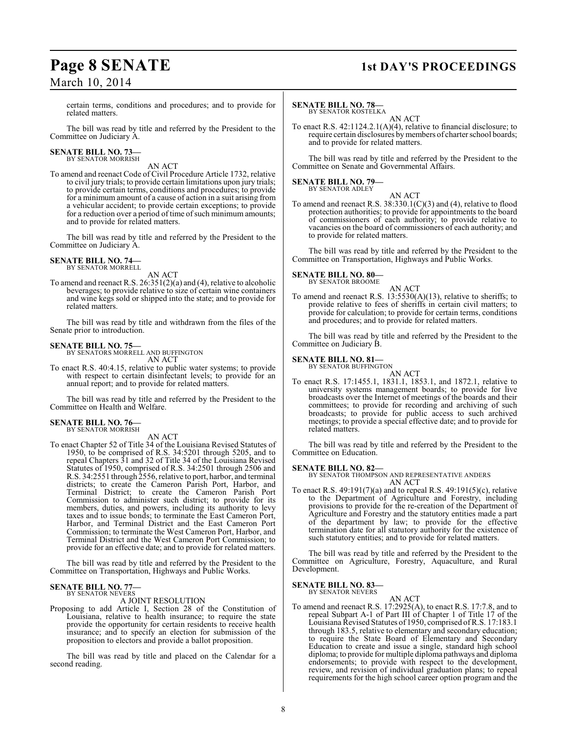certain terms, conditions and procedures; and to provide for related matters.

The bill was read by title and referred by the President to the Committee on Judiciary A.

**SENATE BILL NO. 73—**
BY SENATOR MORRISH

AN ACT

To amend and reenact Code of Civil Procedure Article 1732, relative to civil jury trials; to provide certain limitations upon jury trials; to provide certain terms, conditions and procedures; to provide for a minimum amount of a cause of action in a suit arising from a vehicular accident; to provide certain exceptions; to provide for a reduction over a period of time of such minimum amounts; and to provide for related matters.

The bill was read by title and referred by the President to the Committee on Judiciary A.

**SENATE BILL NO. 74—**
BY SENATOR MORRELL

AN ACT

To amend and reenact R.S. 26:351(2)(a) and (4), relative to alcoholic beverages; to provide relative to size of certain wine containers and wine kegs sold or shipped into the state; and to provide for related matters.

The bill was read by title and withdrawn from the files of the Senate prior to introduction.

**SENATE BILL NO. 75—**
BY SENATORS MORRELL AND BUFFINGTON

AN ACT

To enact R.S. 40:4.15, relative to public water systems; to provide with respect to certain disinfectant levels; to provide for an annual report; and to provide for related matters.

The bill was read by title and referred by the President to the Committee on Health and Welfare.

**SENATE BILL NO. 76—**
BY SENATOR MORRISH

AN ACT

To enact Chapter 52 of Title 34 of the Louisiana Revised Statutes of 1950, to be comprised of R.S. 34:5201 through 5205, and to repeal Chapters 31 and 32 of Title 34 of the Louisiana Revised Statutes of 1950, comprised of R.S. 34:2501 through 2506 and R.S. 34:2551 through 2556, relative to port, harbor, and terminal districts; to create the Cameron Parish Port, Harbor, and Terminal District; to create the Cameron Parish Port Commission to administer such district; to provide for its members, duties, and powers, including its authority to levy taxes and to issue bonds; to terminate the East Cameron Port, Harbor, and Terminal District and the East Cameron Port Commission; to terminate the West Cameron Port, Harbor, and Terminal District and the West Cameron Port Commission; to provide for an effective date; and to provide for related matters.

The bill was read by title and referred by the President to the Committee on Transportation, Highways and Public Works.

**SENATE BILL NO. 77—**
BY SENATOR NEVERS

A JOINT RESOLUTION

Proposing to add Article I, Section 28 of the Constitution of Louisiana, relative to health insurance; to require the state provide the opportunity for certain residents to receive health insurance; and to specify an election for submission of the proposition to electors and provide a ballot proposition.

The bill was read by title and placed on the Calendar for a second reading.

**SENATE BILL NO. 78—**
BY SENATOR KOSTELKA

AN ACT

To enact R.S. 42:1124.2.1(A)(4), relative to financial disclosure; to require certain disclosures by members of charter school boards; and to provide for related matters.

The bill was read by title and referred by the President to the Committee on Senate and Governmental Affairs.

**SENATE BILL NO. 79—**
BY SENATOR ADLEY

AN ACT

To amend and reenact R.S. 38:330.1(C)(3) and (4), relative to flood protection authorities; to provide for appointments to the board of commissioners of each authority; to provide relative to vacancies on the board of commissioners of each authority; and to provide for related matters.

The bill was read by title and referred by the President to the Committee on Transportation, Highways and Public Works.

**SENATE BILL NO. 80—**
BY SENATOR BROOME

AN ACT

To amend and reenact R.S. 13:5530(A)(13), relative to sheriffs; to provide relative to fees of sheriffs in certain civil matters; to provide for calculation; to provide for certain terms, conditions and procedures; and to provide for related matters.

The bill was read by title and referred by the President to the Committee on Judiciary B.

**SENATE BILL NO. 81—**
BY SENATOR BUFFINGTON

AN ACT

To enact R.S. 17:1455.1, 1831.1, 1853.1, and 1872.1, relative to university systems management boards; to provide for live broadcasts over the Internet of meetings of the boards and their committees; to provide for recording and archiving of such broadcasts; to provide for public access to such archived meetings; to provide a special effective date; and to provide for related matters.

The bill was read by title and referred by the President to the Committee on Education.

**SENATE BILL NO. 82—**
BY SENATOR THOMPSON AND REPRESENTATIVE ANDERS

AN ACT

To enact R.S. 49:191(7)(a) and to repeal R.S. 49:191(5)(c), relative to the Department of Agriculture and Forestry, including provisions to provide for the re-creation of the Department of Agriculture and Forestry and the statutory entities made a part of the department by law; to provide for the effective termination date for all statutory authority for the existence of such statutory entities; and to provide for related matters.

The bill was read by title and referred by the President to the Committee on Agriculture, Forestry, Aquaculture, and Rural Development.

**SENATE BILL NO. 83—**
BY SENATOR NEVERS

AN ACT

To amend and reenact R.S. 17:2925(A), to enact R.S. 17:7.8, and to repeal Subpart A-1 of Part III of Chapter 1 of Title 17 of the Louisiana Revised Statutes of 1950, comprised of R.S. 17:183.1 through 183.5, relative to elementary and secondary education; to require the State Board of Elementary and Secondary Education to create and issue a single, standard high school diploma; to provide for multiple diploma pathways and diploma endorsements; to provide with respect to the development, review, and revision of individual graduation plans; to repeal requirements for the high school career option program and the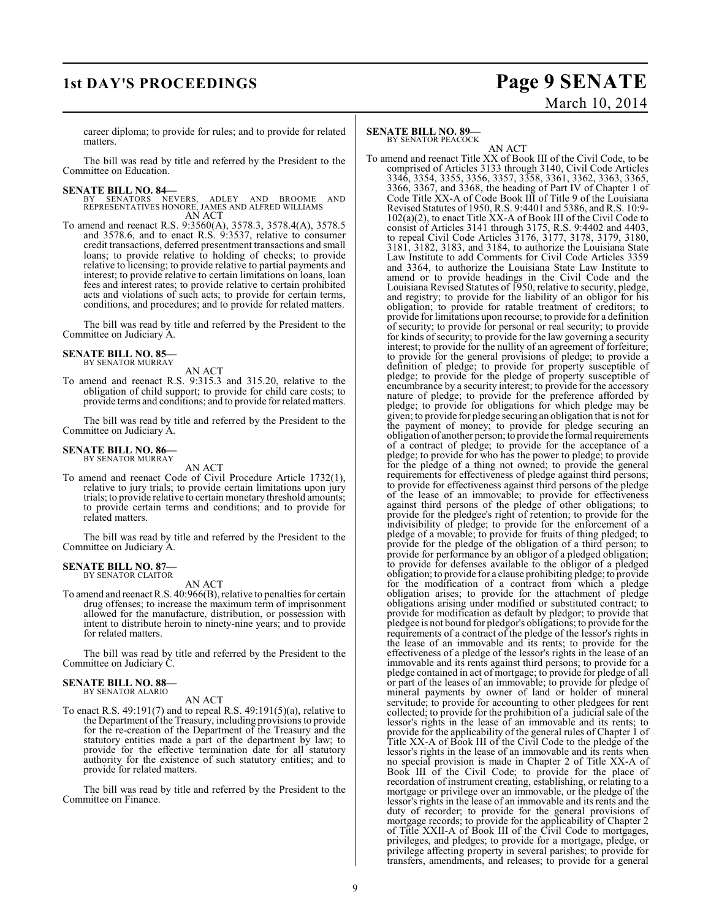career diploma; to provide for rules; and to provide for related matters.

The bill was read by title and referred by the President to the Committee on Education.

**SENATE BILL NO. 84—**
BY SENATORS NEVERS, ADLEY AND BROOME AND REPRESENTATIVES HONORE, JAMES AND ALFRED WILLIAMS
AN ACT

To amend and reenact R.S. 9:3560(A), 3578.3, 3578.4(A), 3578.5 and 3578.6, and to enact R.S. 9:3537, relative to consumer credit transactions, deferred presentment transactions and small loans; to provide relative to holding of checks; to provide relative to licensing; to provide relative to partial payments and interest; to provide relative to certain limitations on loans, loan fees and interest rates; to provide relative to certain prohibited acts and violations of such acts; to provide for certain terms, conditions, and procedures; and to provide for related matters.

The bill was read by title and referred by the President to the Committee on Judiciary A.

**SENATE BILL NO. 85—**
BY SENATOR MURRAY
AN ACT

To amend and reenact R.S. 9:315.3 and 315.20, relative to the obligation of child support; to provide for child care costs; to provide terms and conditions; and to provide for related matters.

The bill was read by title and referred by the President to the Committee on Judiciary A.

**SENATE BILL NO. 86—**
BY SENATOR MURRAY
AN ACT

To amend and reenact Code of Civil Procedure Article 1732(1), relative to jury trials; to provide certain limitations upon jury trials; to provide relative to certain monetary threshold amounts; to provide certain terms and conditions; and to provide for related matters.

The bill was read by title and referred by the President to the Committee on Judiciary A.

**SENATE BILL NO. 87—**
BY SENATOR CLAITOR
AN ACT

To amend and reenact R.S. 40:966(B), relative to penalties for certain drug offenses; to increase the maximum term of imprisonment allowed for the manufacture, distribution, or possession with intent to distribute heroin to ninety-nine years; and to provide for related matters.

The bill was read by title and referred by the President to the Committee on Judiciary C.

**SENATE BILL NO. 88—**
BY SENATOR ALARIO
AN ACT

To enact R.S. 49:191(7) and to repeal R.S. 49:191(5)(a), relative to the Department of the Treasury, including provisions to provide for the re-creation of the Department of the Treasury and the statutory entities made a part of the department by law; to provide for the effective termination date for all statutory authority for the existence of such statutory entities; and to provide for related matters.

The bill was read by title and referred by the President to the Committee on Finance.

**SENATE BILL NO. 89—**
BY SENATOR PEACOCK
AN ACT

To amend and reenact Title XX of Book III of the Civil Code, to be comprised of Articles 3133 through 3140, Civil Code Articles 3346, 3354, 3355, 3356, 3357, 3358, 3361, 3362, 3363, 3365, 3366, 3367, and 3368, the heading of Part IV of Chapter 1 of Code Title XX-A of Code Book III of Title 9 of the Louisiana Revised Statutes of 1950, R.S. 9:4401 and 5386, and R.S. 10:9-102(a)(2), to enact Title XX-A of Book III of the Civil Code to consist of Articles 3141 through 3175, R.S. 9:4402 and 4403, to repeal Civil Code Articles 3176, 3177, 3178, 3179, 3180, 3181, 3182, 3183, and 3184, to authorize the Louisiana State Law Institute to add Comments for Civil Code Articles 3359 and 3364, to authorize the Louisiana State Law Institute to amend or to provide headings in the Civil Code and the Louisiana Revised Statutes of 1950, relative to security, pledge, and registry; to provide for the liability of an obligor for his obligation; to provide for ratable treatment of creditors; to provide for limitations upon recourse; to provide for a definition of security; to provide for personal or real security; to provide for kinds of security; to provide for the law governing a security interest; to provide for the nullity of an agreement of forfeiture; to provide for the general provisions of pledge; to provide a definition of pledge; to provide for property susceptible of pledge; to provide for the pledge of property susceptible of encumbrance by a security interest; to provide for the accessory nature of pledge; to provide for the preference afforded by pledge; to provide for obligations for which pledge may be given; to provide for pledge securing an obligation that is not for the payment of money; to provide for pledge securing an obligation of another person; to provide the formal requirements of a contract of pledge; to provide for the acceptance of a pledge; to provide for who has the power to pledge; to provide for the pledge of a thing not owned; to provide the general requirements for effectiveness of pledge against third persons; to provide for effectiveness against third persons of the pledge of the lease of an immovable; to provide for effectiveness against third persons of the pledge of other obligations; to provide for the pledgee's right of retention; to provide for the indivisibility of pledge; to provide for the enforcement of a pledge of a movable; to provide for fruits of thing pledged; to provide for the pledge of the obligation of a third person; to provide for performance by an obligor of a pledged obligation; to provide for defenses available to the obligor of a pledged obligation; to provide for a clause prohibiting pledge; to provide for the modification of a contract from which a pledge obligation arises; to provide for the attachment of pledge obligations arising under modified or substituted contract; to provide for modification as default by pledgor; to provide that pledgee is not bound for pledgor's obligations; to provide for the requirements of a contract of the pledge of the lessor's rights in the lease of an immovable and its rents; to provide for the effectiveness of a pledge of the lessor's rights in the lease of an immovable and its rents against third persons; to provide for a pledge contained in act of mortgage; to provide for pledge of all or part of the leases of an immovable; to provide for pledge of mineral payments by owner of land or holder of mineral servitude; to provide for accounting to other pledgees for rent collected; to provide for the prohibition of a judicial sale of the lessor's rights in the lease of an immovable and its rents; to provide for the applicability of the general rules of Chapter 1 of Title XX-A of Book III of the Civil Code to the pledge of the lessor's rights in the lease of an immovable and its rents when no special provision is made in Chapter 2 of Title XX-A of Book III of the Civil Code; to provide for the place of recordation of instrument creating, establishing, or relating to a mortgage or privilege over an immovable, or the pledge of the lessor's rights in the lease of an immovable and its rents and the duty of recorder; to provide for the general provisions of mortgage records; to provide for the applicability of Chapter 2 of Title XXII-A of Book III of the Civil Code to mortgages, privileges, and pledges; to provide for a mortgage, pledge, or privilege affecting property in several parishes; to provide for transfers, amendments, and releases; to provide for a general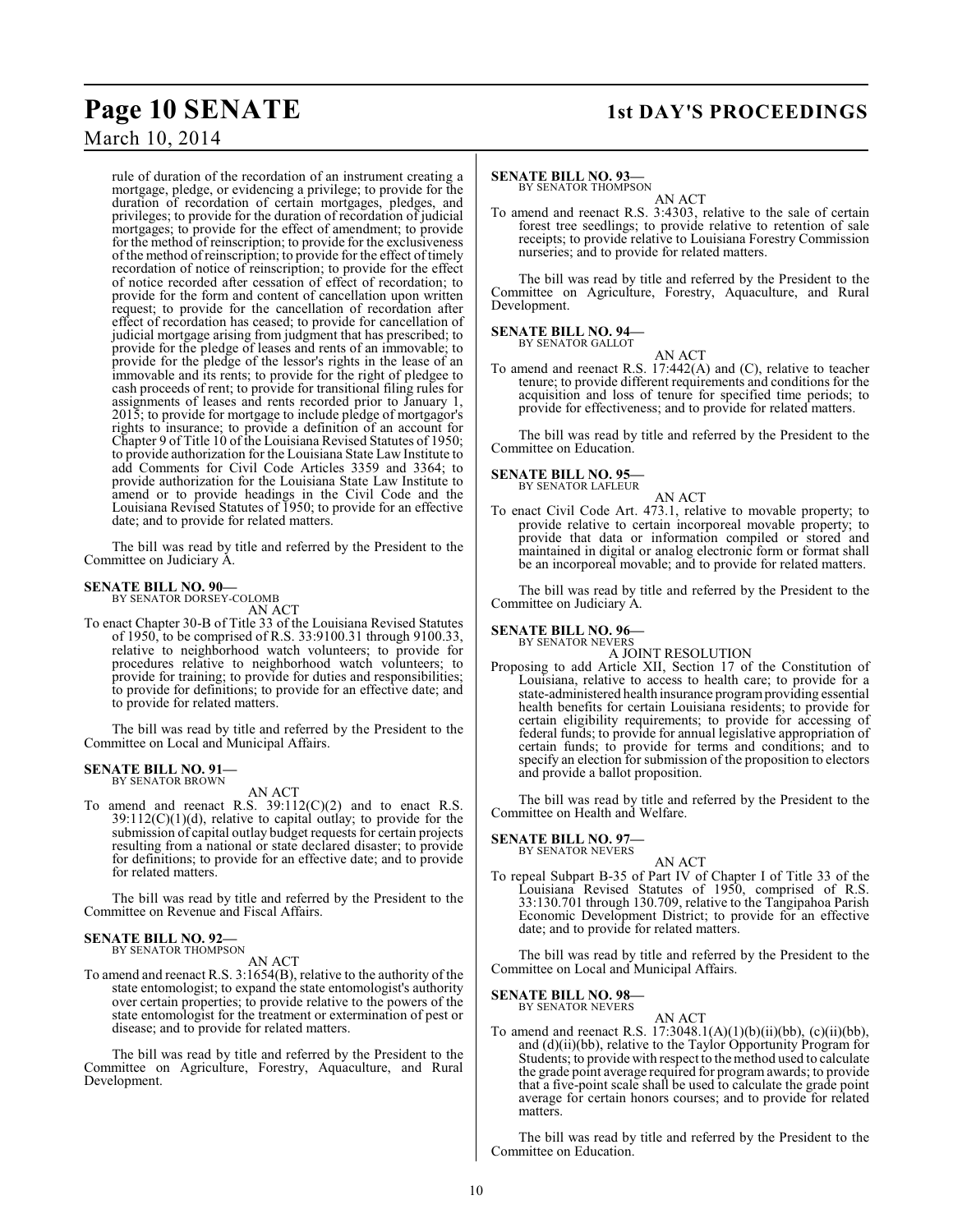rule of duration of the recordation of an instrument creating a mortgage, pledge, or evidencing a privilege; to provide for the duration of recordation of certain mortgages, pledges, and privileges; to provide for the duration of recordation of judicial mortgages; to provide for the effect of amendment; to provide for the method of reinscription; to provide for the exclusiveness of the method of reinscription; to provide for the effect of timely recordation of notice of reinscription; to provide for the effect of notice recorded after cessation of effect of recordation; to provide for the form and content of cancellation upon written request; to provide for the cancellation of recordation after effect of recordation has ceased; to provide for cancellation of judicial mortgage arising from judgment that has prescribed; to provide for the pledge of leases and rents of an immovable; to provide for the pledge of the lessor's rights in the lease of an immovable and its rents; to provide for the right of pledgee to cash proceeds of rent; to provide for transitional filing rules for assignments of leases and rents recorded prior to January 1, 2015; to provide for mortgage to include pledge of mortgagor's rights to insurance; to provide a definition of an account for Chapter 9 of Title 10 of the Louisiana Revised Statutes of 1950; to provide authorization for the Louisiana State Law Institute to add Comments for Civil Code Articles 3359 and 3364; to provide authorization for the Louisiana State Law Institute to amend or to provide headings in the Civil Code and the Louisiana Revised Statutes of 1950; to provide for an effective date; and to provide for related matters.

The bill was read by title and referred by the President to the Committee on Judiciary A.

**SENATE BILL NO. 90—**
BY SENATOR DORSEY-COLOMB

AN ACT

To enact Chapter 30-B of Title 33 of the Louisiana Revised Statutes of 1950, to be comprised of R.S. 33:9100.31 through 9100.33, relative to neighborhood watch volunteers; to provide for procedures relative to neighborhood watch volunteers; to provide for training; to provide for duties and responsibilities; to provide for definitions; to provide for an effective date; and to provide for related matters.

The bill was read by title and referred by the President to the Committee on Local and Municipal Affairs.

**SENATE BILL NO. 91—**
BY SENATOR BROWN

AN ACT

To amend and reenact R.S. 39:112(C)(2) and to enact R.S. 39:112(C)(1)(d), relative to capital outlay; to provide for the submission of capital outlay budget requests for certain projects resulting from a national or state declared disaster; to provide for definitions; to provide for an effective date; and to provide for related matters.

The bill was read by title and referred by the President to the Committee on Revenue and Fiscal Affairs.

**SENATE BILL NO. 92—**
BY SENATOR THOMPSON

AN ACT

To amend and reenact R.S. 3:1654(B), relative to the authority of the state entomologist; to expand the state entomologist's authority over certain properties; to provide relative to the powers of the state entomologist for the treatment or extermination of pest or disease; and to provide for related matters.

The bill was read by title and referred by the President to the Committee on Agriculture, Forestry, Aquaculture, and Rural Development.

**SENATE BILL NO. 93—**
BY SENATOR THOMPSON

AN ACT

To amend and reenact R.S. 3:4303, relative to the sale of certain forest tree seedlings; to provide relative to retention of sale receipts; to provide relative to Louisiana Forestry Commission nurseries; and to provide for related matters.

The bill was read by title and referred by the President to the Committee on Agriculture, Forestry, Aquaculture, and Rural Development.

**SENATE BILL NO. 94—**
BY SENATOR GALLOT

AN ACT

To amend and reenact R.S. 17:442(A) and (C), relative to teacher tenure; to provide different requirements and conditions for the acquisition and loss of tenure for specified time periods; to provide for effectiveness; and to provide for related matters.

The bill was read by title and referred by the President to the Committee on Education.

**SENATE BILL NO. 95—**
BY SENATOR LAFLEUR

AN ACT

To enact Civil Code Art. 473.1, relative to movable property; to provide relative to certain incorporeal movable property; to provide that data or information compiled or stored and maintained in digital or analog electronic form or format shall be an incorporeal movable; and to provide for related matters.

The bill was read by title and referred by the President to the Committee on Judiciary A.

**SENATE BILL NO. 96—**
BY SENATOR NEVERS

A JOINT RESOLUTION

Proposing to add Article XII, Section 17 of the Constitution of Louisiana, relative to access to health care; to provide for a state-administered health insurance program providing essential health benefits for certain Louisiana residents; to provide for certain eligibility requirements; to provide for accessing of federal funds; to provide for annual legislative appropriation of certain funds; to provide for terms and conditions; and to specify an election for submission of the proposition to electors and provide a ballot proposition.

The bill was read by title and referred by the President to the Committee on Health and Welfare.

**SENATE BILL NO. 97—**
BY SENATOR NEVERS

AN ACT

To repeal Subpart B-35 of Part IV of Chapter I of Title 33 of the Louisiana Revised Statutes of 1950, comprised of R.S. 33:130.701 through 130.709, relative to the Tangipahoa Parish Economic Development District; to provide for an effective date; and to provide for related matters.

The bill was read by title and referred by the President to the Committee on Local and Municipal Affairs.

**SENATE BILL NO. 98—**
BY SENATOR NEVERS

AN ACT

To amend and reenact R.S. 17:3048.1(A)(1)(b)(ii)(bb), (c)(ii)(bb), and (d)(ii)(bb), relative to the Taylor Opportunity Program for Students; to provide with respect to the method used to calculate the grade point average required for program awards; to provide that a five-point scale shall be used to calculate the grade point average for certain honors courses; and to provide for related matters.

The bill was read by title and referred by the President to the Committee on Education.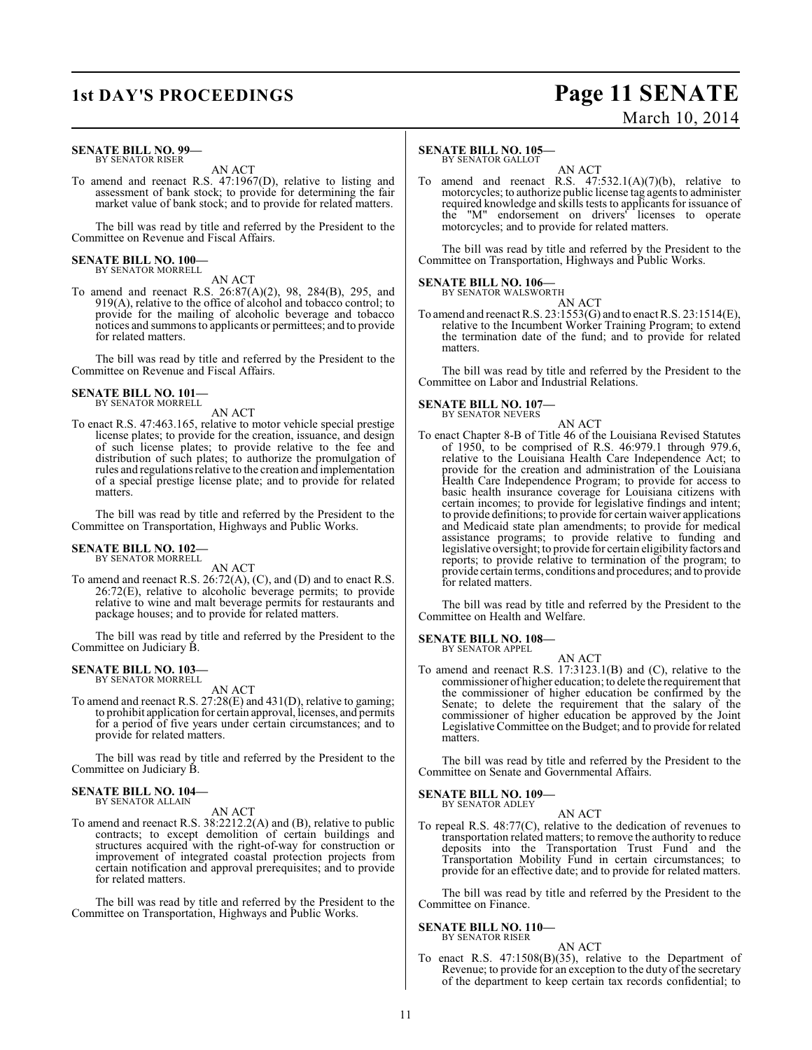**SENATE BILL NO. 99—**
BY SENATOR RISER

AN ACT

To amend and reenact R.S. 47:1967(D), relative to listing and assessment of bank stock; to provide for determining the fair market value of bank stock; and to provide for related matters.

The bill was read by title and referred by the President to the Committee on Revenue and Fiscal Affairs.

**SENATE BILL NO. 100—**
BY SENATOR MORRELL

AN ACT

To amend and reenact R.S. 26:87(A)(2), 98, 284(B), 295, and 919(A), relative to the office of alcohol and tobacco control; to provide for the mailing of alcoholic beverage and tobacco notices and summons to applicants or permittees; and to provide for related matters.

The bill was read by title and referred by the President to the Committee on Revenue and Fiscal Affairs.

**SENATE BILL NO. 101—**
BY SENATOR MORRELL

AN ACT

To enact R.S. 47:463.165, relative to motor vehicle special prestige license plates; to provide for the creation, issuance, and design of such license plates; to provide relative to the fee and distribution of such plates; to authorize the promulgation of rules and regulations relative to the creation and implementation of a special prestige license plate; and to provide for related matters.

The bill was read by title and referred by the President to the Committee on Transportation, Highways and Public Works.

**SENATE BILL NO. 102—**
BY SENATOR MORRELL

AN ACT

To amend and reenact R.S. 26:72(A), (C), and (D) and to enact R.S. 26:72(E), relative to alcoholic beverage permits; to provide relative to wine and malt beverage permits for restaurants and package houses; and to provide for related matters.

The bill was read by title and referred by the President to the Committee on Judiciary B.

**SENATE BILL NO. 103—**
BY SENATOR MORRELL

AN ACT

To amend and reenact R.S. 27:28(E) and 431(D), relative to gaming; to prohibit application for certain approval, licenses, and permits for a period of five years under certain circumstances; and to provide for related matters.

The bill was read by title and referred by the President to the Committee on Judiciary B.

**SENATE BILL NO. 104—**
BY SENATOR ALLAIN

AN ACT

To amend and reenact R.S. 38:2212.2(A) and (B), relative to public contracts; to except demolition of certain buildings and structures acquired with the right-of-way for construction or improvement of integrated coastal protection projects from certain notification and approval prerequisites; and to provide for related matters.

The bill was read by title and referred by the President to the Committee on Transportation, Highways and Public Works.

**SENATE BILL NO. 105—**
BY SENATOR GALLOT

AN ACT

To amend and reenact R.S. 47:532.1(A)(7)(b), relative to motorcycles; to authorize public license tag agents to administer required knowledge and skills tests to applicants for issuance of the "M" endorsement on drivers' licenses to operate motorcycles; and to provide for related matters.

The bill was read by title and referred by the President to the Committee on Transportation, Highways and Public Works.

**SENATE BILL NO. 106—**
BY SENATOR WALSWORTH

AN ACT

To amend and reenact R.S. 23:1553(G) and to enact R.S. 23:1514(E), relative to the Incumbent Worker Training Program; to extend the termination date of the fund; and to provide for related matters.

The bill was read by title and referred by the President to the Committee on Labor and Industrial Relations.

**SENATE BILL NO. 107—**
BY SENATOR NEVERS

AN ACT

To enact Chapter 8-B of Title 46 of the Louisiana Revised Statutes of 1950, to be comprised of R.S. 46:979.1 through 979.6, relative to the Louisiana Health Care Independence Act; to provide for the creation and administration of the Louisiana Health Care Independence Program; to provide for access to basic health insurance coverage for Louisiana citizens with certain incomes; to provide for legislative findings and intent; to provide definitions; to provide for certain waiver applications and Medicaid state plan amendments; to provide for medical assistance programs; to provide relative to funding and legislative oversight; to provide for certain eligibility factors and reports; to provide relative to termination of the program; to provide certain terms, conditions and procedures; and to provide for related matters.

The bill was read by title and referred by the President to the Committee on Health and Welfare.

**SENATE BILL NO. 108—**
BY SENATOR APPEL

AN ACT

To amend and reenact R.S. 17:3123.1(B) and (C), relative to the commissioner of higher education; to delete the requirement that the commissioner of higher education be confirmed by the Senate; to delete the requirement that the salary of the commissioner of higher education be approved by the Joint Legislative Committee on the Budget; and to provide for related matters.

The bill was read by title and referred by the President to the Committee on Senate and Governmental Affairs.

**SENATE BILL NO. 109—**
BY SENATOR ADLEY

AN ACT

To repeal R.S. 48:77(C), relative to the dedication of revenues to transportation related matters; to remove the authority to reduce deposits into the Transportation Trust Fund and the Transportation Mobility Fund in certain circumstances; to provide for an effective date; and to provide for related matters.

The bill was read by title and referred by the President to the Committee on Finance.

**SENATE BILL NO. 110—**
BY SENATOR RISER

AN ACT

To enact R.S. 47:1508(B)(35), relative to the Department of Revenue; to provide for an exception to the duty of the secretary of the department to keep certain tax records confidential; to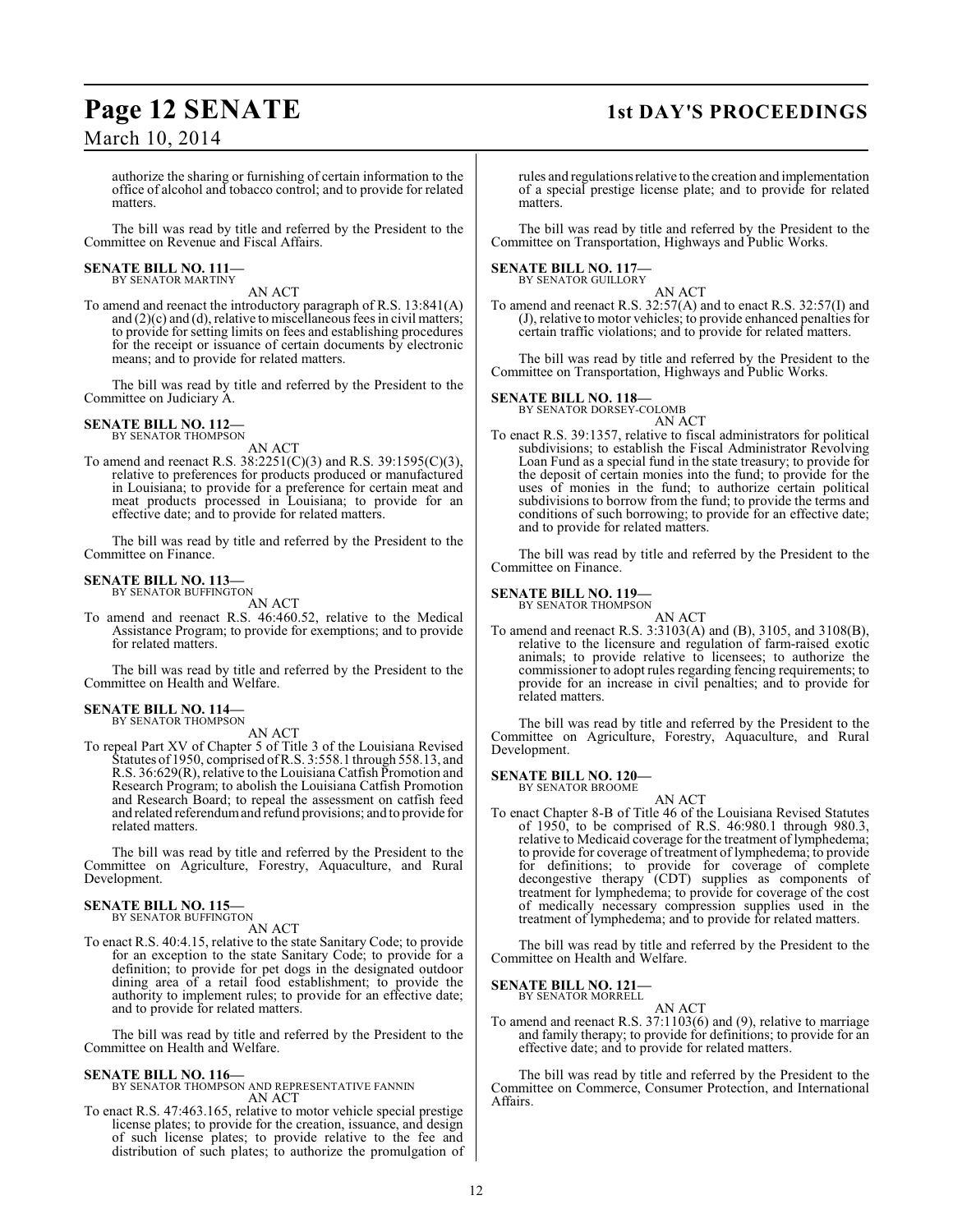authorize the sharing or furnishing of certain information to the office of alcohol and tobacco control; and to provide for related matters.

The bill was read by title and referred by the President to the Committee on Revenue and Fiscal Affairs.

**SENATE BILL NO. 111—**
BY SENATOR MARTINY

AN ACT

To amend and reenact the introductory paragraph of R.S. 13:841(A) and (2)(c) and (d), relative to miscellaneous fees in civil matters; to provide for setting limits on fees and establishing procedures for the receipt or issuance of certain documents by electronic means; and to provide for related matters.

The bill was read by title and referred by the President to the Committee on Judiciary A.

**SENATE BILL NO. 112—**
BY SENATOR THOMPSON

AN ACT

To amend and reenact R.S. 38:2251(C)(3) and R.S. 39:1595(C)(3), relative to preferences for products produced or manufactured in Louisiana; to provide for a preference for certain meat and meat products processed in Louisiana; to provide for an effective date; and to provide for related matters.

The bill was read by title and referred by the President to the Committee on Finance.

**SENATE BILL NO. 113—**
BY SENATOR BUFFINGTON

AN ACT

To amend and reenact R.S. 46:460.52, relative to the Medical Assistance Program; to provide for exemptions; and to provide for related matters.

The bill was read by title and referred by the President to the Committee on Health and Welfare.

**SENATE BILL NO. 114—**
BY SENATOR THOMPSON

AN ACT

To repeal Part XV of Chapter 5 of Title 3 of the Louisiana Revised Statutes of 1950, comprised of R.S. 3:558.1 through 558.13, and R.S. 36:629(R), relative to the Louisiana Catfish Promotion and Research Program; to abolish the Louisiana Catfish Promotion and Research Board; to repeal the assessment on catfish feed and related referendum and refund provisions; and to provide for related matters.

The bill was read by title and referred by the President to the Committee on Agriculture, Forestry, Aquaculture, and Rural Development.

**SENATE BILL NO. 115—**
BY SENATOR BUFFINGTON

AN ACT

To enact R.S. 40:4.15, relative to the state Sanitary Code; to provide for an exception to the state Sanitary Code; to provide for a definition; to provide for pet dogs in the designated outdoor dining area of a retail food establishment; to provide the authority to implement rules; to provide for an effective date; and to provide for related matters.

The bill was read by title and referred by the President to the Committee on Health and Welfare.

**SENATE BILL NO. 116—**
BY SENATOR THOMPSON AND REPRESENTATIVE FANNIN

AN ACT

To enact R.S. 47:463.165, relative to motor vehicle special prestige license plates; to provide for the creation, issuance, and design of such license plates; to provide relative to the fee and distribution of such plates; to authorize the promulgation of rules and regulations relative to the creation and implementation of a special prestige license plate; and to provide for related matters.

The bill was read by title and referred by the President to the Committee on Transportation, Highways and Public Works.

**SENATE BILL NO. 117—**
BY SENATOR GUILLORY

AN ACT

To amend and reenact R.S. 32:57(A) and to enact R.S. 32:57(I) and (J), relative to motor vehicles; to provide enhanced penalties for certain traffic violations; and to provide for related matters.

The bill was read by title and referred by the President to the Committee on Transportation, Highways and Public Works.

**SENATE BILL NO. 118—**
BY SENATOR DORSEY-COLOMB

AN ACT

To enact R.S. 39:1357, relative to fiscal administrators for political subdivisions; to establish the Fiscal Administrator Revolving Loan Fund as a special fund in the state treasury; to provide for the deposit of certain monies into the fund; to provide for the uses of monies in the fund; to authorize certain political subdivisions to borrow from the fund; to provide the terms and conditions of such borrowing; to provide for an effective date; and to provide for related matters.

The bill was read by title and referred by the President to the Committee on Finance.

**SENATE BILL NO. 119—**
BY SENATOR THOMPSON

AN ACT

To amend and reenact R.S. 3:3103(A) and (B), 3105, and 3108(B), relative to the licensure and regulation of farm-raised exotic animals; to provide relative to licensees; to authorize the commissioner to adopt rules regarding fencing requirements; to provide for an increase in civil penalties; and to provide for related matters.

The bill was read by title and referred by the President to the Committee on Agriculture, Forestry, Aquaculture, and Rural Development.

**SENATE BILL NO. 120—**
BY SENATOR BROOME

AN ACT

To enact Chapter 8-B of Title 46 of the Louisiana Revised Statutes of 1950, to be comprised of R.S. 46:980.1 through 980.3, relative to Medicaid coverage for the treatment of lymphedema; to provide for coverage of treatment of lymphedema; to provide for definitions; to provide for coverage of complete decongestive therapy (CDT) supplies as components of treatment for lymphedema; to provide for coverage of the cost of medically necessary compression supplies used in the treatment of lymphedema; and to provide for related matters.

The bill was read by title and referred by the President to the Committee on Health and Welfare.

**SENATE BILL NO. 121—**
BY SENATOR MORRELL

AN ACT

To amend and reenact R.S. 37:1103(6) and (9), relative to marriage and family therapy; to provide for definitions; to provide for an effective date; and to provide for related matters.

The bill was read by title and referred by the President to the Committee on Commerce, Consumer Protection, and International Affairs.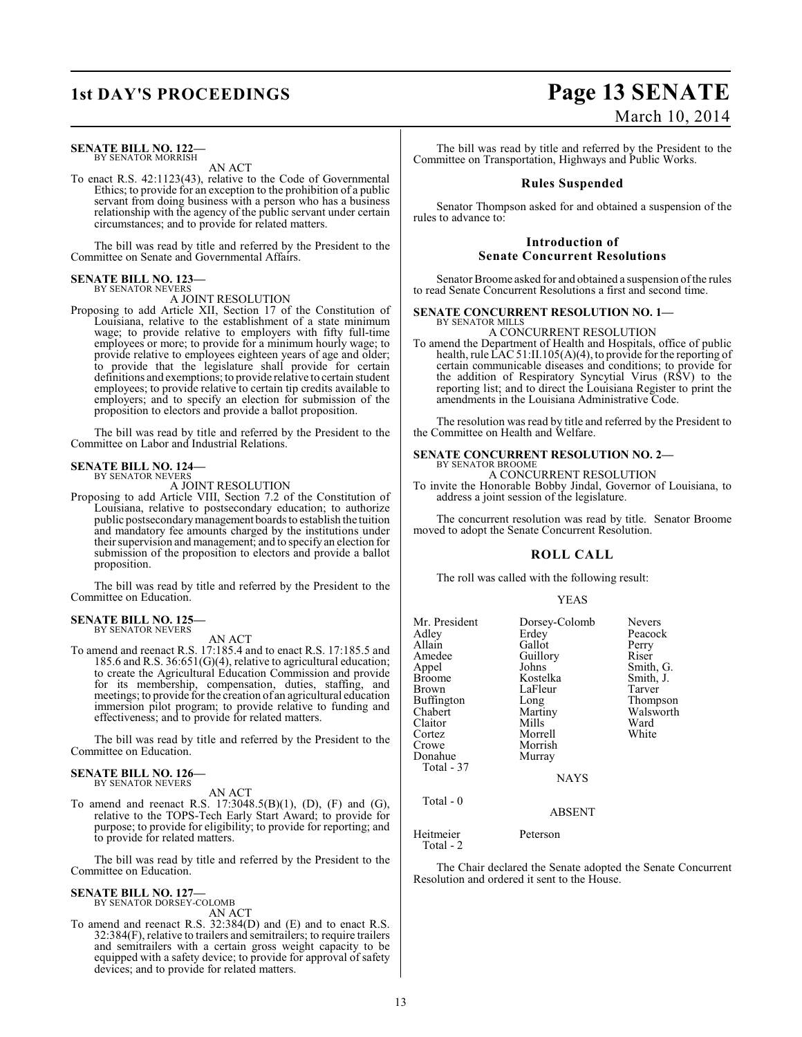**SENATE BILL NO. 122—**
BY SENATOR MORRISH

AN ACT

To enact R.S. 42:1123(43), relative to the Code of Governmental Ethics; to provide for an exception to the prohibition of a public servant from doing business with a person who has a business relationship with the agency of the public servant under certain circumstances; and to provide for related matters.

The bill was read by title and referred by the President to the Committee on Senate and Governmental Affairs.

**SENATE BILL NO. 123—**
BY SENATOR NEVERS

A JOINT RESOLUTION

Proposing to add Article XII, Section 17 of the Constitution of Louisiana, relative to the establishment of a state minimum wage; to provide relative to employers with fifty full-time employees or more; to provide for a minimum hourly wage; to provide relative to employees eighteen years of age and older; to provide that the legislature shall provide for certain definitions and exemptions; to provide relative to certain student employees; to provide relative to certain tip credits available to employers; and to specify an election for submission of the proposition to electors and provide a ballot proposition.

The bill was read by title and referred by the President to the Committee on Labor and Industrial Relations.

**SENATE BILL NO. 124—**
BY SENATOR NEVERS

A JOINT RESOLUTION

Proposing to add Article VIII, Section 7.2 of the Constitution of Louisiana, relative to postsecondary education; to authorize public postsecondary management boards to establish the tuition and mandatory fee amounts charged by the institutions under their supervision and management; and to specify an election for submission of the proposition to electors and provide a ballot proposition.

The bill was read by title and referred by the President to the Committee on Education.

**SENATE BILL NO. 125—**
BY SENATOR NEVERS

AN ACT

To amend and reenact R.S. 17:185.4 and to enact R.S. 17:185.5 and 185.6 and R.S. 36:651(G)(4), relative to agricultural education; to create the Agricultural Education Commission and provide for its membership, compensation, duties, staffing, and meetings; to provide for the creation of an agricultural education immersion pilot program; to provide relative to funding and effectiveness; and to provide for related matters.

The bill was read by title and referred by the President to the Committee on Education.

**SENATE BILL NO. 126—**
BY SENATOR NEVERS

AN ACT

To amend and reenact R.S. 17:3048.5(B)(1), (D), (F) and (G), relative to the TOPS-Tech Early Start Award; to provide for purpose; to provide for eligibility; to provide for reporting; and to provide for related matters.

The bill was read by title and referred by the President to the Committee on Education.

**SENATE BILL NO. 127—**
BY SENATOR DORSEY-COLOMB

AN ACT

To amend and reenact R.S. 32:384(D) and (E) and to enact R.S. 32:384(F), relative to trailers and semitrailers; to require trailers and semitrailers with a certain gross weight capacity to be equipped with a safety device; to provide for approval of safety devices; and to provide for related matters.

The bill was read by title and referred by the President to the Committee on Transportation, Highways and Public Works.

## Rules Suspended

Senator Thompson asked for and obtained a suspension of the rules to advance to:

## Introduction of Senate Concurrent Resolutions

Senator Broome asked for and obtained a suspension of the rules to read Senate Concurrent Resolutions a first and second time.

**SENATE CONCURRENT RESOLUTION NO. 1—**
BY SENATOR MILLS

A CONCURRENT RESOLUTION

To amend the Department of Health and Hospitals, office of public health, rule LAC 51:II.105(A)(4), to provide for the reporting of certain communicable diseases and conditions; to provide for the addition of Respiratory Syncytial Virus (RSV) to the reporting list; and to direct the Louisiana Register to print the amendments in the Louisiana Administrative Code.

The resolution was read by title and referred by the President to the Committee on Health and Welfare.

**SENATE CONCURRENT RESOLUTION NO. 2—**
BY SENATOR BROOME

A CONCURRENT RESOLUTION

To invite the Honorable Bobby Jindal, Governor of Louisiana, to address a joint session of the legislature.

The concurrent resolution was read by title. Senator Broome moved to adopt the Senate Concurrent Resolution.

## ROLL CALL

The roll was called with the following result:

YEAS

| | | |
|---|---|---|
| Mr. President | Dorsey-Colomb | Nevers |
| Adley | Erdey | Peacock |
| Allain | Gallot | Perry |
| Amedee | Guillory | Riser |
| Appel | Johns | Smith, G. |
| Broome | Kostelka | Smith, J. |
| Brown | LaFleur | Tarver |
| Buffington | Long | Thompson |
| Chabert | Martiny | Walsworth |
| Claitor | Mills | Ward |
| Cortez | Morrell | White |
| Crowe | Morrish | |
| Donahue | Murray | |

Total - 37

NAYS

Total - 0

ABSENT

| | |
|---|---|
| Heitmeier | Peterson |

Total - 2

The Chair declared the Senate adopted the Senate Concurrent Resolution and ordered it sent to the House.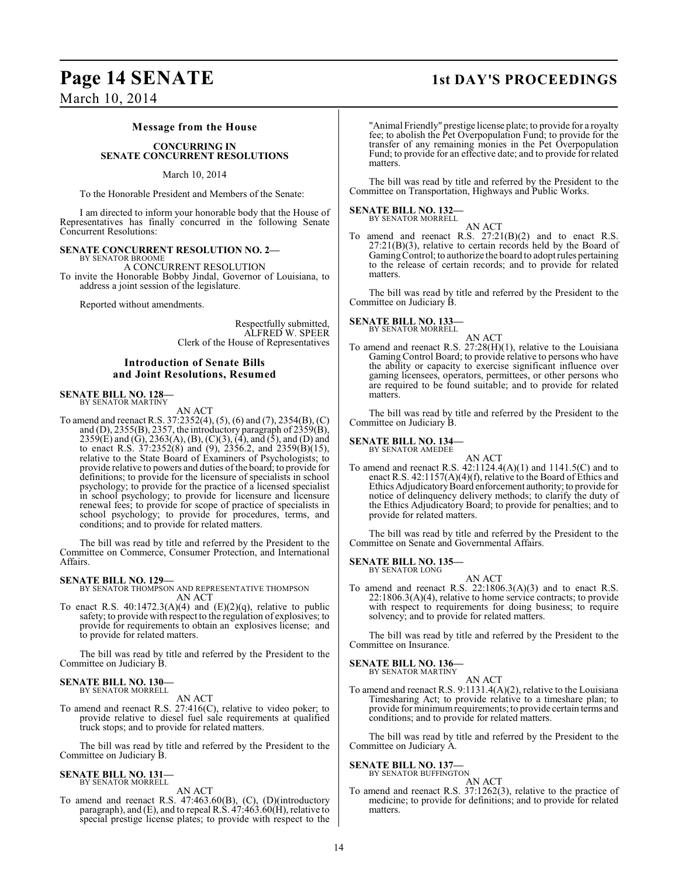## Message from the House

### CONCURRING IN SENATE CONCURRENT RESOLUTIONS

March 10, 2014

To the Honorable President and Members of the Senate:

I am directed to inform your honorable body that the House of Representatives has finally concurred in the following Senate Concurrent Resolutions:

**SENATE CONCURRENT RESOLUTION NO. 2—**
BY SENATOR BROOME

A CONCURRENT RESOLUTION

To invite the Honorable Bobby Jindal, Governor of Louisiana, to address a joint session of the legislature.

Reported without amendments.

Respectfully submitted,
ALFRED W. SPEER
Clerk of the House of Representatives

## Introduction of Senate Bills and Joint Resolutions, Resumed

**SENATE BILL NO. 128—**
BY SENATOR MARTINY

AN ACT

To amend and reenact R.S. 37:2352(4), (5), (6) and (7), 2354(B), (C) and (D), 2355(B), 2357, the introductory paragraph of 2359(B), 2359(E) and (G), 2363(A), (B), (C)(3), (4), and (5), and (D) and to enact R.S. 37:2352(8) and (9), 2356.2, and 2359(B)(15), relative to the State Board of Examiners of Psychologists; to provide relative to powers and duties of the board; to provide for definitions; to provide for the licensure of specialists in school psychology; to provide for the practice of a licensed specialist in school psychology; to provide for licensure and licensure renewal fees; to provide for scope of practice of specialists in school psychology; to provide for procedures, terms, and conditions; and to provide for related matters.

The bill was read by title and referred by the President to the Committee on Commerce, Consumer Protection, and International Affairs.

**SENATE BILL NO. 129—**
BY SENATOR THOMPSON AND REPRESENTATIVE THOMPSON

AN ACT

To enact R.S. 40:1472.3(A)(4) and (E)(2)(q), relative to public safety; to provide with respect to the regulation of explosives; to provide for requirements to obtain an explosives license; and to provide for related matters.

The bill was read by title and referred by the President to the Committee on Judiciary B.

**SENATE BILL NO. 130—**
BY SENATOR MORRELL

AN ACT

To amend and reenact R.S. 27:416(C), relative to video poker; to provide relative to diesel fuel sale requirements at qualified truck stops; and to provide for related matters.

The bill was read by title and referred by the President to the Committee on Judiciary B.

**SENATE BILL NO. 131—**
BY SENATOR MORRELL

AN ACT

To amend and reenact R.S. 47:463.60(B), (C), (D)(introductory paragraph), and (E), and to repeal R.S. 47:463.60(H), relative to special prestige license plates; to provide with respect to the "Animal Friendly" prestige license plate; to provide for a royalty fee; to abolish the Pet Overpopulation Fund; to provide for the transfer of any remaining monies in the Pet Overpopulation Fund; to provide for an effective date; and to provide for related matters.

The bill was read by title and referred by the President to the Committee on Transportation, Highways and Public Works.

**SENATE BILL NO. 132—**
BY SENATOR MORRELL

AN ACT

To amend and reenact R.S. 27:21(B)(2) and to enact R.S. 27:21(B)(3), relative to certain records held by the Board of Gaming Control; to authorize the board to adopt rules pertaining to the release of certain records; and to provide for related matters.

The bill was read by title and referred by the President to the Committee on Judiciary B.

**SENATE BILL NO. 133—**
BY SENATOR MORRELL

AN ACT

To amend and reenact R.S. 27:28(H)(1), relative to the Louisiana Gaming Control Board; to provide relative to persons who have the ability or capacity to exercise significant influence over gaming licensees, operators, permittees, or other persons who are required to be found suitable; and to provide for related matters.

The bill was read by title and referred by the President to the Committee on Judiciary B.

**SENATE BILL NO. 134—**
BY SENATOR AMEDEE

AN ACT

To amend and reenact R.S. 42:1124.4(A)(1) and 1141.5(C) and to enact R.S. 42:1157(A)(4)(f), relative to the Board of Ethics and Ethics Adjudicatory Board enforcement authority; to provide for notice of delinquency delivery methods; to clarify the duty of the Ethics Adjudicatory Board; to provide for penalties; and to provide for related matters.

The bill was read by title and referred by the President to the Committee on Senate and Governmental Affairs.

**SENATE BILL NO. 135—**
BY SENATOR LONG

AN ACT

To amend and reenact R.S. 22:1806.3(A)(3) and to enact R.S. 22:1806.3(A)(4), relative to home service contracts; to provide with respect to requirements for doing business; to require solvency; and to provide for related matters.

The bill was read by title and referred by the President to the Committee on Insurance.

**SENATE BILL NO. 136—**
BY SENATOR MARTINY

AN ACT

To amend and reenact R.S. 9:1131.4(A)(2), relative to the Louisiana Timesharing Act; to provide relative to a timeshare plan; to provide for minimum requirements; to provide certain terms and conditions; and to provide for related matters.

The bill was read by title and referred by the President to the Committee on Judiciary A.

**SENATE BILL NO. 137—**
BY SENATOR BUFFINGTON

AN ACT

To amend and reenact R.S. 37:1262(3), relative to the practice of medicine; to provide for definitions; and to provide for related matters.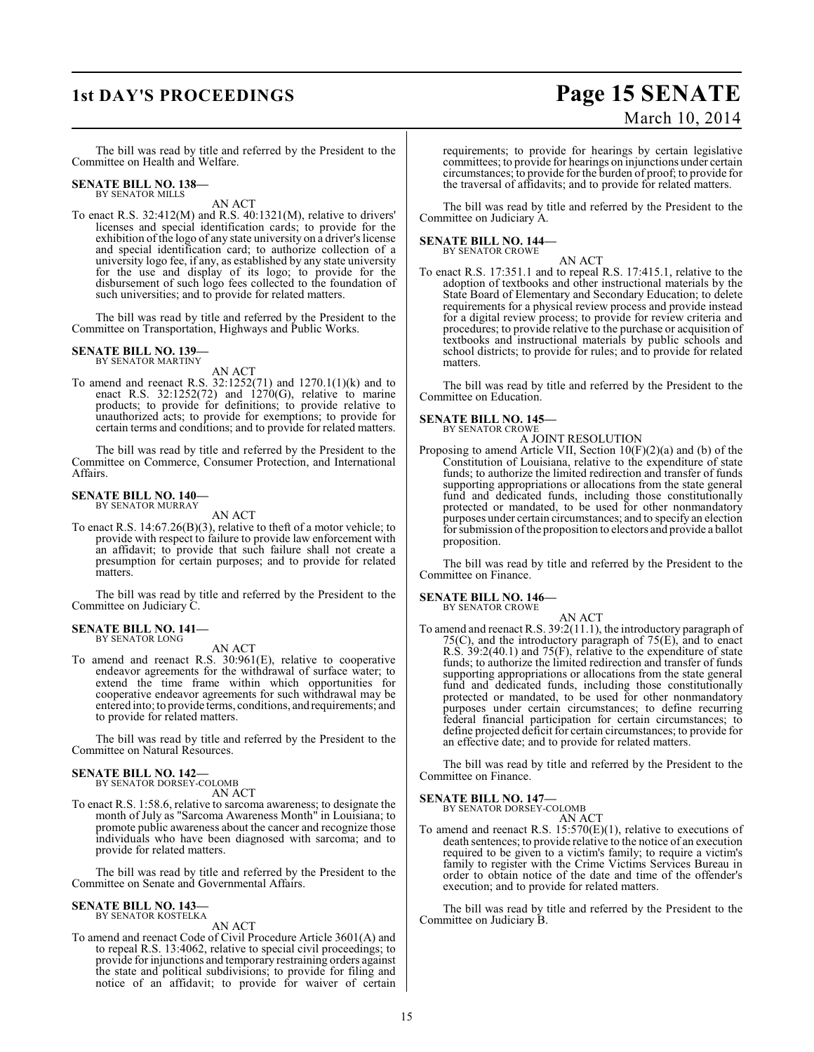The bill was read by title and referred by the President to the Committee on Health and Welfare.

**SENATE BILL NO. 138—**
BY SENATOR MILLS

AN ACT

To enact R.S. 32:412(M) and R.S. 40:1321(M), relative to drivers' licenses and special identification cards; to provide for the exhibition of the logo of any state university on a driver's license and special identification card; to authorize collection of a university logo fee, if any, as established by any state university for the use and display of its logo; to provide for the disbursement of such logo fees collected to the foundation of such universities; and to provide for related matters.

The bill was read by title and referred by the President to the Committee on Transportation, Highways and Public Works.

**SENATE BILL NO. 139—**
BY SENATOR MARTINY

AN ACT

To amend and reenact R.S. 32:1252(71) and 1270.1(1)(k) and to enact R.S. 32:1252(72) and 1270(G), relative to marine products; to provide for definitions; to provide relative to unauthorized acts; to provide for exemptions; to provide for certain terms and conditions; and to provide for related matters.

The bill was read by title and referred by the President to the Committee on Commerce, Consumer Protection, and International Affairs.

**SENATE BILL NO. 140—**
BY SENATOR MURRAY

AN ACT

To enact R.S. 14:67.26(B)(3), relative to theft of a motor vehicle; to provide with respect to failure to provide law enforcement with an affidavit; to provide that such failure shall not create a presumption for certain purposes; and to provide for related matters.

The bill was read by title and referred by the President to the Committee on Judiciary C.

**SENATE BILL NO. 141—**
BY SENATOR LONG

AN ACT

To amend and reenact R.S. 30:961(E), relative to cooperative endeavor agreements for the withdrawal of surface water; to extend the time frame within which opportunities for cooperative endeavor agreements for such withdrawal may be entered into; to provide terms, conditions, and requirements; and to provide for related matters.

The bill was read by title and referred by the President to the Committee on Natural Resources.

**SENATE BILL NO. 142—**
BY SENATOR DORSEY-COLOMB

AN ACT

To enact R.S. 1:58.6, relative to sarcoma awareness; to designate the month of July as "Sarcoma Awareness Month" in Louisiana; to promote public awareness about the cancer and recognize those individuals who have been diagnosed with sarcoma; and to provide for related matters.

The bill was read by title and referred by the President to the Committee on Senate and Governmental Affairs.

**SENATE BILL NO. 143—**
BY SENATOR KOSTELKA

AN ACT

To amend and reenact Code of Civil Procedure Article 3601(A) and to repeal R.S. 13:4062, relative to special civil proceedings; to provide for injunctions and temporary restraining orders against the state and political subdivisions; to provide for filing and notice of an affidavit; to provide for waiver of certain requirements; to provide for hearings by certain legislative committees; to provide for hearings on injunctions under certain circumstances; to provide for the burden of proof; to provide for the traversal of affidavits; and to provide for related matters.

The bill was read by title and referred by the President to the Committee on Judiciary A.

**SENATE BILL NO. 144—**
BY SENATOR CROWE

AN ACT

To enact R.S. 17:351.1 and to repeal R.S. 17:415.1, relative to the adoption of textbooks and other instructional materials by the State Board of Elementary and Secondary Education; to delete requirements for a physical review process and provide instead for a digital review process; to provide for review criteria and procedures; to provide relative to the purchase or acquisition of textbooks and instructional materials by public schools and school districts; to provide for rules; and to provide for related matters.

The bill was read by title and referred by the President to the Committee on Education.

**SENATE BILL NO. 145—**
BY SENATOR CROWE

A JOINT RESOLUTION

Proposing to amend Article VII, Section 10(F)(2)(a) and (b) of the Constitution of Louisiana, relative to the expenditure of state funds; to authorize the limited redirection and transfer of funds supporting appropriations or allocations from the state general fund and dedicated funds, including those constitutionally protected or mandated, to be used for other nonmandatory purposes under certain circumstances; and to specify an election for submission of the proposition to electors and provide a ballot proposition.

The bill was read by title and referred by the President to the Committee on Finance.

**SENATE BILL NO. 146—**
BY SENATOR CROWE

AN ACT

To amend and reenact R.S. 39:2(11.1), the introductory paragraph of 75(C), and the introductory paragraph of 75(E), and to enact R.S. 39:2(40.1) and 75(F), relative to the expenditure of state funds; to authorize the limited redirection and transfer of funds supporting appropriations or allocations from the state general fund and dedicated funds, including those constitutionally protected or mandated, to be used for other nonmandatory purposes under certain circumstances; to define recurring federal financial participation for certain circumstances; to define projected deficit for certain circumstances; to provide for an effective date; and to provide for related matters.

The bill was read by title and referred by the President to the Committee on Finance.

**SENATE BILL NO. 147—**
BY SENATOR DORSEY-COLOMB

AN ACT

To amend and reenact R.S. 15:570(E)(1), relative to executions of death sentences; to provide relative to the notice of an execution required to be given to a victim's family; to require a victim's family to register with the Crime Victims Services Bureau in order to obtain notice of the date and time of the offender's execution; and to provide for related matters.

The bill was read by title and referred by the President to the Committee on Judiciary B.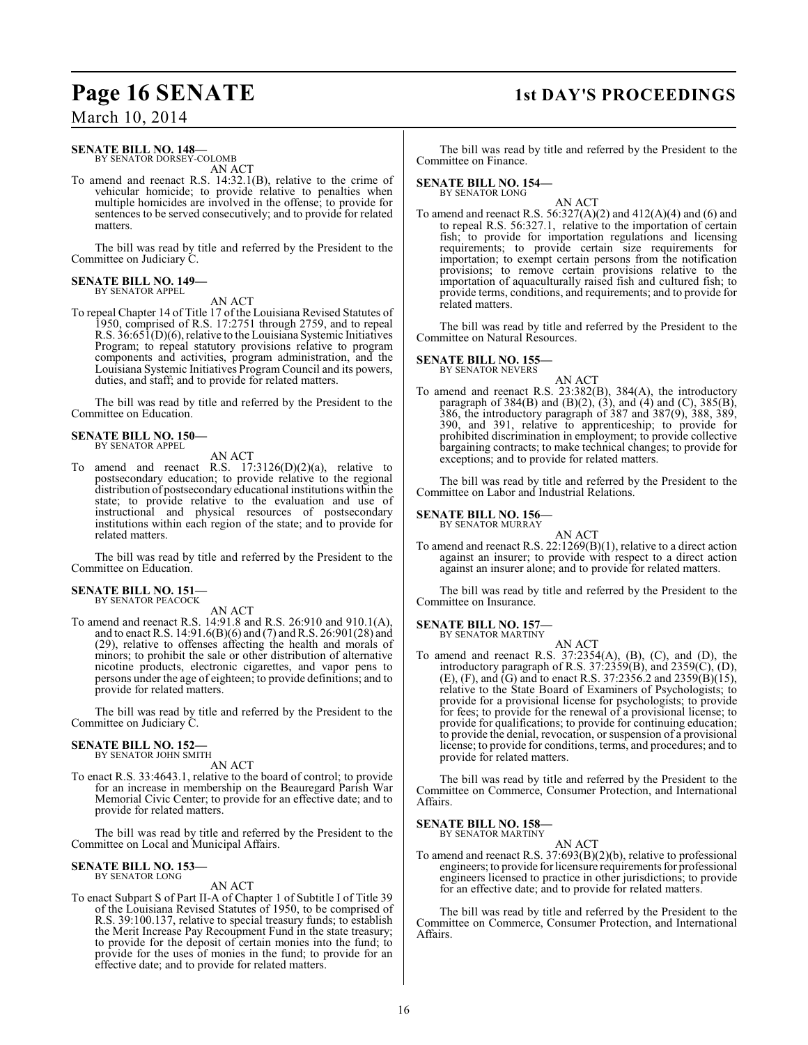**SENATE BILL NO. 148—**
BY SENATOR DORSEY-COLOMB

AN ACT

To amend and reenact R.S. 14:32.1(B), relative to the crime of vehicular homicide; to provide relative to penalties when multiple homicides are involved in the offense; to provide for sentences to be served consecutively; and to provide for related matters.

The bill was read by title and referred by the President to the Committee on Judiciary C.

**SENATE BILL NO. 149—**
BY SENATOR APPEL

AN ACT

To repeal Chapter 14 of Title 17 of the Louisiana Revised Statutes of 1950, comprised of R.S. 17:2751 through 2759, and to repeal R.S. 36:651(D)(6), relative to the Louisiana Systemic Initiatives Program; to repeal statutory provisions relative to program components and activities, program administration, and the Louisiana Systemic Initiatives Program Council and its powers, duties, and staff; and to provide for related matters.

The bill was read by title and referred by the President to the Committee on Education.

**SENATE BILL NO. 150—**
BY SENATOR APPEL

AN ACT

To amend and reenact R.S. 17:3126(D)(2)(a), relative to postsecondary education; to provide relative to the regional distribution of postsecondary educational institutions within the state; to provide relative to the evaluation and use of instructional and physical resources of postsecondary institutions within each region of the state; and to provide for related matters.

The bill was read by title and referred by the President to the Committee on Education.

**SENATE BILL NO. 151—**
BY SENATOR PEACOCK

AN ACT

To amend and reenact R.S. 14:91.8 and R.S. 26:910 and 910.1(A), and to enact R.S. 14:91.6(B)(6) and (7) and R.S. 26:901(28) and (29), relative to offenses affecting the health and morals of minors; to prohibit the sale or other distribution of alternative nicotine products, electronic cigarettes, and vapor pens to persons under the age of eighteen; to provide definitions; and to provide for related matters.

The bill was read by title and referred by the President to the Committee on Judiciary C.

**SENATE BILL NO. 152—**
BY SENATOR JOHN SMITH

AN ACT

To enact R.S. 33:4643.1, relative to the board of control; to provide for an increase in membership on the Beauregard Parish War Memorial Civic Center; to provide for an effective date; and to provide for related matters.

The bill was read by title and referred by the President to the Committee on Local and Municipal Affairs.

**SENATE BILL NO. 153—**
BY SENATOR LONG

AN ACT

To enact Subpart S of Part II-A of Chapter 1 of Subtitle I of Title 39 of the Louisiana Revised Statutes of 1950, to be comprised of R.S. 39:100.137, relative to special treasury funds; to establish the Merit Increase Pay Recoupment Fund in the state treasury; to provide for the deposit of certain monies into the fund; to provide for the uses of monies in the fund; to provide for an effective date; and to provide for related matters.

The bill was read by title and referred by the President to the Committee on Finance.

**SENATE BILL NO. 154—**
BY SENATOR LONG

AN ACT

To amend and reenact R.S. 56:327(A)(2) and 412(A)(4) and (6) and to repeal R.S. 56:327.1, relative to the importation of certain fish; to provide for importation regulations and licensing requirements; to provide certain size requirements for importation; to exempt certain persons from the notification provisions; to remove certain provisions relative to the importation of aquaculturally raised fish and cultured fish; to provide terms, conditions, and requirements; and to provide for related matters.

The bill was read by title and referred by the President to the Committee on Natural Resources.

**SENATE BILL NO. 155—**
BY SENATOR NEVERS

AN ACT

To amend and reenact R.S. 23:382(B), 384(A), the introductory paragraph of 384(B) and (B)(2), (3), and (4) and (C), 385(B), 386, the introductory paragraph of 387 and 387(9), 388, 389, 390, and 391, relative to apprenticeship; to provide for prohibited discrimination in employment; to provide collective bargaining contracts; to make technical changes; to provide for exceptions; and to provide for related matters.

The bill was read by title and referred by the President to the Committee on Labor and Industrial Relations.

**SENATE BILL NO. 156—**
BY SENATOR MURRAY

AN ACT

To amend and reenact R.S. 22:1269(B)(1), relative to a direct action against an insurer; to provide with respect to a direct action against an insurer alone; and to provide for related matters.

The bill was read by title and referred by the President to the Committee on Insurance.

**SENATE BILL NO. 157—**
BY SENATOR MARTINY

AN ACT

To amend and reenact R.S. 37:2354(A), (B), (C), and (D), the introductory paragraph of R.S. 37:2359(B), and 2359(C), (D), (E), (F), and (G) and to enact R.S. 37:2356.2 and 2359(B)(15), relative to the State Board of Examiners of Psychologists; to provide for a provisional license for psychologists; to provide for fees; to provide for the renewal of a provisional license; to provide for qualifications; to provide for continuing education; to provide the denial, revocation, or suspension of a provisional license; to provide for conditions, terms, and procedures; and to provide for related matters.

The bill was read by title and referred by the President to the Committee on Commerce, Consumer Protection, and International Affairs.

**SENATE BILL NO. 158—**
BY SENATOR MARTINY

AN ACT

To amend and reenact R.S. 37:693(B)(2)(b), relative to professional engineers; to provide for licensure requirements for professional engineers licensed to practice in other jurisdictions; to provide for an effective date; and to provide for related matters.

The bill was read by title and referred by the President to the Committee on Commerce, Consumer Protection, and International Affairs.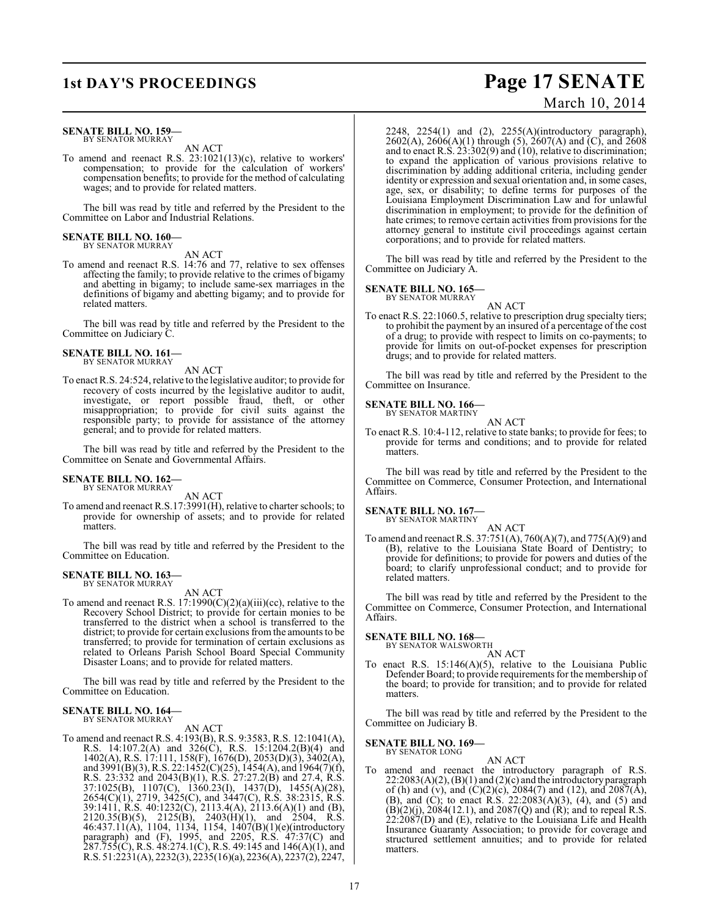**SENATE BILL NO. 159—**
BY SENATOR MURRAY

AN ACT

To amend and reenact R.S. 23:1021(13)(c), relative to workers' compensation; to provide for the calculation of workers' compensation benefits; to provide for the method of calculating wages; and to provide for related matters.

The bill was read by title and referred by the President to the Committee on Labor and Industrial Relations.

**SENATE BILL NO. 160—**
BY SENATOR MURRAY

AN ACT

To amend and reenact R.S. 14:76 and 77, relative to sex offenses affecting the family; to provide relative to the crimes of bigamy and abetting in bigamy; to include same-sex marriages in the definitions of bigamy and abetting bigamy; and to provide for related matters.

The bill was read by title and referred by the President to the Committee on Judiciary C.

**SENATE BILL NO. 161—**
BY SENATOR MURRAY

AN ACT

To enact R.S. 24:524, relative to the legislative auditor; to provide for recovery of costs incurred by the legislative auditor to audit, investigate, or report possible fraud, theft, or other misappropriation; to provide for civil suits against the responsible party; to provide for assistance of the attorney general; and to provide for related matters.

The bill was read by title and referred by the President to the Committee on Senate and Governmental Affairs.

**SENATE BILL NO. 162—**
BY SENATOR MURRAY

AN ACT

To amend and reenact R.S.17:3991(H), relative to charter schools; to provide for ownership of assets; and to provide for related matters.

The bill was read by title and referred by the President to the Committee on Education.

**SENATE BILL NO. 163—**
BY SENATOR MURRAY

AN ACT

To amend and reenact R.S. 17:1990(C)(2)(a)(iii)(cc), relative to the Recovery School District; to provide for certain monies to be transferred to the district when a school is transferred to the district; to provide for certain exclusions from the amounts to be transferred; to provide for termination of certain exclusions as related to Orleans Parish School Board Special Community Disaster Loans; and to provide for related matters.

The bill was read by title and referred by the President to the Committee on Education.

**SENATE BILL NO. 164—**
BY SENATOR MURRAY

AN ACT

To amend and reenact R.S. 4:193(B), R.S. 9:3583, R.S. 12:1041(A), R.S. 14:107.2(A) and 326(C), R.S. 15:1204.2(B)(4) and 1402(A), R.S. 17:111, 158(F), 1676(D), 2053(D)(3), 3402(A), and 3991(B)(3), R.S. 22:1452(C)(25), 1454(A), and 1964(7)(f), R.S. 23:332 and 2043(B)(1), R.S. 27:27.2(B) and 27.4, R.S. 37:1025(B), 1107(C), 1360.23(I), 1437(D), 1455(A)(28), 2654(C)(1), 2719, 3425(C), and 3447(C), R.S. 38:2315, R.S. 39:1411, R.S. 40:1232(C), 2113.4(A), 2113.6(A)(1) and (B), 2120.35(B)(5), 2125(B), 2403(H)(1), and 2504, R.S. 46:437.11(A), 1104, 1134, 1154, 1407(B)(1)(e)(introductory paragraph) and (F), 1995, and 2205, R.S. 47:37(C) and 287.755(C), R.S. 48:274.1(C), R.S. 49:145 and 146(A)(1), and R.S. 51:2231(A), 2232(3), 2235(16)(a), 2236(A), 2237(2), 2247, 2248, 2254(1) and (2), 2255(A)(introductory paragraph), 2602(A), 2606(A)(1) through (5), 2607(A) and (C), and 2608 and to enact R.S. 23:302(9) and (10), relative to discrimination; to expand the application of various provisions relative to discrimination by adding additional criteria, including gender identity or expression and sexual orientation and, in some cases, age, sex, or disability; to define terms for purposes of the Louisiana Employment Discrimination Law and for unlawful discrimination in employment; to provide for the definition of hate crimes; to remove certain activities from provisions for the attorney general to institute civil proceedings against certain corporations; and to provide for related matters.

The bill was read by title and referred by the President to the Committee on Judiciary A.

**SENATE BILL NO. 165—**
BY SENATOR MURRAY

AN ACT

To enact R.S. 22:1060.5, relative to prescription drug specialty tiers; to prohibit the payment by an insured of a percentage of the cost of a drug; to provide with respect to limits on co-payments; to provide for limits on out-of-pocket expenses for prescription drugs; and to provide for related matters.

The bill was read by title and referred by the President to the Committee on Insurance.

**SENATE BILL NO. 166—**
BY SENATOR MARTINY

AN ACT

To enact R.S. 10:4-112, relative to state banks; to provide for fees; to provide for terms and conditions; and to provide for related matters.

The bill was read by title and referred by the President to the Committee on Commerce, Consumer Protection, and International Affairs.

**SENATE BILL NO. 167—**
BY SENATOR MARTINY

AN ACT

To amend and reenact R.S. 37:751(A), 760(A)(7), and 775(A)(9) and (B), relative to the Louisiana State Board of Dentistry; to provide for definitions; to provide for powers and duties of the board; to clarify unprofessional conduct; and to provide for related matters.

The bill was read by title and referred by the President to the Committee on Commerce, Consumer Protection, and International Affairs.

**SENATE BILL NO. 168—**
BY SENATOR WALSWORTH

AN ACT

To enact R.S. 15:146(A)(5), relative to the Louisiana Public Defender Board; to provide requirements for the membership of the board; to provide for transition; and to provide for related matters.

The bill was read by title and referred by the President to the Committee on Judiciary B.

**SENATE BILL NO. 169—**
BY SENATOR LONG

AN ACT

To amend and reenact the introductory paragraph of R.S. 22:2083(A)(2), (B)(1) and (2)(c) and the introductory paragraph of (h) and (v), and (C)(2)(c), 2084(7) and (12), and 2087(A), (B), and (C); to enact R.S. 22:2083(A)(3), (4), and (5) and (B)(2)(j), 2084(12.1), and 2087(Q) and (R); and to repeal R.S. 22:2087(D) and (E), relative to the Louisiana Life and Health Insurance Guaranty Association; to provide for coverage and structured settlement annuities; and to provide for related matters.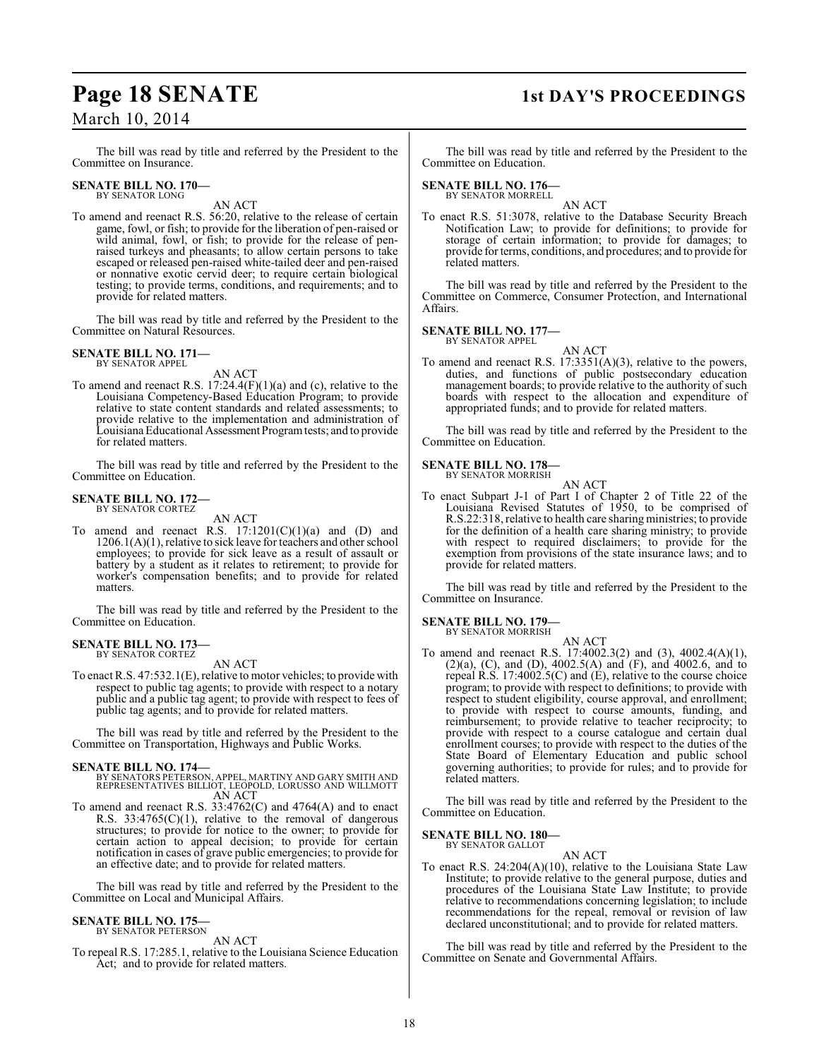The bill was read by title and referred by the President to the Committee on Insurance.

**SENATE BILL NO. 170—**
BY SENATOR LONG

AN ACT

To amend and reenact R.S. 56:20, relative to the release of certain game, fowl, or fish; to provide for the liberation of pen-raised or wild animal, fowl, or fish; to provide for the release of pen-raised turkeys and pheasants; to allow certain persons to take escaped or released pen-raised white-tailed deer and pen-raised or nonnative exotic cervid deer; to require certain biological testing; to provide terms, conditions, and requirements; and to provide for related matters.

The bill was read by title and referred by the President to the Committee on Natural Resources.

**SENATE BILL NO. 171—**
BY SENATOR APPEL

AN ACT

To amend and reenact R.S. 17:24.4(F)(1)(a) and (c), relative to the Louisiana Competency-Based Education Program; to provide relative to state content standards and related assessments; to provide relative to the implementation and administration of Louisiana Educational Assessment Program tests; and to provide for related matters.

The bill was read by title and referred by the President to the Committee on Education.

**SENATE BILL NO. 172—**
BY SENATOR CORTEZ

AN ACT

To amend and reenact R.S. 17:1201(C)(1)(a) and (D) and 1206.1(A)(1), relative to sick leave for teachers and other school employees; to provide for sick leave as a result of assault or battery by a student as it relates to retirement; to provide for worker's compensation benefits; and to provide for related matters.

The bill was read by title and referred by the President to the Committee on Education.

**SENATE BILL NO. 173—**
BY SENATOR CORTEZ

AN ACT

To enact R.S. 47:532.1(E), relative to motor vehicles; to provide with respect to public tag agents; to provide with respect to a notary public and a public tag agent; to provide with respect to fees of public tag agents; and to provide for related matters.

The bill was read by title and referred by the President to the Committee on Transportation, Highways and Public Works.

**SENATE BILL NO. 174—**
BY SENATORS PETERSON, APPEL, MARTINY AND GARY SMITH AND REPRESENTATIVES BILLIOT, LEOPOLD, LORUSSO AND WILLMOTT

AN ACT

To amend and reenact R.S. 33:4762(C) and 4764(A) and to enact R.S. 33:4765(C)(1), relative to the removal of dangerous structures; to provide for notice to the owner; to provide for certain action to appeal decision; to provide for certain notification in cases of grave public emergencies; to provide for an effective date; and to provide for related matters.

The bill was read by title and referred by the President to the Committee on Local and Municipal Affairs.

**SENATE BILL NO. 175—**
BY SENATOR PETERSON

AN ACT

To repeal R.S. 17:285.1, relative to the Louisiana Science Education Act; and to provide for related matters.

The bill was read by title and referred by the President to the Committee on Education.

**SENATE BILL NO. 176—**
BY SENATOR MORRELL

AN ACT

To enact R.S. 51:3078, relative to the Database Security Breach Notification Law; to provide for definitions; to provide for storage of certain information; to provide for damages; to provide for terms, conditions, and procedures; and to provide for related matters.

The bill was read by title and referred by the President to the Committee on Commerce, Consumer Protection, and International Affairs.

**SENATE BILL NO. 177—**
BY SENATOR APPEL

AN ACT

To amend and reenact R.S. 17:3351(A)(3), relative to the powers, duties, and functions of public postsecondary education management boards; to provide relative to the authority of such boards with respect to the allocation and expenditure of appropriated funds; and to provide for related matters.

The bill was read by title and referred by the President to the Committee on Education.

**SENATE BILL NO. 178—**
BY SENATOR MORRISH

AN ACT

To enact Subpart J-1 of Part I of Chapter 2 of Title 22 of the Louisiana Revised Statutes of 1950, to be comprised of R.S.22:318, relative to health care sharing ministries; to provide for the definition of a health care sharing ministry; to provide with respect to required disclaimers; to provide for the exemption from provisions of the state insurance laws; and to provide for related matters.

The bill was read by title and referred by the President to the Committee on Insurance.

**SENATE BILL NO. 179—**
BY SENATOR MORRISH

AN ACT

To amend and reenact R.S. 17:4002.3(2) and (3), 4002.4(A)(1), (2)(a), (C), and (D), 4002.5(A) and (F), and 4002.6, and to repeal R.S. 17:4002.5(C) and (E), relative to the course choice program; to provide with respect to definitions; to provide with respect to student eligibility, course approval, and enrollment; to provide with respect to course amounts, funding, and reimbursement; to provide relative to teacher reciprocity; to provide with respect to a course catalogue and certain dual enrollment courses; to provide with respect to the duties of the State Board of Elementary Education and public school governing authorities; to provide for rules; and to provide for related matters.

The bill was read by title and referred by the President to the Committee on Education.

**SENATE BILL NO. 180—**
BY SENATOR GALLOT

AN ACT

To enact R.S. 24:204(A)(10), relative to the Louisiana State Law Institute; to provide relative to the general purpose, duties and procedures of the Louisiana State Law Institute; to provide relative to recommendations concerning legislation; to include recommendations for the repeal, removal or revision of law declared unconstitutional; and to provide for related matters.

The bill was read by title and referred by the President to the Committee on Senate and Governmental Affairs.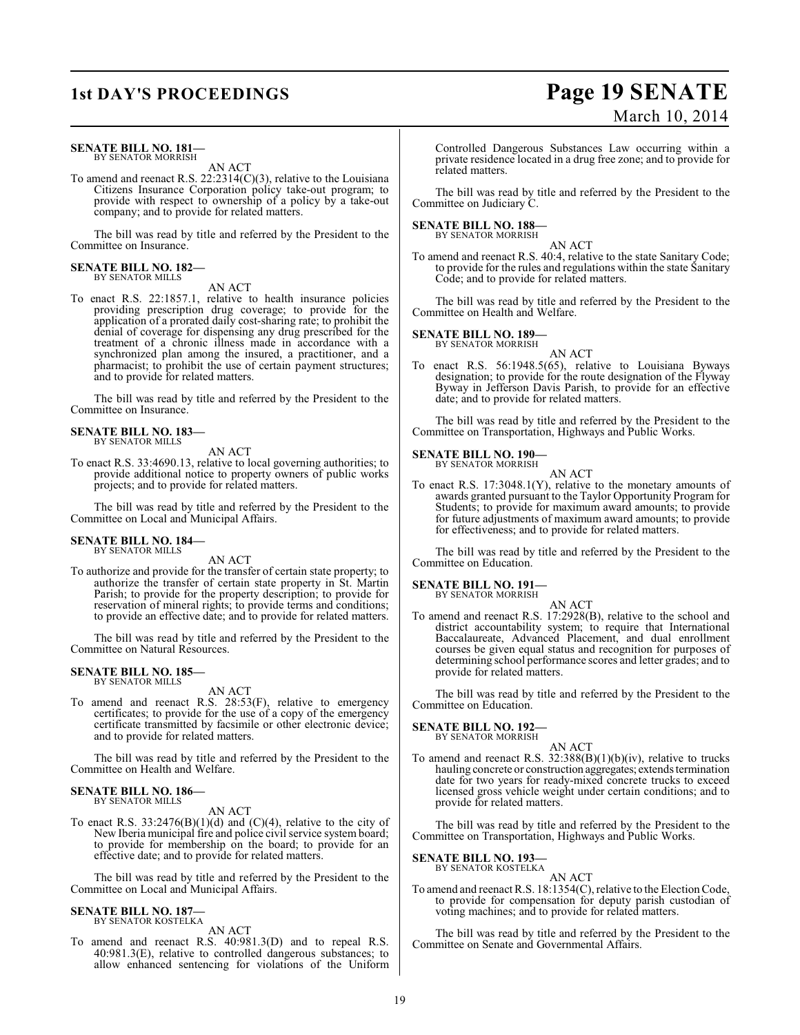**SENATE BILL NO. 181—**
BY SENATOR MORRISH

AN ACT

To amend and reenact R.S. 22:2314(C)(3), relative to the Louisiana Citizens Insurance Corporation policy take-out program; to provide with respect to ownership of a policy by a take-out company; and to provide for related matters.

The bill was read by title and referred by the President to the Committee on Insurance.

**SENATE BILL NO. 182—**
BY SENATOR MILLS

AN ACT

To enact R.S. 22:1857.1, relative to health insurance policies providing prescription drug coverage; to provide for the application of a prorated daily cost-sharing rate; to prohibit the denial of coverage for dispensing any drug prescribed for the treatment of a chronic illness made in accordance with a synchronized plan among the insured, a practitioner, and a pharmacist; to prohibit the use of certain payment structures; and to provide for related matters.

The bill was read by title and referred by the President to the Committee on Insurance.

**SENATE BILL NO. 183—**
BY SENATOR MILLS

AN ACT

To enact R.S. 33:4690.13, relative to local governing authorities; to provide additional notice to property owners of public works projects; and to provide for related matters.

The bill was read by title and referred by the President to the Committee on Local and Municipal Affairs.

**SENATE BILL NO. 184—**
BY SENATOR MILLS

AN ACT

To authorize and provide for the transfer of certain state property; to authorize the transfer of certain state property in St. Martin Parish; to provide for the property description; to provide for reservation of mineral rights; to provide terms and conditions; to provide an effective date; and to provide for related matters.

The bill was read by title and referred by the President to the Committee on Natural Resources.

**SENATE BILL NO. 185—**
BY SENATOR MILLS

AN ACT

To amend and reenact R.S. 28:53(F), relative to emergency certificates; to provide for the use of a copy of the emergency certificate transmitted by facsimile or other electronic device; and to provide for related matters.

The bill was read by title and referred by the President to the Committee on Health and Welfare.

**SENATE BILL NO. 186—**
BY SENATOR MILLS

AN ACT

To enact R.S. 33:2476(B)(1)(d) and (C)(4), relative to the city of New Iberia municipal fire and police civil service system board; to provide for membership on the board; to provide for an effective date; and to provide for related matters.

The bill was read by title and referred by the President to the Committee on Local and Municipal Affairs.

**SENATE BILL NO. 187—**
BY SENATOR KOSTELKA

AN ACT

To amend and reenact R.S. 40:981.3(D) and to repeal R.S. 40:981.3(E), relative to controlled dangerous substances; to allow enhanced sentencing for violations of the Uniform Controlled Dangerous Substances Law occurring within a private residence located in a drug free zone; and to provide for related matters.

The bill was read by title and referred by the President to the Committee on Judiciary C.

**SENATE BILL NO. 188—**
BY SENATOR MORRISH

AN ACT

To amend and reenact R.S. 40:4, relative to the state Sanitary Code; to provide for the rules and regulations within the state Sanitary Code; and to provide for related matters.

The bill was read by title and referred by the President to the Committee on Health and Welfare.

**SENATE BILL NO. 189—**
BY SENATOR MORRISH

AN ACT

To enact R.S. 56:1948.5(65), relative to Louisiana Byways designation; to provide for the route designation of the Flyway Byway in Jefferson Davis Parish, to provide for an effective date; and to provide for related matters.

The bill was read by title and referred by the President to the Committee on Transportation, Highways and Public Works.

**SENATE BILL NO. 190—**
BY SENATOR MORRISH

AN ACT

To enact R.S. 17:3048.1(Y), relative to the monetary amounts of awards granted pursuant to the Taylor Opportunity Program for Students; to provide for maximum award amounts; to provide for future adjustments of maximum award amounts; to provide for effectiveness; and to provide for related matters.

The bill was read by title and referred by the President to the Committee on Education.

**SENATE BILL NO. 191—**
BY SENATOR MORRISH

AN ACT

To amend and reenact R.S. 17:2928(B), relative to the school and district accountability system; to require that International Baccalaureate, Advanced Placement, and dual enrollment courses be given equal status and recognition for purposes of determining school performance scores and letter grades; and to provide for related matters.

The bill was read by title and referred by the President to the Committee on Education.

**SENATE BILL NO. 192—**
BY SENATOR MORRISH

AN ACT

To amend and reenact R.S. 32:388(B)(1)(b)(iv), relative to trucks hauling concrete or construction aggregates; extends termination date for two years for ready-mixed concrete trucks to exceed licensed gross vehicle weight under certain conditions; and to provide for related matters.

The bill was read by title and referred by the President to the Committee on Transportation, Highways and Public Works.

**SENATE BILL NO. 193—**
BY SENATOR KOSTELKA

AN ACT

To amend and reenact R.S. 18:1354(C), relative to the Election Code, to provide for compensation for deputy parish custodian of voting machines; and to provide for related matters.

The bill was read by title and referred by the President to the Committee on Senate and Governmental Affairs.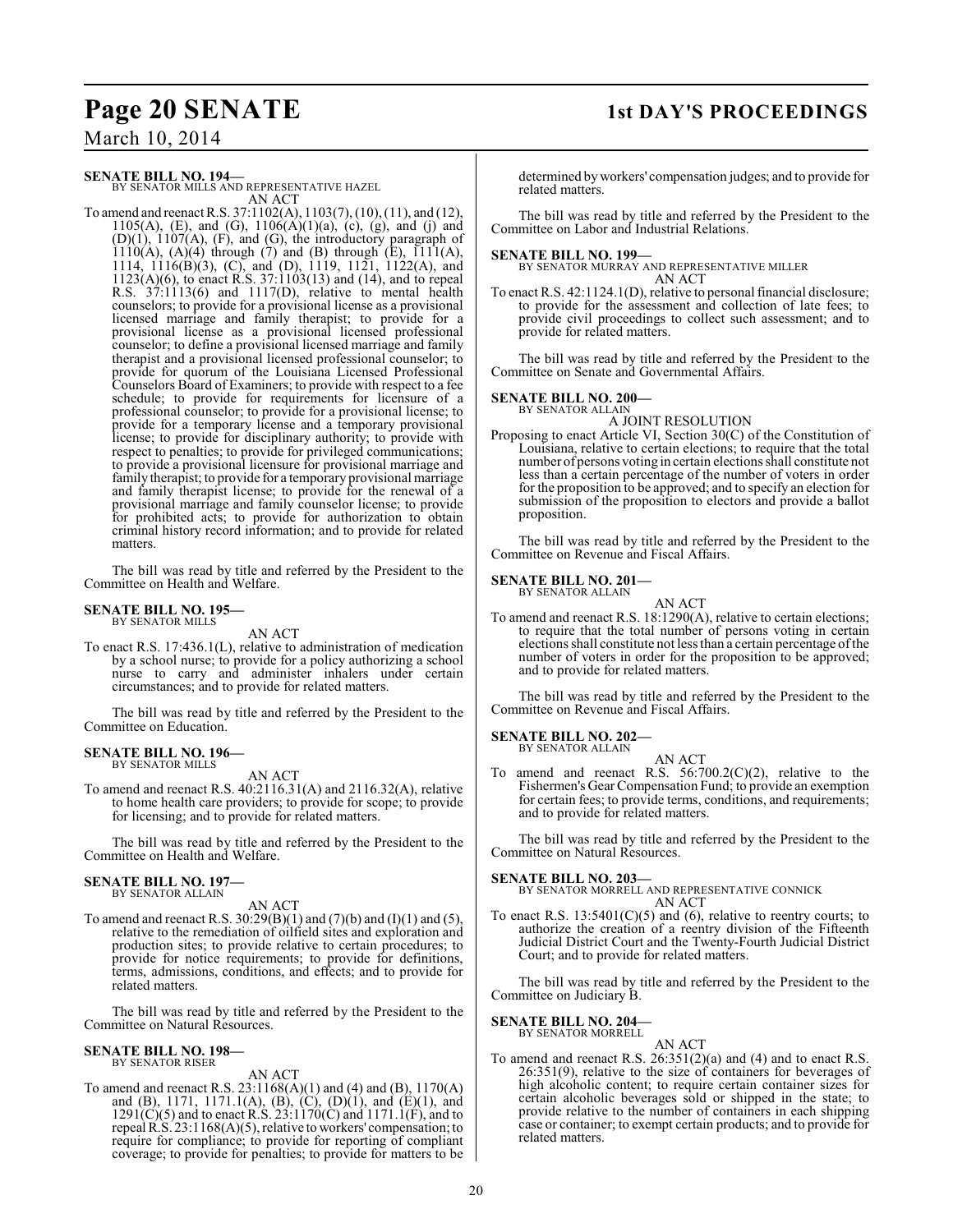**SENATE BILL NO. 194—**
BY SENATOR MILLS AND REPRESENTATIVE HAZEL

AN ACT

To amend and reenact R.S. 37:1102(A), 1103(7), (10), (11), and (12), 1105(A), (E), and (G), 1106(A)(1)(a), (c), (g), and (j) and (D)(1), 1107(A), (F), and (G), the introductory paragraph of 1110(A), (A)(4) through (7) and (B) through (E), 1111(A), 1114, 1116(B)(3), (C), and (D), 1119, 1121, 1122(A), and 1123(A)(6), to enact R.S. 37:1103(13) and (14), and to repeal R.S. 37:1113(6) and 1117(D), relative to mental health counselors; to provide for a provisional license as a provisional licensed marriage and family therapist; to provide for a provisional license as a provisional licensed professional counselor; to define a provisional licensed marriage and family therapist and a provisional licensed professional counselor; to provide for quorum of the Louisiana Licensed Professional Counselors Board of Examiners; to provide with respect to a fee schedule; to provide for requirements for licensure of a professional counselor; to provide for a provisional license; to provide for a temporary license and a temporary provisional license; to provide for disciplinary authority; to provide with respect to penalties; to provide for privileged communications; to provide a provisional licensure for provisional marriage and family therapist; to provide for a temporary provisional marriage and family therapist license; to provide for the renewal of a provisional marriage and family counselor license; to provide for prohibited acts; to provide for authorization to obtain criminal history record information; and to provide for related matters.

The bill was read by title and referred by the President to the Committee on Health and Welfare.

**SENATE BILL NO. 195—**
BY SENATOR MILLS

AN ACT

To enact R.S. 17:436.1(L), relative to administration of medication by a school nurse; to provide for a policy authorizing a school nurse to carry and administer inhalers under certain circumstances; and to provide for related matters.

The bill was read by title and referred by the President to the Committee on Education.

**SENATE BILL NO. 196—**
BY SENATOR MILLS

AN ACT

To amend and reenact R.S. 40:2116.31(A) and 2116.32(A), relative to home health care providers; to provide for scope; to provide for licensing; and to provide for related matters.

The bill was read by title and referred by the President to the Committee on Health and Welfare.

**SENATE BILL NO. 197—**
BY SENATOR ALLAIN

AN ACT

To amend and reenact R.S. 30:29(B)(1) and (7)(b) and (I)(1) and (5), relative to the remediation of oilfield sites and exploration and production sites; to provide relative to certain procedures; to provide for notice requirements; to provide for definitions, terms, admissions, conditions, and effects; and to provide for related matters.

The bill was read by title and referred by the President to the Committee on Natural Resources.

**SENATE BILL NO. 198—**
BY SENATOR RISER

AN ACT

To amend and reenact R.S. 23:1168(A)(1) and (4) and (B), 1170(A) and (B), 1171, 1171.1(A), (B), (C), (D)(1), and (E)(1), and 1291(C)(5) and to enact R.S. 23:1170(C) and 1171.1(F), and to repeal R.S. 23:1168(A)(5), relative to workers' compensation; to require for compliance; to provide for reporting of compliant coverage; to provide for penalties; to provide for matters to be determined by workers' compensation judges; and to provide for related matters.

The bill was read by title and referred by the President to the Committee on Labor and Industrial Relations.

**SENATE BILL NO. 199—**
BY SENATOR MURRAY AND REPRESENTATIVE MILLER

AN ACT

To enact R.S. 42:1124.1(D), relative to personal financial disclosure; to provide for the assessment and collection of late fees; to provide civil proceedings to collect such assessment; and to provide for related matters.

The bill was read by title and referred by the President to the Committee on Senate and Governmental Affairs.

**SENATE BILL NO. 200—**
BY SENATOR ALLAIN

A JOINT RESOLUTION

Proposing to enact Article VI, Section 30(C) of the Constitution of Louisiana, relative to certain elections; to require that the total number of persons voting in certain elections shall constitute not less than a certain percentage of the number of voters in order for the proposition to be approved; and to specify an election for submission of the proposition to electors and provide a ballot proposition.

The bill was read by title and referred by the President to the Committee on Revenue and Fiscal Affairs.

**SENATE BILL NO. 201—**
BY SENATOR ALLAIN

AN ACT

To amend and reenact R.S. 18:1290(A), relative to certain elections; to require that the total number of persons voting in certain elections shall constitute not less than a certain percentage of the number of voters in order for the proposition to be approved; and to provide for related matters.

The bill was read by title and referred by the President to the Committee on Revenue and Fiscal Affairs.

**SENATE BILL NO. 202—**
BY SENATOR ALLAIN

AN ACT

To amend and reenact R.S. 56:700.2(C)(2), relative to the Fishermen's Gear Compensation Fund; to provide an exemption for certain fees; to provide terms, conditions, and requirements; and to provide for related matters.

The bill was read by title and referred by the President to the Committee on Natural Resources.

**SENATE BILL NO. 203—**
BY SENATOR MORRELL AND REPRESENTATIVE CONNICK

AN ACT

To enact R.S. 13:5401(C)(5) and (6), relative to reentry courts; to authorize the creation of a reentry division of the Fifteenth Judicial District Court and the Twenty-Fourth Judicial District Court; and to provide for related matters.

The bill was read by title and referred by the President to the Committee on Judiciary B.

**SENATE BILL NO. 204—**
BY SENATOR MORRELL

AN ACT

To amend and reenact R.S. 26:351(2)(a) and (4) and to enact R.S. 26:351(9), relative to the size of containers for beverages of high alcoholic content; to require certain container sizes for certain alcoholic beverages sold or shipped in the state; to provide relative to the number of containers in each shipping case or container; to exempt certain products; and to provide for related matters.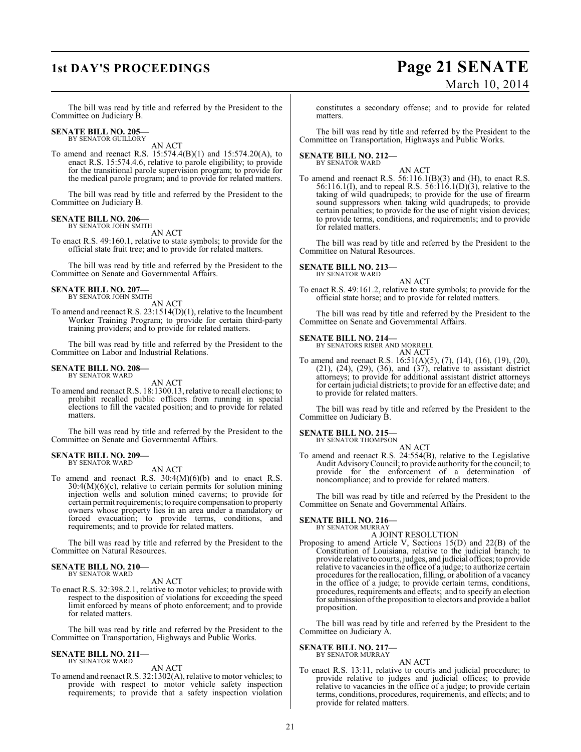The bill was read by title and referred by the President to the Committee on Judiciary B.

**SENATE BILL NO. 205—**
BY SENATOR GUILLORY

AN ACT

To amend and reenact R.S. 15:574.4(B)(1) and 15:574.20(A), to enact R.S. 15:574.4.6, relative to parole eligibility; to provide for the transitional parole supervision program; to provide for the medical parole program; and to provide for related matters.

The bill was read by title and referred by the President to the Committee on Judiciary B.

**SENATE BILL NO. 206—**
BY SENATOR JOHN SMITH

AN ACT

To enact R.S. 49:160.1, relative to state symbols; to provide for the official state fruit tree; and to provide for related matters.

The bill was read by title and referred by the President to the Committee on Senate and Governmental Affairs.

**SENATE BILL NO. 207—**
BY SENATOR JOHN SMITH

AN ACT

To amend and reenact R.S. 23:1514(D)(1), relative to the Incumbent Worker Training Program; to provide for certain third-party training providers; and to provide for related matters.

The bill was read by title and referred by the President to the Committee on Labor and Industrial Relations.

**SENATE BILL NO. 208—**
BY SENATOR WARD

AN ACT

To amend and reenact R.S. 18:1300.13, relative to recall elections; to prohibit recalled public officers from running in special elections to fill the vacated position; and to provide for related matters.

The bill was read by title and referred by the President to the Committee on Senate and Governmental Affairs.

**SENATE BILL NO. 209—**
BY SENATOR WARD

AN ACT

To amend and reenact R.S. 30:4(M)(6)(b) and to enact R.S. 30:4(M)(6)(c), relative to certain permits for solution mining injection wells and solution mined caverns; to provide for certain permit requirements; to require compensation to property owners whose property lies in an area under a mandatory or forced evacuation; to provide terms, conditions, and requirements; and to provide for related matters.

The bill was read by title and referred by the President to the Committee on Natural Resources.

**SENATE BILL NO. 210—**
BY SENATOR WARD

AN ACT

To enact R.S. 32:398.2.1, relative to motor vehicles; to provide with respect to the disposition of violations for exceeding the speed limit enforced by means of photo enforcement; and to provide for related matters.

The bill was read by title and referred by the President to the Committee on Transportation, Highways and Public Works.

**SENATE BILL NO. 211—**
BY SENATOR WARD

AN ACT

To amend and reenact R.S. 32:1302(A), relative to motor vehicles; to provide with respect to motor vehicle safety inspection requirements; to provide that a safety inspection violation constitutes a secondary offense; and to provide for related matters.

The bill was read by title and referred by the President to the Committee on Transportation, Highways and Public Works.

**SENATE BILL NO. 212—**
BY SENATOR WARD

AN ACT

To amend and reenact R.S. 56:116.1(B)(3) and (H), to enact R.S. 56:116.1(I), and to repeal R.S. 56:116.1(D)(3), relative to the taking of wild quadrupeds; to provide for the use of firearm sound suppressors when taking wild quadrupeds; to provide certain penalties; to provide for the use of night vision devices; to provide terms, conditions, and requirements; and to provide for related matters.

The bill was read by title and referred by the President to the Committee on Natural Resources.

**SENATE BILL NO. 213—**
BY SENATOR WARD

AN ACT

To enact R.S. 49:161.2, relative to state symbols; to provide for the official state horse; and to provide for related matters.

The bill was read by title and referred by the President to the Committee on Senate and Governmental Affairs.

**SENATE BILL NO. 214—**
BY SENATORS RISER AND MORRELL

AN ACT

To amend and reenact R.S. 16:51(A)(5), (7), (14), (16), (19), (20), (21), (24), (29), (36), and (37), relative to assistant district attorneys; to provide for additional assistant district attorneys for certain judicial districts; to provide for an effective date; and to provide for related matters.

The bill was read by title and referred by the President to the Committee on Judiciary B.

**SENATE BILL NO. 215—**
BY SENATOR THOMPSON

AN ACT

To amend and reenact R.S. 24:554(B), relative to the Legislative Audit Advisory Council; to provide authority for the council; to provide for the enforcement of a determination of noncompliance; and to provide for related matters.

The bill was read by title and referred by the President to the Committee on Senate and Governmental Affairs.

**SENATE BILL NO. 216—**
BY SENATOR MURRAY

A JOINT RESOLUTION

Proposing to amend Article V, Sections 15(D) and 22(B) of the Constitution of Louisiana, relative to the judicial branch; to provide relative to courts, judges, and judicial offices; to provide relative to vacancies in the office of a judge; to authorize certain procedures for the reallocation, filling, or abolition of a vacancy in the office of a judge; to provide certain terms, conditions, procedures, requirements and effects; and to specify an election for submission of the proposition to electors and provide a ballot proposition.

The bill was read by title and referred by the President to the Committee on Judiciary A.

**SENATE BILL NO. 217—**
BY SENATOR MURRAY

AN ACT

To enact R.S. 13:11, relative to courts and judicial procedure; to provide relative to judges and judicial offices; to provide relative to vacancies in the office of a judge; to provide certain terms, conditions, procedures, requirements, and effects; and to provide for related matters.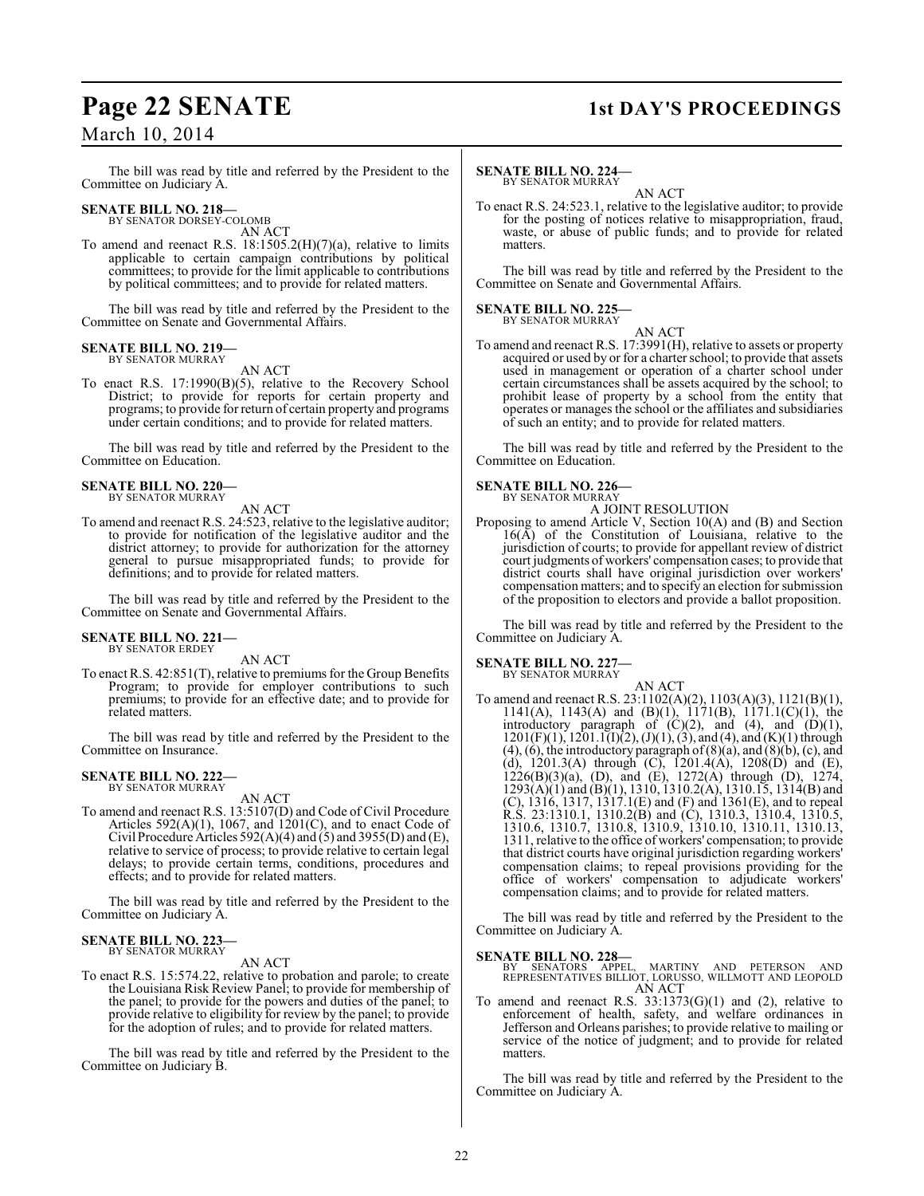The bill was read by title and referred by the President to the Committee on Judiciary A.

**SENATE BILL NO. 218—**
BY SENATOR DORSEY-COLOMB

AN ACT

To amend and reenact R.S. 18:1505.2(H)(7)(a), relative to limits applicable to certain campaign contributions by political committees; to provide for the limit applicable to contributions by political committees; and to provide for related matters.

The bill was read by title and referred by the President to the Committee on Senate and Governmental Affairs.

**SENATE BILL NO. 219—**
BY SENATOR MURRAY

AN ACT

To enact R.S. 17:1990(B)(5), relative to the Recovery School District; to provide for reports for certain property and programs; to provide for return of certain property and programs under certain conditions; and to provide for related matters.

The bill was read by title and referred by the President to the Committee on Education.

**SENATE BILL NO. 220—**
BY SENATOR MURRAY

AN ACT

To amend and reenact R.S. 24:523, relative to the legislative auditor; to provide for notification of the legislative auditor and the district attorney; to provide for authorization for the attorney general to pursue misappropriated funds; to provide for definitions; and to provide for related matters.

The bill was read by title and referred by the President to the Committee on Senate and Governmental Affairs.

**SENATE BILL NO. 221—**
BY SENATOR ERDEY

AN ACT

To enact R.S. 42:851(T), relative to premiums for the Group Benefits Program; to provide for employer contributions to such premiums; to provide for an effective date; and to provide for related matters.

The bill was read by title and referred by the President to the Committee on Insurance.

**SENATE BILL NO. 222—**
BY SENATOR MURRAY

AN ACT

To amend and reenact R.S. 13:5107(D) and Code of Civil Procedure Articles 592(A)(1), 1067, and 1201(C), and to enact Code of Civil Procedure Articles 592(A)(4) and (5) and 3955(D) and (E), relative to service of process; to provide relative to certain legal delays; to provide certain terms, conditions, procedures and effects; and to provide for related matters.

The bill was read by title and referred by the President to the Committee on Judiciary A.

**SENATE BILL NO. 223—**
BY SENATOR MURRAY

AN ACT

To enact R.S. 15:574.22, relative to probation and parole; to create the Louisiana Risk Review Panel; to provide for membership of the panel; to provide for the powers and duties of the panel; to provide relative to eligibility for review by the panel; to provide for the adoption of rules; and to provide for related matters.

The bill was read by title and referred by the President to the Committee on Judiciary B.

**SENATE BILL NO. 224—**
BY SENATOR MURRAY

AN ACT

To enact R.S. 24:523.1, relative to the legislative auditor; to provide for the posting of notices relative to misappropriation, fraud, waste, or abuse of public funds; and to provide for related matters.

The bill was read by title and referred by the President to the Committee on Senate and Governmental Affairs.

**SENATE BILL NO. 225—**
BY SENATOR MURRAY

AN ACT

To amend and reenact R.S. 17:3991(H), relative to assets or property acquired or used by or for a charter school; to provide that assets used in management or operation of a charter school under certain circumstances shall be assets acquired by the school; to prohibit lease of property by a school from the entity that operates or manages the school or the affiliates and subsidiaries of such an entity; and to provide for related matters.

The bill was read by title and referred by the President to the Committee on Education.

**SENATE BILL NO. 226—**
BY SENATOR MURRAY

A JOINT RESOLUTION

Proposing to amend Article V, Section 10(A) and (B) and Section 16(A) of the Constitution of Louisiana, relative to the jurisdiction of courts; to provide for appellant review of district court judgments of workers' compensation cases; to provide that district courts shall have original jurisdiction over workers' compensation matters; and to specify an election for submission of the proposition to electors and provide a ballot proposition.

The bill was read by title and referred by the President to the Committee on Judiciary A.

**SENATE BILL NO. 227—**
BY SENATOR MURRAY

AN ACT

To amend and reenact R.S. 23:1102(A)(2), 1103(A)(3), 1121(B)(1), 1141(A), 1143(A) and (B)(1), 1171(B), 1171.1(C)(1), the introductory paragraph of (C)(2), and (4), and (D)(1), 1201(F)(1), 1201.1(I)(2), (J)(1), (3), and (4), and (K)(1) through (4), (6), the introductory paragraph of (8)(a), and (8)(b), (c), and (d), 1201.3(A) through (C), 1201.4(A), 1208(D) and (E), 1226(B)(3)(a), (D), and (E), 1272(A) through (D), 1274, 1293(A)(1) and (B)(1), 1310, 1310.2(A), 1310.15, 1314(B) and (C), 1316, 1317, 1317.1(E) and (F) and 1361(E), and to repeal R.S. 23:1310.1, 1310.2(B) and (C), 1310.3, 1310.4, 1310.5, 1310.6, 1310.7, 1310.8, 1310.9, 1310.10, 1310.11, 1310.13, 1311, relative to the office of workers' compensation; to provide that district courts have original jurisdiction regarding workers' compensation claims; to repeal provisions providing for the office of workers' compensation to adjudicate workers' compensation claims; and to provide for related matters.

The bill was read by title and referred by the President to the Committee on Judiciary A.

**SENATE BILL NO. 228—**
BY SENATORS APPEL, MARTINY AND PETERSON AND REPRESENTATIVES BILLIOT, LORUSSO, WILLMOTT AND LEOPOLD

AN ACT

To amend and reenact R.S. 33:1373(G)(1) and (2), relative to enforcement of health, safety, and welfare ordinances in Jefferson and Orleans parishes; to provide relative to mailing or service of the notice of judgment; and to provide for related matters.

The bill was read by title and referred by the President to the Committee on Judiciary A.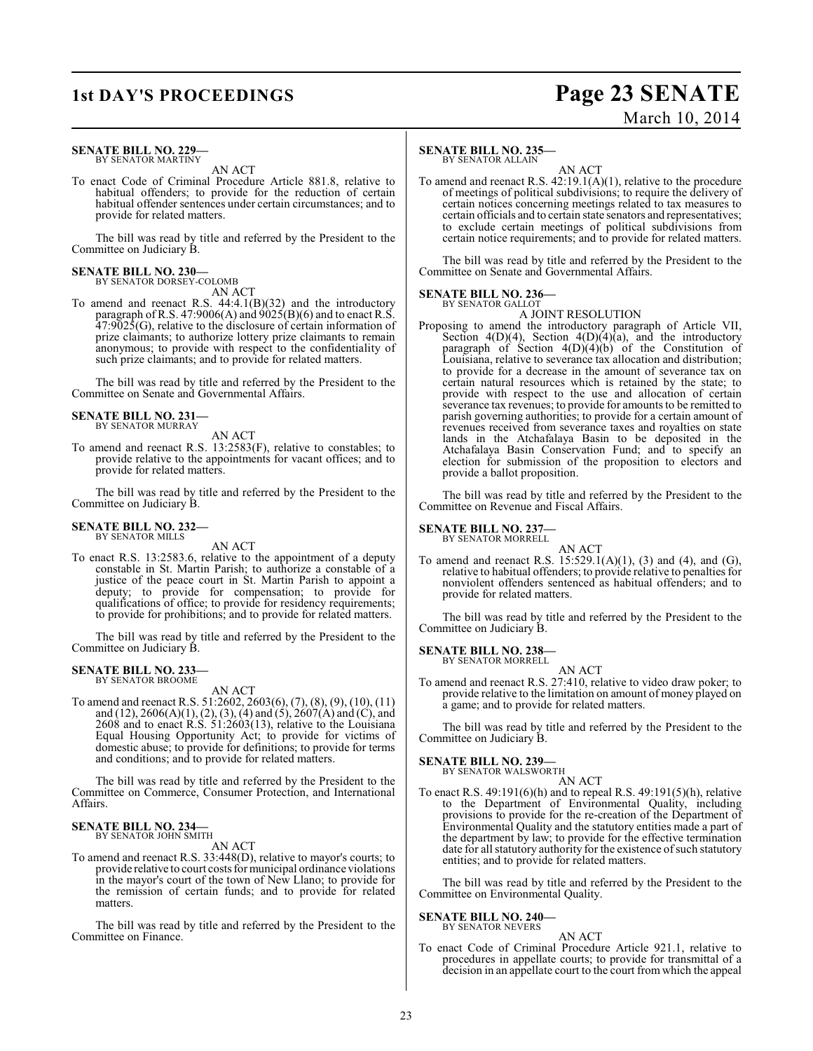**SENATE BILL NO. 229—**
BY SENATOR MARTINY

AN ACT

To enact Code of Criminal Procedure Article 881.8, relative to habitual offenders; to provide for the reduction of certain habitual offender sentences under certain circumstances; and to provide for related matters.

The bill was read by title and referred by the President to the Committee on Judiciary B.

**SENATE BILL NO. 230—**
BY SENATOR DORSEY-COLOMB

AN ACT

To amend and reenact R.S. 44:4.1(B)(32) and the introductory paragraph of R.S. 47:9006(A) and 9025(B)(6) and to enact R.S. 47:9025(G), relative to the disclosure of certain information of prize claimants; to authorize lottery prize claimants to remain anonymous; to provide with respect to the confidentiality of such prize claimants; and to provide for related matters.

The bill was read by title and referred by the President to the Committee on Senate and Governmental Affairs.

**SENATE BILL NO. 231—**
BY SENATOR MURRAY

AN ACT

To amend and reenact R.S. 13:2583(F), relative to constables; to provide relative to the appointments for vacant offices; and to provide for related matters.

The bill was read by title and referred by the President to the Committee on Judiciary B.

**SENATE BILL NO. 232—**
BY SENATOR MILLS

AN ACT

To enact R.S. 13:2583.6, relative to the appointment of a deputy constable in St. Martin Parish; to authorize a constable of a justice of the peace court in St. Martin Parish to appoint a deputy; to provide for compensation; to provide for qualifications of office; to provide for residency requirements; to provide for prohibitions; and to provide for related matters.

The bill was read by title and referred by the President to the Committee on Judiciary B.

**SENATE BILL NO. 233—**
BY SENATOR BROOME

AN ACT

To amend and reenact R.S. 51:2602, 2603(6), (7), (8), (9), (10), (11) and (12), 2606(A)(1), (2), (3), (4) and (5), 2607(A) and (C), and 2608 and to enact R.S. 51:2603(13), relative to the Louisiana Equal Housing Opportunity Act; to provide for victims of domestic abuse; to provide for definitions; to provide for terms and conditions; and to provide for related matters.

The bill was read by title and referred by the President to the Committee on Commerce, Consumer Protection, and International Affairs.

**SENATE BILL NO. 234—**
BY SENATOR JOHN SMITH

AN ACT

To amend and reenact R.S. 33:448(D), relative to mayor's courts; to provide relative to court costs for municipal ordinance violations in the mayor's court of the town of New Llano; to provide for the remission of certain funds; and to provide for related matters.

The bill was read by title and referred by the President to the Committee on Finance.

**SENATE BILL NO. 235—**
BY SENATOR ALLAIN

AN ACT

To amend and reenact R.S. 42:19.1(A)(1), relative to the procedure of meetings of political subdivisions; to require the delivery of certain notices concerning meetings related to tax measures to certain officials and to certain state senators and representatives; to exclude certain meetings of political subdivisions from certain notice requirements; and to provide for related matters.

The bill was read by title and referred by the President to the Committee on Senate and Governmental Affairs.

**SENATE BILL NO. 236—**
BY SENATOR GALLOT

A JOINT RESOLUTION

Proposing to amend the introductory paragraph of Article VII, Section 4(D)(4), Section 4(D)(4)(a), and the introductory paragraph of Section 4(D)(4)(b) of the Constitution of Louisiana, relative to severance tax allocation and distribution; to provide for a decrease in the amount of severance tax on certain natural resources which is retained by the state; to provide with respect to the use and allocation of certain severance tax revenues; to provide for amounts to be remitted to parish governing authorities; to provide for a certain amount of revenues received from severance taxes and royalties on state lands in the Atchafalaya Basin to be deposited in the Atchafalaya Basin Conservation Fund; and to specify an election for submission of the proposition to electors and provide a ballot proposition.

The bill was read by title and referred by the President to the Committee on Revenue and Fiscal Affairs.

**SENATE BILL NO. 237—**
BY SENATOR MORRELL

AN ACT

To amend and reenact R.S. 15:529.1(A)(1), (3) and (4), and (G), relative to habitual offenders; to provide relative to penalties for nonviolent offenders sentenced as habitual offenders; and to provide for related matters.

The bill was read by title and referred by the President to the Committee on Judiciary B.

**SENATE BILL NO. 238—**
BY SENATOR MORRELL

AN ACT

To amend and reenact R.S. 27:410, relative to video draw poker; to provide relative to the limitation on amount of money played on a game; and to provide for related matters.

The bill was read by title and referred by the President to the Committee on Judiciary B.

**SENATE BILL NO. 239—**
BY SENATOR WALSWORTH

AN ACT

To enact R.S. 49:191(6)(h) and to repeal R.S. 49:191(5)(h), relative to the Department of Environmental Quality, including provisions to provide for the re-creation of the Department of Environmental Quality and the statutory entities made a part of the department by law; to provide for the effective termination date for all statutory authority for the existence of such statutory entities; and to provide for related matters.

The bill was read by title and referred by the President to the Committee on Environmental Quality.

**SENATE BILL NO. 240—**
BY SENATOR NEVERS

AN ACT

To enact Code of Criminal Procedure Article 921.1, relative to procedures in appellate courts; to provide for transmittal of a decision in an appellate court to the court from which the appeal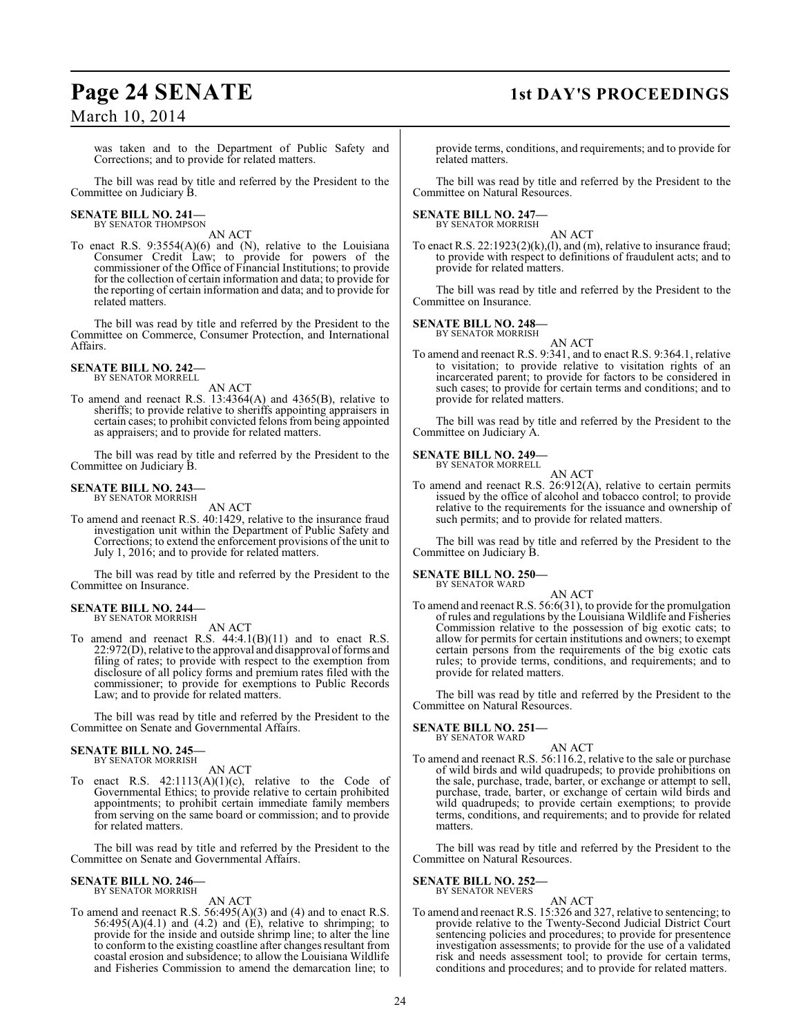was taken and to the Department of Public Safety and Corrections; and to provide for related matters.

The bill was read by title and referred by the President to the Committee on Judiciary B.

**SENATE BILL NO. 241—**
BY SENATOR THOMPSON

AN ACT

To enact R.S. 9:3554(A)(6) and (N), relative to the Louisiana Consumer Credit Law; to provide for powers of the commissioner of the Office of Financial Institutions; to provide for the collection of certain information and data; to provide for the reporting of certain information and data; and to provide for related matters.

The bill was read by title and referred by the President to the Committee on Commerce, Consumer Protection, and International Affairs.

**SENATE BILL NO. 242—**
BY SENATOR MORRELL

AN ACT

To amend and reenact R.S. 13:4364(A) and 4365(B), relative to sheriffs; to provide relative to sheriffs appointing appraisers in certain cases; to prohibit convicted felons from being appointed as appraisers; and to provide for related matters.

The bill was read by title and referred by the President to the Committee on Judiciary B.

**SENATE BILL NO. 243—**
BY SENATOR MORRISH

AN ACT

To amend and reenact R.S. 40:1429, relative to the insurance fraud investigation unit within the Department of Public Safety and Corrections; to extend the enforcement provisions of the unit to July 1, 2016; and to provide for related matters.

The bill was read by title and referred by the President to the Committee on Insurance.

**SENATE BILL NO. 244—**
BY SENATOR MORRISH

AN ACT

To amend and reenact R.S. 44:4.1(B)(11) and to enact R.S. 22:972(D), relative to the approval and disapproval of forms and filing of rates; to provide with respect to the exemption from disclosure of all policy forms and premium rates filed with the commissioner; to provide for exemptions to Public Records Law; and to provide for related matters.

The bill was read by title and referred by the President to the Committee on Senate and Governmental Affairs.

**SENATE BILL NO. 245—**
BY SENATOR MORRISH

AN ACT

To enact R.S. 42:1113(A)(1)(c), relative to the Code of Governmental Ethics; to provide relative to certain prohibited appointments; to prohibit certain immediate family members from serving on the same board or commission; and to provide for related matters.

The bill was read by title and referred by the President to the Committee on Senate and Governmental Affairs.

**SENATE BILL NO. 246—**
BY SENATOR MORRISH

AN ACT

To amend and reenact R.S. 56:495(A)(3) and (4) and to enact R.S. 56:495(A)(4.1) and (4.2) and (E), relative to shrimping; to provide for the inside and outside shrimp line; to alter the line to conform to the existing coastline after changes resultant from coastal erosion and subsidence; to allow the Louisiana Wildlife and Fisheries Commission to amend the demarcation line; to provide terms, conditions, and requirements; and to provide for related matters.

The bill was read by title and referred by the President to the Committee on Natural Resources.

**SENATE BILL NO. 247—**
BY SENATOR MORRISH

AN ACT

To enact R.S. 22:1923(2)(k),(l), and (m), relative to insurance fraud; to provide with respect to definitions of fraudulent acts; and to provide for related matters.

The bill was read by title and referred by the President to the Committee on Insurance.

**SENATE BILL NO. 248—**
BY SENATOR MORRISH

AN ACT

To amend and reenact R.S. 9:341, and to enact R.S. 9:364.1, relative to visitation; to provide relative to visitation rights of an incarcerated parent; to provide for factors to be considered in such cases; to provide for certain terms and conditions; and to provide for related matters.

The bill was read by title and referred by the President to the Committee on Judiciary A.

**SENATE BILL NO. 249—**
BY SENATOR MORRELL

AN ACT

To amend and reenact R.S. 26:912(A), relative to certain permits issued by the office of alcohol and tobacco control; to provide relative to the requirements for the issuance and ownership of such permits; and to provide for related matters.

The bill was read by title and referred by the President to the Committee on Judiciary B.

**SENATE BILL NO. 250—**
BY SENATOR WARD

AN ACT

To amend and reenact R.S. 56:6(31), to provide for the promulgation of rules and regulations by the Louisiana Wildlife and Fisheries Commission relative to the possession of big exotic cats; to allow for permits for certain institutions and owners; to exempt certain persons from the requirements of the big exotic cats rules; to provide terms, conditions, and requirements; and to provide for related matters.

The bill was read by title and referred by the President to the Committee on Natural Resources.

**SENATE BILL NO. 251—**
BY SENATOR WARD

AN ACT

To amend and reenact R.S. 56:116.2, relative to the sale or purchase of wild birds and wild quadrupeds; to provide prohibitions on the sale, purchase, trade, barter, or exchange or attempt to sell, purchase, trade, barter, or exchange of certain wild birds and wild quadrupeds; to provide certain exemptions; to provide terms, conditions, and requirements; and to provide for related matters.

The bill was read by title and referred by the President to the Committee on Natural Resources.

**SENATE BILL NO. 252—**
BY SENATOR NEVERS

AN ACT

To amend and reenact R.S. 15:326 and 327, relative to sentencing; to provide relative to the Twenty-Second Judicial District Court sentencing policies and procedures; to provide for presentence investigation assessments; to provide for the use of a validated risk and needs assessment tool; to provide for certain terms, conditions and procedures; and to provide for related matters.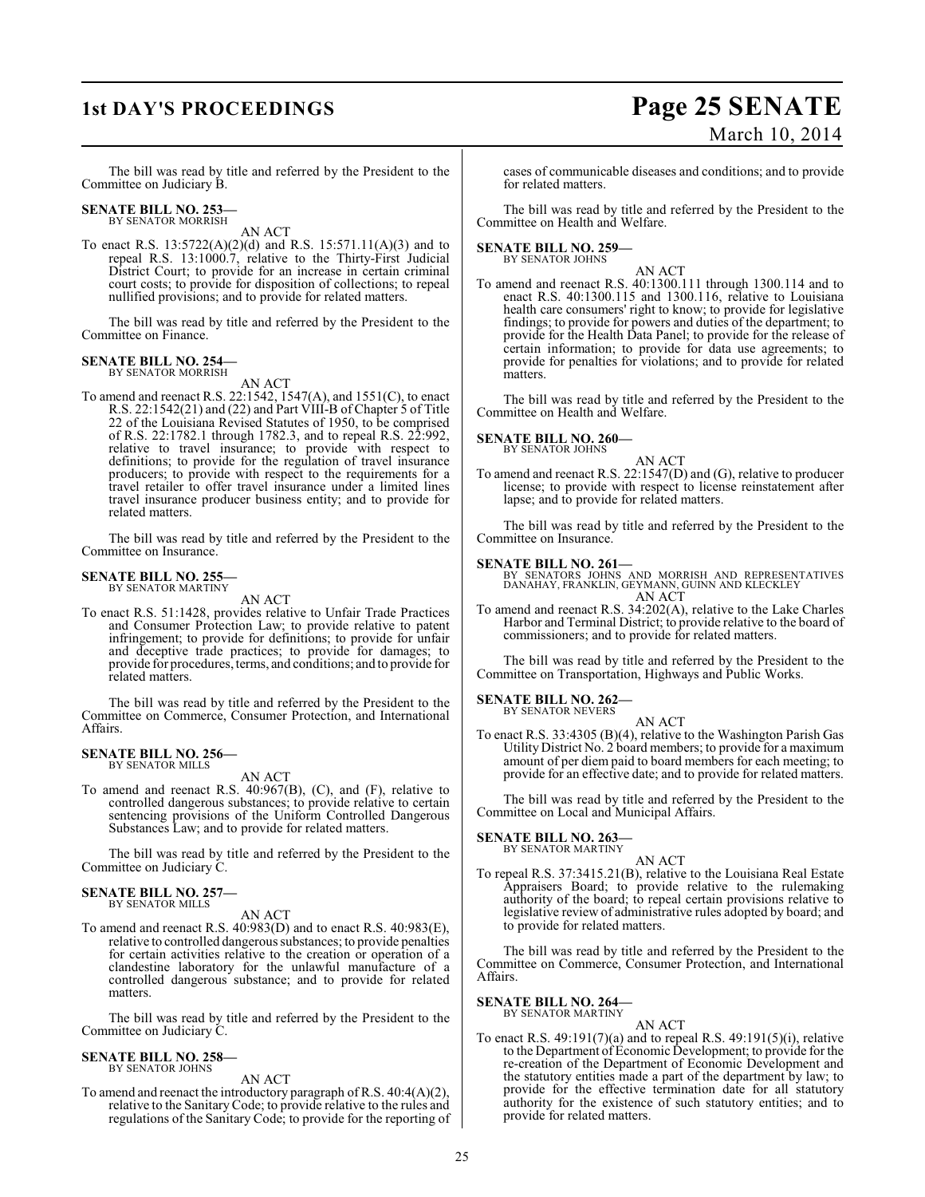The bill was read by title and referred by the President to the Committee on Judiciary B.

**SENATE BILL NO. 253—**
BY SENATOR MORRISH

AN ACT

To enact R.S. 13:5722(A)(2)(d) and R.S. 15:571.11(A)(3) and to repeal R.S. 13:1000.7, relative to the Thirty-First Judicial District Court; to provide for an increase in certain criminal court costs; to provide for disposition of collections; to repeal nullified provisions; and to provide for related matters.

The bill was read by title and referred by the President to the Committee on Finance.

**SENATE BILL NO. 254—**
BY SENATOR MORRISH

AN ACT

To amend and reenact R.S. 22:1542, 1547(A), and 1551(C), to enact R.S. 22:1542(21) and (22) and Part VIII-B of Chapter 5 of Title 22 of the Louisiana Revised Statutes of 1950, to be comprised of R.S. 22:1782.1 through 1782.3, and to repeal R.S. 22:992, relative to travel insurance; to provide with respect to definitions; to provide for the regulation of travel insurance producers; to provide with respect to the requirements for a travel retailer to offer travel insurance under a limited lines travel insurance producer business entity; and to provide for related matters.

The bill was read by title and referred by the President to the Committee on Insurance.

**SENATE BILL NO. 255—**
BY SENATOR MARTINY

AN ACT

To enact R.S. 51:1428, provides relative to Unfair Trade Practices and Consumer Protection Law; to provide relative to patent infringement; to provide for definitions; to provide for unfair and deceptive trade practices; to provide for damages; to provide for procedures, terms, and conditions; and to provide for related matters.

The bill was read by title and referred by the President to the Committee on Commerce, Consumer Protection, and International Affairs.

**SENATE BILL NO. 256—**
BY SENATOR MILLS

AN ACT

To amend and reenact R.S. 40:967(B), (C), and (F), relative to controlled dangerous substances; to provide relative to certain sentencing provisions of the Uniform Controlled Dangerous Substances Law; and to provide for related matters.

The bill was read by title and referred by the President to the Committee on Judiciary C.

**SENATE BILL NO. 257—**
BY SENATOR MILLS

AN ACT

To amend and reenact R.S. 40:983(D) and to enact R.S. 40:983(E), relative to controlled dangerous substances; to provide penalties for certain activities relative to the creation or operation of a clandestine laboratory for the unlawful manufacture of a controlled dangerous substance; and to provide for related matters.

The bill was read by title and referred by the President to the Committee on Judiciary C.

**SENATE BILL NO. 258—**
BY SENATOR JOHNS

AN ACT

To amend and reenact the introductory paragraph of R.S. 40:4(A)(2), relative to the Sanitary Code; to provide relative to the rules and regulations of the Sanitary Code; to provide for the reporting of cases of communicable diseases and conditions; and to provide for related matters.

The bill was read by title and referred by the President to the Committee on Health and Welfare.

**SENATE BILL NO. 259—**
BY SENATOR JOHNS

AN ACT

To amend and reenact R.S. 40:1300.111 through 1300.114 and to enact R.S. 40:1300.115 and 1300.116, relative to Louisiana health care consumers' right to know; to provide for legislative findings; to provide for powers and duties of the department; to provide for the Health Data Panel; to provide for the release of certain information; to provide for data use agreements; to provide for penalties for violations; and to provide for related matters.

The bill was read by title and referred by the President to the Committee on Health and Welfare.

**SENATE BILL NO. 260—**
BY SENATOR JOHNS

AN ACT

To amend and reenact R.S. 22:1547(D) and (G), relative to producer license; to provide with respect to license reinstatement after lapse; and to provide for related matters.

The bill was read by title and referred by the President to the Committee on Insurance.

**SENATE BILL NO. 261—**
BY SENATORS JOHNS AND MORRISH AND REPRESENTATIVES DANAHAY, FRANKLIN, GEYMANN, GUINN AND KLECKLEY

AN ACT

To amend and reenact R.S. 34:202(A), relative to the Lake Charles Harbor and Terminal District; to provide relative to the board of commissioners; and to provide for related matters.

The bill was read by title and referred by the President to the Committee on Transportation, Highways and Public Works.

**SENATE BILL NO. 262—**
BY SENATOR NEVERS

AN ACT

To enact R.S. 33:4305 (B)(4), relative to the Washington Parish Gas Utility District No. 2 board members; to provide for a maximum amount of per diem paid to board members for each meeting; to provide for an effective date; and to provide for related matters.

The bill was read by title and referred by the President to the Committee on Local and Municipal Affairs.

**SENATE BILL NO. 263—**
BY SENATOR MARTINY

AN ACT

To repeal R.S. 37:3415.21(B), relative to the Louisiana Real Estate Appraisers Board; to provide relative to the rulemaking authority of the board; to repeal certain provisions relative to legislative review of administrative rules adopted by board; and to provide for related matters.

The bill was read by title and referred by the President to the Committee on Commerce, Consumer Protection, and International Affairs.

**SENATE BILL NO. 264—**
BY SENATOR MARTINY

AN ACT

To enact R.S. 49:191(7)(a) and to repeal R.S. 49:191(5)(i), relative to the Department of Economic Development; to provide for the re-creation of the Department of Economic Development and the statutory entities made a part of the department by law; to provide for the effective termination date for all statutory authority for the existence of such statutory entities; and to provide for related matters.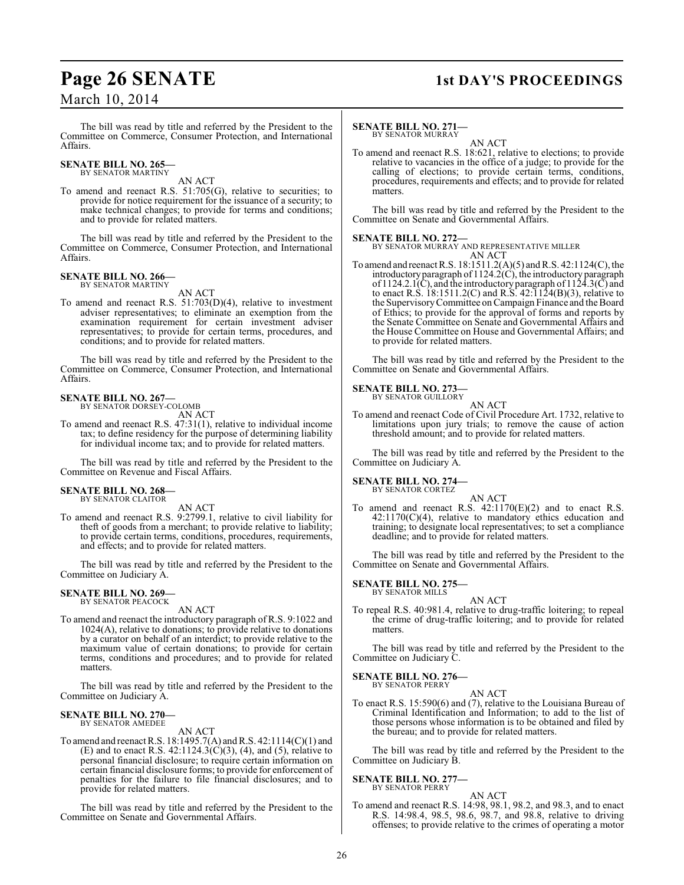The bill was read by title and referred by the President to the Committee on Commerce, Consumer Protection, and International Affairs.

**SENATE BILL NO. 265—**
BY SENATOR MARTINY

AN ACT

To amend and reenact R.S. 51:705(G), relative to securities; to provide for notice requirement for the issuance of a security; to make technical changes; to provide for terms and conditions; and to provide for related matters.

The bill was read by title and referred by the President to the Committee on Commerce, Consumer Protection, and International Affairs.

**SENATE BILL NO. 266—**
BY SENATOR MARTINY

AN ACT

To amend and reenact R.S. 51:703(D)(4), relative to investment adviser representatives; to eliminate an exemption from the examination requirement for certain investment adviser representatives; to provide for certain terms, procedures, and conditions; and to provide for related matters.

The bill was read by title and referred by the President to the Committee on Commerce, Consumer Protection, and International Affairs.

**SENATE BILL NO. 267—**
BY SENATOR DORSEY-COLOMB

AN ACT

To amend and reenact R.S. 47:31(1), relative to individual income tax; to define residency for the purpose of determining liability for individual income tax; and to provide for related matters.

The bill was read by title and referred by the President to the Committee on Revenue and Fiscal Affairs.

**SENATE BILL NO. 268—**
BY SENATOR CLAITOR

AN ACT

To amend and reenact R.S. 9:2799.1, relative to civil liability for theft of goods from a merchant; to provide relative to liability; to provide certain terms, conditions, procedures, requirements, and effects; and to provide for related matters.

The bill was read by title and referred by the President to the Committee on Judiciary A.

**SENATE BILL NO. 269—**
BY SENATOR PEACOCK

AN ACT

To amend and reenact the introductory paragraph of R.S. 9:1022 and 1024(A), relative to donations; to provide relative to donations by a curator on behalf of an interdict; to provide relative to the maximum value of certain donations; to provide for certain terms, conditions and procedures; and to provide for related matters.

The bill was read by title and referred by the President to the Committee on Judiciary A.

**SENATE BILL NO. 270—**
BY SENATOR AMEDEE

AN ACT

To amend and reenact R.S. 18:1495.7(A) and R.S. 42:1114(C)(1) and (E) and to enact R.S. 42:1124.3(C)(3), (4), and (5), relative to personal financial disclosure; to require certain information on certain financial disclosure forms; to provide for enforcement of penalties for the failure to file financial disclosures; and to provide for related matters.

The bill was read by title and referred by the President to the Committee on Senate and Governmental Affairs.

**SENATE BILL NO. 271—**
BY SENATOR MURRAY

AN ACT

To amend and reenact R.S. 18:621, relative to elections; to provide relative to vacancies in the office of a judge; to provide for the calling of elections; to provide certain terms, conditions, procedures, requirements and effects; and to provide for related matters.

The bill was read by title and referred by the President to the Committee on Senate and Governmental Affairs.

**SENATE BILL NO. 272—**
BY SENATOR MURRAY AND REPRESENTATIVE MILLER

AN ACT

To amend and reenact R.S. 18:1511.2(A)(5) and R.S. 42:1124(C), the introductory paragraph of 1124.2(C), the introductory paragraph of 1124.2.1(C), and the introductory paragraph of 1124.3(C) and to enact R.S. 18:1511.2(C) and R.S. 42:1124(B)(3), relative to the Supervisory Committee on Campaign Finance and the Board of Ethics; to provide for the approval of forms and reports by the Senate Committee on Senate and Governmental Affairs and the House Committee on House and Governmental Affairs; and to provide for related matters.

The bill was read by title and referred by the President to the Committee on Senate and Governmental Affairs.

**SENATE BILL NO. 273—**
BY SENATOR GUILLORY

AN ACT

To amend and reenact Code of Civil Procedure Art. 1732, relative to limitations upon jury trials; to remove the cause of action threshold amount; and to provide for related matters.

The bill was read by title and referred by the President to the Committee on Judiciary A.

**SENATE BILL NO. 274—**
BY SENATOR CORTEZ

AN ACT

To amend and reenact R.S. 42:1170(E)(2) and to enact R.S. 42:1170(C)(4), relative to mandatory ethics education and training; to designate local representatives; to set a compliance deadline; and to provide for related matters.

The bill was read by title and referred by the President to the Committee on Senate and Governmental Affairs.

**SENATE BILL NO. 275—**
BY SENATOR MILLS

AN ACT

To repeal R.S. 40:981.4, relative to drug-traffic loitering; to repeal the crime of drug-traffic loitering; and to provide for related matters.

The bill was read by title and referred by the President to the Committee on Judiciary C.

**SENATE BILL NO. 276—**
BY SENATOR PERRY

AN ACT

To enact R.S. 15:590(6) and (7), relative to the Louisiana Bureau of Criminal Identification and Information; to add to the list of those persons whose information is to be obtained and filed by the bureau; and to provide for related matters.

The bill was read by title and referred by the President to the Committee on Judiciary B.

**SENATE BILL NO. 277—**
BY SENATOR PERRY

AN ACT

To amend and reenact R.S. 14:98, 98.1, 98.2, and 98.3, and to enact R.S. 14:98.4, 98.5, 98.6, 98.7, and 98.8, relative to driving offenses; to provide relative to the crimes of operating a motor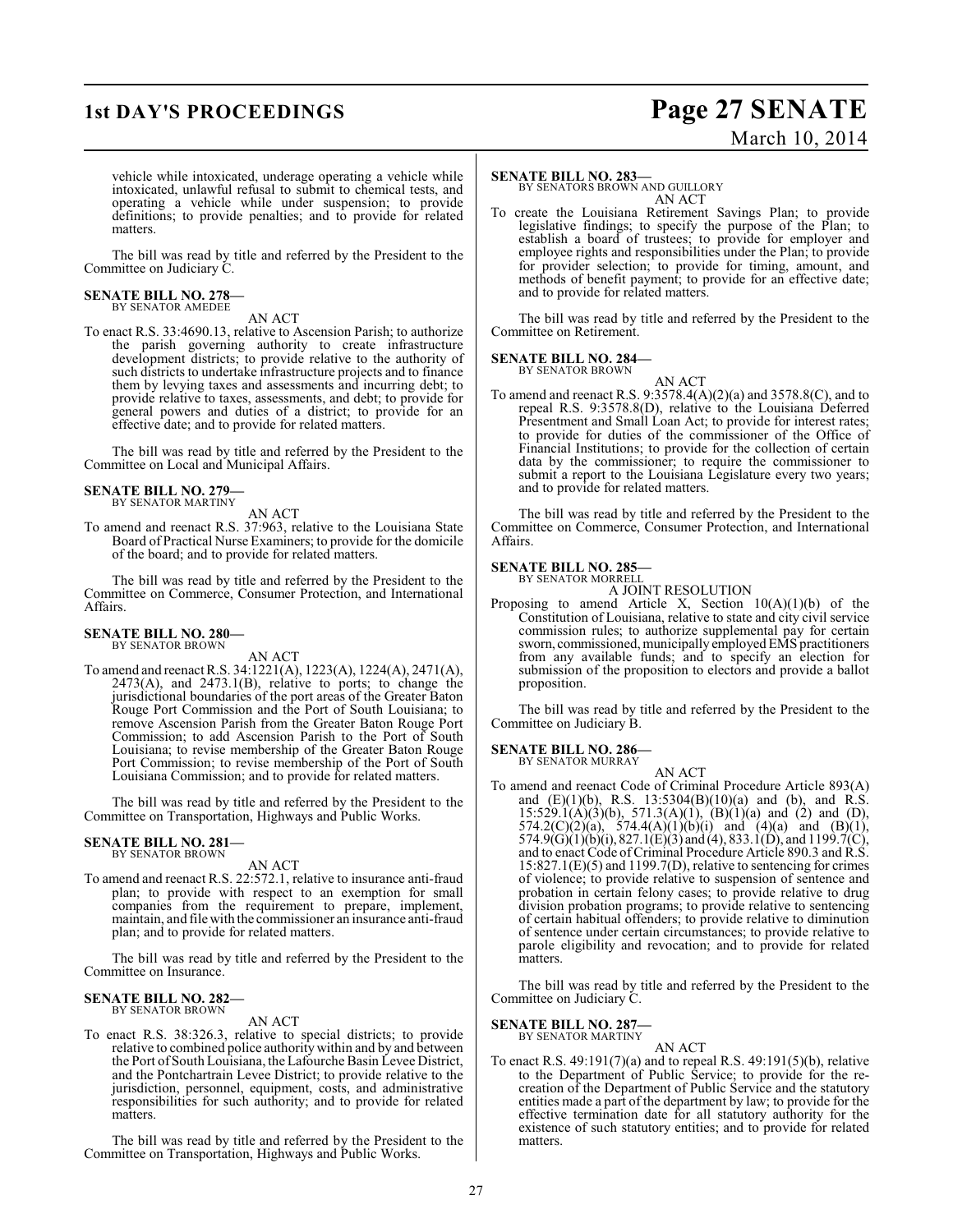vehicle while intoxicated, underage operating a vehicle while intoxicated, unlawful refusal to submit to chemical tests, and operating a vehicle while under suspension; to provide definitions; to provide penalties; and to provide for related matters.

The bill was read by title and referred by the President to the Committee on Judiciary C.

**SENATE BILL NO. 278—**
BY SENATOR AMEDEE

AN ACT

To enact R.S. 33:4690.13, relative to Ascension Parish; to authorize the parish governing authority to create infrastructure development districts; to provide relative to the authority of such districts to undertake infrastructure projects and to finance them by levying taxes and assessments and incurring debt; to provide relative to taxes, assessments, and debt; to provide for general powers and duties of a district; to provide for an effective date; and to provide for related matters.

The bill was read by title and referred by the President to the Committee on Local and Municipal Affairs.

**SENATE BILL NO. 279—**
BY SENATOR MARTINY

AN ACT

To amend and reenact R.S. 37:963, relative to the Louisiana State Board of Practical Nurse Examiners; to provide for the domicile of the board; and to provide for related matters.

The bill was read by title and referred by the President to the Committee on Commerce, Consumer Protection, and International Affairs.

**SENATE BILL NO. 280—**
BY SENATOR BROWN

AN ACT

To amend and reenact R.S. 34:1221(A), 1223(A), 1224(A), 2471(A), 2473(A), and 2473.1(B), relative to ports; to change the jurisdictional boundaries of the port areas of the Greater Baton Rouge Port Commission and the Port of South Louisiana; to remove Ascension Parish from the Greater Baton Rouge Port Commission; to add Ascension Parish to the Port of South Louisiana; to revise membership of the Greater Baton Rouge Port Commission; to revise membership of the Port of South Louisiana Commission; and to provide for related matters.

The bill was read by title and referred by the President to the Committee on Transportation, Highways and Public Works.

**SENATE BILL NO. 281—**
BY SENATOR BROWN

AN ACT

To amend and reenact R.S. 22:572.1, relative to insurance anti-fraud plan; to provide with respect to an exemption for small companies from the requirement to prepare, implement, maintain, and file with the commissioner an insurance anti-fraud plan; and to provide for related matters.

The bill was read by title and referred by the President to the Committee on Insurance.

**SENATE BILL NO. 282—**
BY SENATOR BROWN

AN ACT

To enact R.S. 38:326.3, relative to special districts; to provide relative to combined police authority within and by and between the Port of South Louisiana, the Lafourche Basin Levee District, and the Pontchartrain Levee District; to provide relative to the jurisdiction, personnel, equipment, costs, and administrative responsibilities for such authority; and to provide for related matters.

The bill was read by title and referred by the President to the Committee on Transportation, Highways and Public Works.

**SENATE BILL NO. 283—**
BY SENATORS BROWN AND GUILLORY

AN ACT

To create the Louisiana Retirement Savings Plan; to provide legislative findings; to specify the purpose of the Plan; to establish a board of trustees; to provide for employer and employee rights and responsibilities under the Plan; to provide for provider selection; to provide for timing, amount, and methods of benefit payment; to provide for an effective date; and to provide for related matters.

The bill was read by title and referred by the President to the Committee on Retirement.

**SENATE BILL NO. 284—**
BY SENATOR BROWN

AN ACT

To amend and reenact R.S. 9:3578.4(A)(2)(a) and 3578.8(C), and to repeal R.S. 9:3578.8(D), relative to the Louisiana Deferred Presentment and Small Loan Act; to provide for interest rates; to provide for duties of the commissioner of the Office of Financial Institutions; to provide for the collection of certain data by the commissioner; to require the commissioner to submit a report to the Louisiana Legislature every two years; and to provide for related matters.

The bill was read by title and referred by the President to the Committee on Commerce, Consumer Protection, and International Affairs.

**SENATE BILL NO. 285—**
BY SENATOR MORRELL

A JOINT RESOLUTION

Proposing to amend Article X, Section 10(A)(1)(b) of the Constitution of Louisiana, relative to state and city civil service commission rules; to authorize supplemental pay for certain sworn, commissioned, municipally employed EMS practitioners from any available funds; and to specify an election for submission of the proposition to electors and provide a ballot proposition.

The bill was read by title and referred by the President to the Committee on Judiciary B.

**SENATE BILL NO. 286—**
BY SENATOR MURRAY

AN ACT

To amend and reenact Code of Criminal Procedure Article 893(A) and (E)(1)(b), R.S. 13:5304(B)(10)(a) and (b), and R.S. 15:529.1(A)(3)(b), 571.3(A)(1), (B)(1)(a) and (2) and (D), 574.2(C)(2)(a), 574.4(A)(1)(b)(i) and (4)(a) and (B)(1), 574.9(G)(1)(b)(i), 827.1(E)(3) and (4), 833.1(D), and 1199.7(C), and to enact Code of Criminal Procedure Article 890.3 and R.S. 15:827.1(E)(5) and 1199.7(D), relative to sentencing for crimes of violence; to provide relative to suspension of sentence and probation in certain felony cases; to provide relative to drug division probation programs; to provide relative to sentencing of certain habitual offenders; to provide relative to diminution of sentence under certain circumstances; to provide relative to parole eligibility and revocation; and to provide for related matters.

The bill was read by title and referred by the President to the Committee on Judiciary C.

**SENATE BILL NO. 287—**
BY SENATOR MARTINY

AN ACT

To enact R.S. 49:191(7)(a) and to repeal R.S. 49:191(5)(b), relative to the Department of Public Service; to provide for the re-creation of the Department of Public Service and the statutory entities made a part of the department by law; to provide for the effective termination date for all statutory authority for the existence of such statutory entities; and to provide for related matters.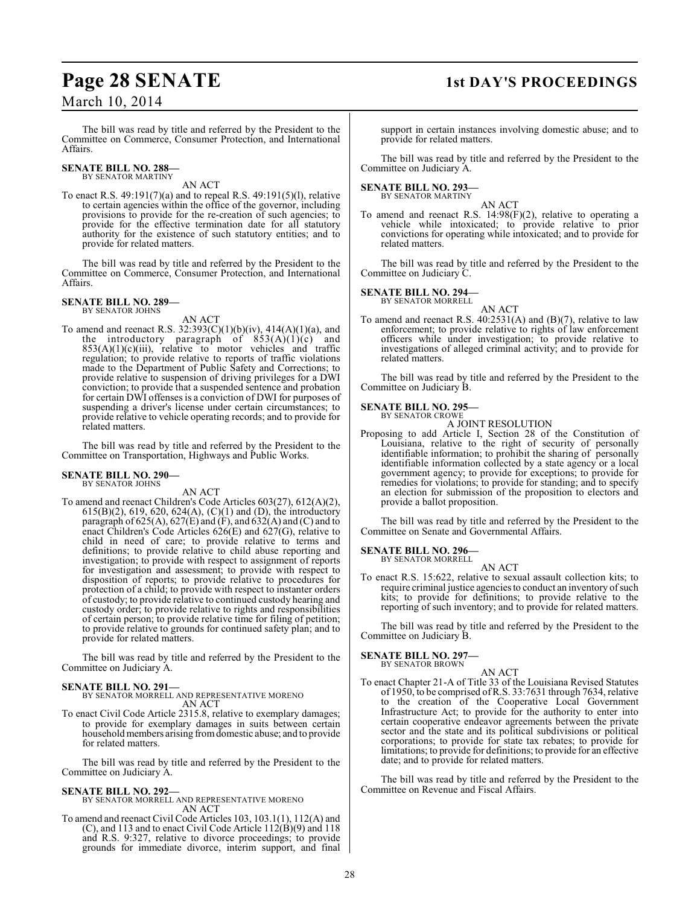The bill was read by title and referred by the President to the Committee on Commerce, Consumer Protection, and International Affairs.

**SENATE BILL NO. 288—**
BY SENATOR MARTINY

AN ACT

To enact R.S. 49:191(7)(a) and to repeal R.S. 49:191(5)(l), relative to certain agencies within the office of the governor, including provisions to provide for the re-creation of such agencies; to provide for the effective termination date for all statutory authority for the existence of such statutory entities; and to provide for related matters.

The bill was read by title and referred by the President to the Committee on Commerce, Consumer Protection, and International Affairs.

**SENATE BILL NO. 289—**
BY SENATOR JOHNS

AN ACT

To amend and reenact R.S. 32:393(C)(1)(b)(iv), 414(A)(1)(a), and the introductory paragraph of 853(A)(1)(c) and 853(A)(1)(c)(iii), relative to motor vehicles and traffic regulation; to provide relative to reports of traffic violations made to the Department of Public Safety and Corrections; to provide relative to suspension of driving privileges for a DWI conviction; to provide that a suspended sentence and probation for certain DWI offenses is a conviction of DWI for purposes of suspending a driver's license under certain circumstances; to provide relative to vehicle operating records; and to provide for related matters.

The bill was read by title and referred by the President to the Committee on Transportation, Highways and Public Works.

**SENATE BILL NO. 290—**
BY SENATOR JOHNS

AN ACT

To amend and reenact Children's Code Articles 603(27), 612(A)(2), 615(B)(2), 619, 620, 624(A), (C)(1) and (D), the introductory paragraph of 625(A), 627(E) and (F), and 632(A) and (C) and to enact Children's Code Articles 626(E) and 627(G), relative to child in need of care; to provide relative to terms and definitions; to provide relative to child abuse reporting and investigation; to provide with respect to assignment of reports for investigation and assessment; to provide with respect to disposition of reports; to provide relative to procedures for protection of a child; to provide with respect to instanter orders of custody; to provide relative to continued custody hearing and custody order; to provide relative to rights and responsibilities of certain person; to provide relative time for filing of petition; to provide relative to grounds for continued safety plan; and to provide for related matters.

The bill was read by title and referred by the President to the Committee on Judiciary A.

**SENATE BILL NO. 291—**
BY SENATOR MORRELL AND REPRESENTATIVE MORENO

AN ACT

To enact Civil Code Article 2315.8, relative to exemplary damages; to provide for exemplary damages in suits between certain household members arising from domestic abuse; and to provide for related matters.

The bill was read by title and referred by the President to the Committee on Judiciary A.

**SENATE BILL NO. 292—**
BY SENATOR MORRELL AND REPRESENTATIVE MORENO

AN ACT

To amend and reenact Civil Code Articles 103, 103.1(1), 112(A) and (C), and 113 and to enact Civil Code Article 112(B)(9) and 118 and R.S. 9:327, relative to divorce proceedings; to provide grounds for immediate divorce, interim support, and final support in certain instances involving domestic abuse; and to provide for related matters.

The bill was read by title and referred by the President to the Committee on Judiciary A.

**SENATE BILL NO. 293—**
BY SENATOR MARTINY

AN ACT

To amend and reenact R.S. 14:98(F)(2), relative to operating a vehicle while intoxicated; to provide relative to prior convictions for operating while intoxicated; and to provide for related matters.

The bill was read by title and referred by the President to the Committee on Judiciary C.

**SENATE BILL NO. 294—**
BY SENATOR MORRELL

AN ACT

To amend and reenact R.S. 40:2531(A) and (B)(7), relative to law enforcement; to provide relative to rights of law enforcement officers while under investigation; to provide relative to investigations of alleged criminal activity; and to provide for related matters.

The bill was read by title and referred by the President to the Committee on Judiciary B.

**SENATE BILL NO. 295—**
BY SENATOR CROWE

A JOINT RESOLUTION

Proposing to add Article I, Section 28 of the Constitution of Louisiana, relative to the right of security of personally identifiable information; to prohibit the sharing of personally identifiable information collected by a state agency or a local government agency; to provide for exceptions; to provide for remedies for violations; to provide for standing; and to specify an election for submission of the proposition to electors and provide a ballot proposition.

The bill was read by title and referred by the President to the Committee on Senate and Governmental Affairs.

**SENATE BILL NO. 296—**
BY SENATOR MORRELL

AN ACT

To enact R.S. 15:622, relative to sexual assault collection kits; to require criminal justice agencies to conduct an inventory of such kits; to provide for definitions; to provide relative to the reporting of such inventory; and to provide for related matters.

The bill was read by title and referred by the President to the Committee on Judiciary B.

**SENATE BILL NO. 297—**
BY SENATOR BROWN

AN ACT

To enact Chapter 21-A of Title 33 of the Louisiana Revised Statutes of 1950, to be comprised of R.S. 33:7631 through 7634, relative to the creation of the Cooperative Local Government Infrastructure Act; to provide for the authority to enter into certain cooperative endeavor agreements between the private sector and the state and its political subdivisions or political corporations; to provide for state tax rebates; to provide for limitations; to provide for definitions; to provide for an effective date; and to provide for related matters.

The bill was read by title and referred by the President to the Committee on Revenue and Fiscal Affairs.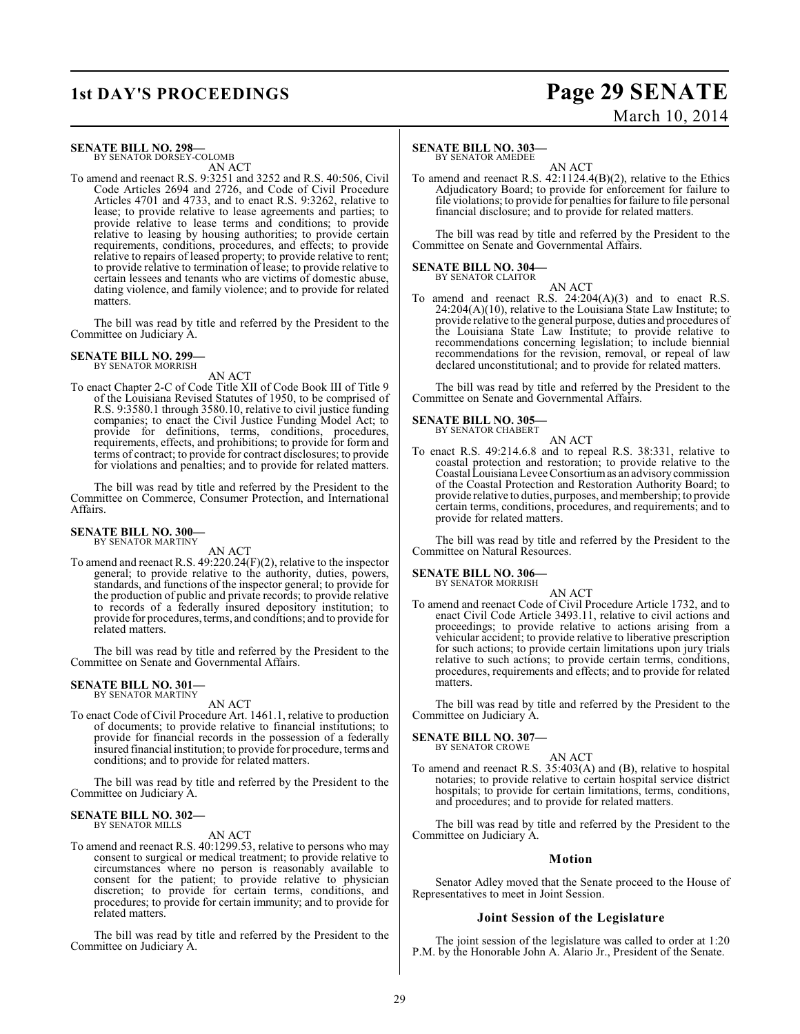**SENATE BILL NO. 298—**
BY SENATOR DORSEY-COLOMB

AN ACT

To amend and reenact R.S. 9:3251 and 3252 and R.S. 40:506, Civil Code Articles 2694 and 2726, and Code of Civil Procedure Articles 4701 and 4733, and to enact R.S. 9:3262, relative to lease; to provide relative to lease agreements and parties; to provide relative to lease terms and conditions; to provide relative to leasing by housing authorities; to provide certain requirements, conditions, procedures, and effects; to provide relative to repairs of leased property; to provide relative to rent; to provide relative to termination of lease; to provide relative to certain lessees and tenants who are victims of domestic abuse, dating violence, and family violence; and to provide for related matters.

The bill was read by title and referred by the President to the Committee on Judiciary A.

**SENATE BILL NO. 299—**
BY SENATOR MORRISH

AN ACT

To enact Chapter 2-C of Code Title XII of Code Book III of Title 9 of the Louisiana Revised Statutes of 1950, to be comprised of R.S. 9:3580.1 through 3580.10, relative to civil justice funding companies; to enact the Civil Justice Funding Model Act; to provide for definitions, terms, conditions, procedures, requirements, effects, and prohibitions; to provide for form and terms of contract; to provide for contract disclosures; to provide for violations and penalties; and to provide for related matters.

The bill was read by title and referred by the President to the Committee on Commerce, Consumer Protection, and International Affairs.

**SENATE BILL NO. 300—**
BY SENATOR MARTINY

AN ACT

To amend and reenact R.S. 49:220.24(F)(2), relative to the inspector general; to provide relative to the authority, duties, powers, standards, and functions of the inspector general; to provide for the production of public and private records; to provide relative to records of a federally insured depository institution; to provide for procedures, terms, and conditions; and to provide for related matters.

The bill was read by title and referred by the President to the Committee on Senate and Governmental Affairs.

**SENATE BILL NO. 301—**
BY SENATOR MARTINY

AN ACT

To enact Code of Civil Procedure Art. 1461.1, relative to production of documents; to provide relative to financial institutions; to provide for financial records in the possession of a federally insured financial institution; to provide for procedure, terms and conditions; and to provide for related matters.

The bill was read by title and referred by the President to the Committee on Judiciary A.

**SENATE BILL NO. 302—**
BY SENATOR MILLS

AN ACT

To amend and reenact R.S. 40:1299.53, relative to persons who may consent to surgical or medical treatment; to provide relative to circumstances where no person is reasonably available to consent for the patient; to provide relative to physician discretion; to provide for certain terms, conditions, and procedures; to provide for certain immunity; and to provide for related matters.

The bill was read by title and referred by the President to the Committee on Judiciary A.

**SENATE BILL NO. 303—**
BY SENATOR AMEDEE

AN ACT

To amend and reenact R.S. 42:1124.4(B)(2), relative to the Ethics Adjudicatory Board; to provide for enforcement for failure to file violations; to provide for penalties for failure to file personal financial disclosure; and to provide for related matters.

The bill was read by title and referred by the President to the Committee on Senate and Governmental Affairs.

**SENATE BILL NO. 304—**
BY SENATOR CLAITOR

AN ACT

To amend and reenact R.S. 24:204(A)(3) and to enact R.S. 24:204(A)(10), relative to the Louisiana State Law Institute; to provide relative to the general purpose, duties and procedures of the Louisiana State Law Institute; to provide relative to recommendations concerning legislation; to include biennial recommendations for the revision, removal, or repeal of law declared unconstitutional; and to provide for related matters.

The bill was read by title and referred by the President to the Committee on Senate and Governmental Affairs.

**SENATE BILL NO. 305—**
BY SENATOR CHABERT

AN ACT

To enact R.S. 49:214.6.8 and to repeal R.S. 38:331, relative to coastal protection and restoration; to provide relative to the Coastal Louisiana Levee Consortium as an advisory commission of the Coastal Protection and Restoration Authority Board; to provide relative to duties, purposes, and membership; to provide certain terms, conditions, procedures, and requirements; and to provide for related matters.

The bill was read by title and referred by the President to the Committee on Natural Resources.

**SENATE BILL NO. 306—**
BY SENATOR MORRISH

AN ACT

To amend and reenact Code of Civil Procedure Article 1732, and to enact Civil Code Article 3493.11, relative to civil actions and proceedings; to provide relative to actions arising from a vehicular accident; to provide relative to liberative prescription for such actions; to provide certain limitations upon jury trials relative to such actions; to provide certain terms, conditions, procedures, requirements and effects; and to provide for related matters.

The bill was read by title and referred by the President to the Committee on Judiciary A.

**SENATE BILL NO. 307—**
BY SENATOR CROWE

AN ACT

To amend and reenact R.S. 35:403(A) and (B), relative to hospital notaries; to provide relative to certain hospital service district hospitals; to provide for certain limitations, terms, conditions, and procedures; and to provide for related matters.

The bill was read by title and referred by the President to the Committee on Judiciary A.

## Motion

Senator Adley moved that the Senate proceed to the House of Representatives to meet in Joint Session.

## Joint Session of the Legislature

The joint session of the legislature was called to order at 1:20 P.M. by the Honorable John A. Alario Jr., President of the Senate.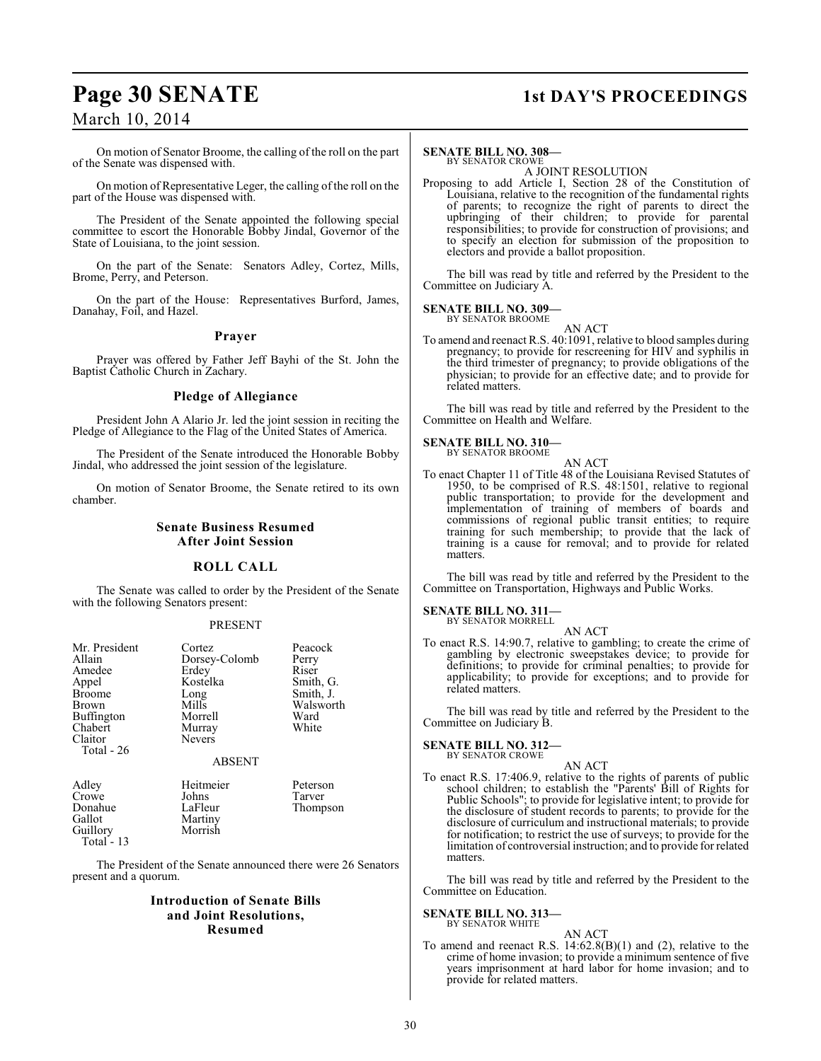On motion of Senator Broome, the calling of the roll on the part of the Senate was dispensed with.

On motion of Representative Leger, the calling of the roll on the part of the House was dispensed with.

The President of the Senate appointed the following special committee to escort the Honorable Bobby Jindal, Governor of the State of Louisiana, to the joint session.

On the part of the Senate: Senators Adley, Cortez, Mills, Brome, Perry, and Peterson.

On the part of the House: Representatives Burford, James, Danahay, Foil, and Hazel.

## Prayer

Prayer was offered by Father Jeff Bayhi of the St. John the Baptist Catholic Church in Zachary.

## Pledge of Allegiance

President John A Alario Jr. led the joint session in reciting the Pledge of Allegiance to the Flag of the United States of America.

The President of the Senate introduced the Honorable Bobby Jindal, who addressed the joint session of the legislature.

On motion of Senator Broome, the Senate retired to its own chamber.

## Senate Business Resumed After Joint Session

## ROLL CALL

The Senate was called to order by the President of the Senate with the following Senators present:

PRESENT

| | | |
|---|---|---|
| Mr. President | Cortez | Peacock |
| Allain | Dorsey-Colomb | Perry |
| Amedee | Erdey | Riser |
| Appel | Kostelka | Smith, G. |
| Broome | Long | Smith, J. |
| Brown | Mills | Walsworth |
| Buffington | Morrell | Ward |
| Chabert | Murray | White |
| Claitor | Nevers | |
| Total - 26 | | |

ABSENT

| | | |
|---|---|---|
| Adley | Heitmeier | Peterson |
| Crowe | Johns | Tarver |
| Donahue | LaFleur | Thompson |
| Gallot | Martiny | |
| Guillory | Morrish | |
| Total - 13 | | |

The President of the Senate announced there were 26 Senators present and a quorum.

## Introduction of Senate Bills and Joint Resolutions, Resumed

**SENATE BILL NO. 308—**
BY SENATOR CROWE

A JOINT RESOLUTION

Proposing to add Article I, Section 28 of the Constitution of Louisiana, relative to the recognition of the fundamental rights of parents; to recognize the right of parents to direct the upbringing of their children; to provide for parental responsibilities; to provide for construction of provisions; and to specify an election for submission of the proposition to electors and provide a ballot proposition.

The bill was read by title and referred by the President to the Committee on Judiciary A.

**SENATE BILL NO. 309—**
BY SENATOR BROOME

AN ACT

To amend and reenact R.S. 40:1091, relative to blood samples during pregnancy; to provide for rescreening for HIV and syphilis in the third trimester of pregnancy; to provide obligations of the physician; to provide for an effective date; and to provide for related matters.

The bill was read by title and referred by the President to the Committee on Health and Welfare.

**SENATE BILL NO. 310—**
BY SENATOR BROOME

AN ACT

To enact Chapter 11 of Title 48 of the Louisiana Revised Statutes of 1950, to be comprised of R.S. 48:1501, relative to regional public transportation; to provide for the development and implementation of training of members of boards and commissions of regional public transit entities; to require training for such membership; to provide that the lack of training is a cause for removal; and to provide for related matters.

The bill was read by title and referred by the President to the Committee on Transportation, Highways and Public Works.

**SENATE BILL NO. 311—**
BY SENATOR MORRELL

AN ACT

To enact R.S. 14:90.7, relative to gambling; to create the crime of gambling by electronic sweepstakes device; to provide for definitions; to provide for criminal penalties; to provide for applicability; to provide for exceptions; and to provide for related matters.

The bill was read by title and referred by the President to the Committee on Judiciary B.

**SENATE BILL NO. 312—**
BY SENATOR CROWE

AN ACT

To enact R.S. 17:406.9, relative to the rights of parents of public school children; to establish the "Parents' Bill of Rights for Public Schools"; to provide for legislative intent; to provide for the disclosure of student records to parents; to provide for the disclosure of curriculum and instructional materials; to provide for notification; to restrict the use of surveys; to provide for the limitation of controversial instruction; and to provide for related matters.

The bill was read by title and referred by the President to the Committee on Education.

**SENATE BILL NO. 313—**
BY SENATOR WHITE

AN ACT

To amend and reenact R.S. 14:62.8(B)(1) and (2), relative to the crime of home invasion; to provide a minimum sentence of five years imprisonment at hard labor for home invasion; and to provide for related matters.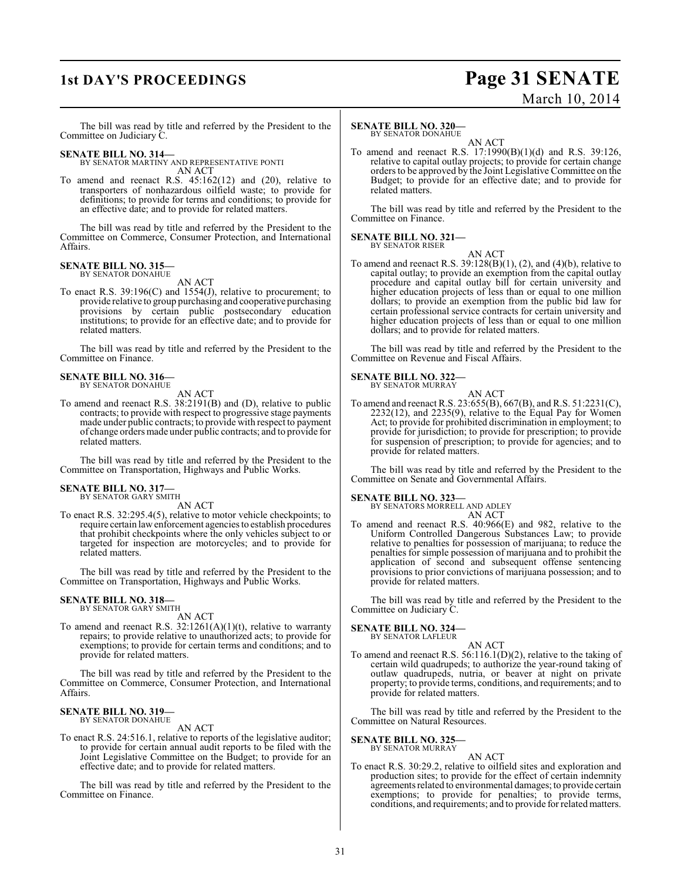The bill was read by title and referred by the President to the Committee on Judiciary C.

**SENATE BILL NO. 314—**
BY SENATOR MARTINY AND REPRESENTATIVE PONTI

AN ACT

To amend and reenact R.S. 45:162(12) and (20), relative to transporters of nonhazardous oilfield waste; to provide for definitions; to provide for terms and conditions; to provide for an effective date; and to provide for related matters.

The bill was read by title and referred by the President to the Committee on Commerce, Consumer Protection, and International Affairs.

**SENATE BILL NO. 315—**
BY SENATOR DONAHUE

AN ACT

To enact R.S. 39:196(C) and 1554(J), relative to procurement; to provide relative to group purchasing and cooperative purchasing provisions by certain public postsecondary education institutions; to provide for an effective date; and to provide for related matters.

The bill was read by title and referred by the President to the Committee on Finance.

**SENATE BILL NO. 316—**
BY SENATOR DONAHUE

AN ACT

To amend and reenact R.S. 38:2191(B) and (D), relative to public contracts; to provide with respect to progressive stage payments made under public contracts; to provide with respect to payment of change orders made under public contracts; and to provide for related matters.

The bill was read by title and referred by the President to the Committee on Transportation, Highways and Public Works.

**SENATE BILL NO. 317—**
BY SENATOR GARY SMITH

AN ACT

To enact R.S. 32:295.4(5), relative to motor vehicle checkpoints; to require certain law enforcement agencies to establish procedures that prohibit checkpoints where the only vehicles subject to or targeted for inspection are motorcycles; and to provide for related matters.

The bill was read by title and referred by the President to the Committee on Transportation, Highways and Public Works.

**SENATE BILL NO. 318—**
BY SENATOR GARY SMITH

AN ACT

To amend and reenact R.S. 32:1261(A)(1)(t), relative to warranty repairs; to provide relative to unauthorized acts; to provide for exemptions; to provide for certain terms and conditions; and to provide for related matters.

The bill was read by title and referred by the President to the Committee on Commerce, Consumer Protection, and International Affairs.

**SENATE BILL NO. 319—**
BY SENATOR DONAHUE

AN ACT

To enact R.S. 24:516.1, relative to reports of the legislative auditor; to provide for certain annual audit reports to be filed with the Joint Legislative Committee on the Budget; to provide for an effective date; and to provide for related matters.

The bill was read by title and referred by the President to the Committee on Finance.

**SENATE BILL NO. 320—**
BY SENATOR DONAHUE

AN ACT

To amend and reenact R.S. 17:1990(B)(1)(d) and R.S. 39:126, relative to capital outlay projects; to provide for certain change orders to be approved by the Joint Legislative Committee on the Budget; to provide for an effective date; and to provide for related matters.

The bill was read by title and referred by the President to the Committee on Finance.

**SENATE BILL NO. 321—**
BY SENATOR RISER

AN ACT

To amend and reenact R.S. 39:128(B)(1), (2), and (4)(b), relative to capital outlay; to provide an exemption from the capital outlay procedure and capital outlay bill for certain university and higher education projects of less than or equal to one million dollars; to provide an exemption from the public bid law for certain professional service contracts for certain university and higher education projects of less than or equal to one million dollars; and to provide for related matters.

The bill was read by title and referred by the President to the Committee on Revenue and Fiscal Affairs.

**SENATE BILL NO. 322—**
BY SENATOR MURRAY

AN ACT

To amend and reenact R.S. 23:655(B), 667(B), and R.S. 51:2231(C), 2232(12), and 2235(9), relative to the Equal Pay for Women Act; to provide for prohibited discrimination in employment; to provide for jurisdiction; to provide for prescription; to provide for suspension of prescription; to provide for agencies; and to provide for related matters.

The bill was read by title and referred by the President to the Committee on Senate and Governmental Affairs.

**SENATE BILL NO. 323—**
BY SENATORS MORRELL AND ADLEY

AN ACT

To amend and reenact R.S. 40:966(E) and 982, relative to the Uniform Controlled Dangerous Substances Law; to provide relative to penalties for possession of marijuana; to reduce the penalties for simple possession of marijuana and to prohibit the application of second and subsequent offense sentencing provisions to prior convictions of marijuana possession; and to provide for related matters.

The bill was read by title and referred by the President to the Committee on Judiciary C.

**SENATE BILL NO. 324—**
BY SENATOR LAFLEUR

AN ACT

To amend and reenact R.S. 56:116.1(D)(2), relative to the taking of certain wild quadrupeds; to authorize the year-round taking of outlaw quadrupeds, nutria, or beaver at night on private property; to provide terms, conditions, and requirements; and to provide for related matters.

The bill was read by title and referred by the President to the Committee on Natural Resources.

**SENATE BILL NO. 325—**
BY SENATOR MURRAY

AN ACT

To enact R.S. 30:29.2, relative to oilfield sites and exploration and production sites; to provide for the effect of certain indemnity agreements related to environmental damages; to provide certain exemptions; to provide for penalties; to provide terms, conditions, and requirements; and to provide for related matters.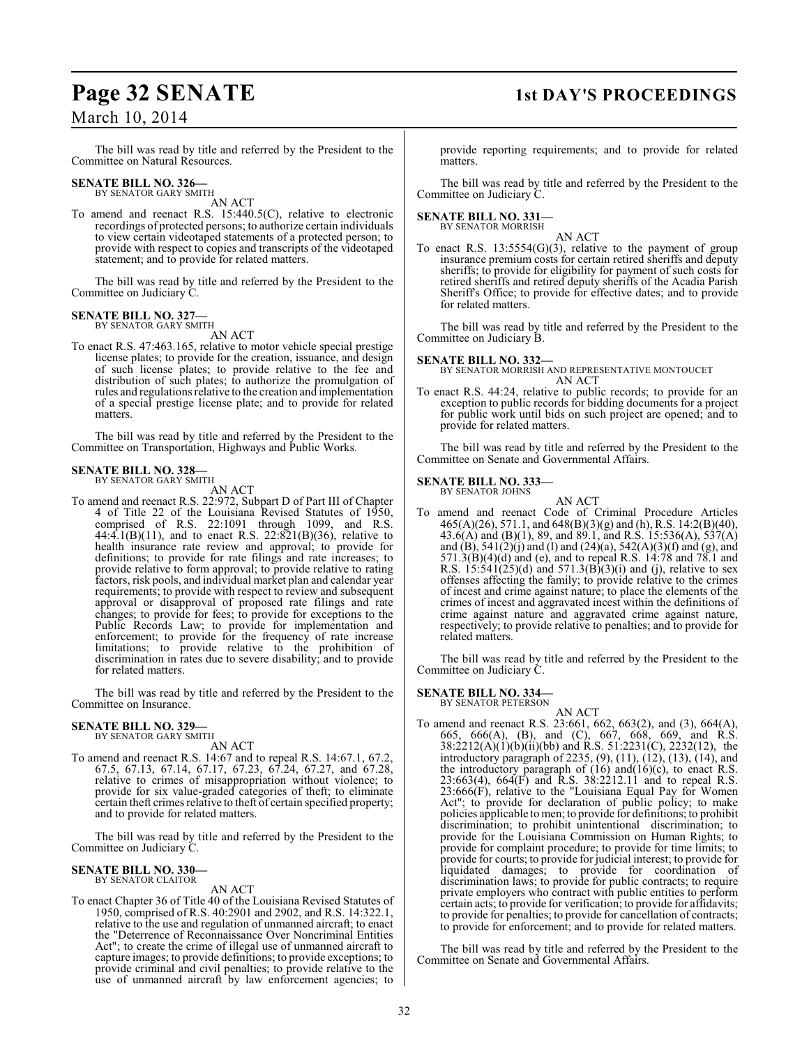The bill was read by title and referred by the President to the Committee on Natural Resources.

**SENATE BILL NO. 326—**
BY SENATOR GARY SMITH

AN ACT

To amend and reenact R.S. 15:440.5(C), relative to electronic recordings of protected persons; to authorize certain individuals to view certain videotaped statements of a protected person; to provide with respect to copies and transcripts of the videotaped statement; and to provide for related matters.

The bill was read by title and referred by the President to the Committee on Judiciary C.

**SENATE BILL NO. 327—**
BY SENATOR GARY SMITH

AN ACT

To enact R.S. 47:463.165, relative to motor vehicle special prestige license plates; to provide for the creation, issuance, and design of such license plates; to provide relative to the fee and distribution of such plates; to authorize the promulgation of rules and regulations relative to the creation and implementation of a special prestige license plate; and to provide for related matters.

The bill was read by title and referred by the President to the Committee on Transportation, Highways and Public Works.

**SENATE BILL NO. 328—**
BY SENATOR GARY SMITH

AN ACT

To amend and reenact R.S. 22:972, Subpart D of Part III of Chapter 4 of Title 22 of the Louisiana Revised Statutes of 1950, comprised of R.S. 22:1091 through 1099, and R.S. 44:4.1(B)(11), and to enact R.S. 22:821(B)(36), relative to health insurance rate review and approval; to provide for definitions; to provide for rate filings and rate increases; to provide relative to form approval; to provide relative to rating factors, risk pools, and individual market plan and calendar year requirements; to provide with respect to review and subsequent approval or disapproval of proposed rate filings and rate changes; to provide for fees; to provide for exceptions to the Public Records Law; to provide for implementation and enforcement; to provide for the frequency of rate increase limitations; to provide relative to the prohibition of discrimination in rates due to severe disability; and to provide for related matters.

The bill was read by title and referred by the President to the Committee on Insurance.

**SENATE BILL NO. 329—**
BY SENATOR GARY SMITH

AN ACT

To amend and reenact R.S. 14:67 and to repeal R.S. 14:67.1, 67.2, 67.5, 67.13, 67.14, 67.17, 67.23, 67.24, 67.27, and 67.28, relative to crimes of misappropriation without violence; to provide for six value-graded categories of theft; to eliminate certain theft crimes relative to theft of certain specified property; and to provide for related matters.

The bill was read by title and referred by the President to the Committee on Judiciary C.

**SENATE BILL NO. 330—**
BY SENATOR CLAITOR

AN ACT

To enact Chapter 36 of Title 40 of the Louisiana Revised Statutes of 1950, comprised of R.S. 40:2901 and 2902, and R.S. 14:322.1, relative to the use and regulation of unmanned aircraft; to enact the "Deterrence of Reconnaissance Over Noncriminal Entities Act"; to create the crime of illegal use of unmanned aircraft to capture images; to provide definitions; to provide exceptions; to provide criminal and civil penalties; to provide relative to the use of unmanned aircraft by law enforcement agencies; to provide reporting requirements; and to provide for related matters.

The bill was read by title and referred by the President to the Committee on Judiciary C.

**SENATE BILL NO. 331—**
BY SENATOR MORRISH

AN ACT

To enact R.S. 13:5554(G)(3), relative to the payment of group insurance premium costs for certain retired sheriffs and deputy sheriffs; to provide for eligibility for payment of such costs for retired sheriffs and retired deputy sheriffs of the Acadia Parish Sheriff's Office; to provide for effective dates; and to provide for related matters.

The bill was read by title and referred by the President to the Committee on Judiciary B.

**SENATE BILL NO. 332—**
BY SENATOR MORRISH AND REPRESENTATIVE MONTOUCET

AN ACT

To enact R.S. 44:24, relative to public records; to provide for an exception to public records for bidding documents for a project for public work until bids on such project are opened; and to provide for related matters.

The bill was read by title and referred by the President to the Committee on Senate and Governmental Affairs.

**SENATE BILL NO. 333—**
BY SENATOR JOHNS

AN ACT

To amend and reenact Code of Criminal Procedure Articles 465(A)(26), 571.1, and 648(B)(3)(g) and (h), R.S. 14:2(B)(40), 43.6(A) and (B)(1), 89, and 89.1, and R.S. 15:536(A), 537(A) and (B), 541(2)(j) and (l) and (24)(a), 542(A)(3)(f) and (g), and 571.3(B)(4)(d) and (e), and to repeal R.S. 14:78 and 78.1 and R.S. 15:541(25)(d) and 571.3(B)(3)(i) and (j), relative to sex offenses affecting the family; to provide relative to the crimes of incest and crime against nature; to place the elements of the crimes of incest and aggravated incest within the definitions of crime against nature and aggravated crime against nature, respectively; to provide relative to penalties; and to provide for related matters.

The bill was read by title and referred by the President to the Committee on Judiciary C.

**SENATE BILL NO. 334—**
BY SENATOR PETERSON

AN ACT

To amend and reenact R.S. 23:661, 662, 663(2), and (3), 664(A), 665, 666(A), (B), and (C), 667, 668, 669, and R.S. 38:2212(A)(1)(b)(ii)(bb) and R.S. 51:2231(C), 2232(12), the introductory paragraph of 2235, (9), (11), (12), (13), (14), and the introductory paragraph of (16) and(16)(c), to enact R.S. 23:663(4), 664(F) and R.S. 38:2212.11 and to repeal R.S. 23:666(F), relative to the "Louisiana Equal Pay for Women Act"; to provide for declaration of public policy; to make policies applicable to men; to provide for definitions; to prohibit discrimination; to prohibit unintentional discrimination; to provide for the Louisiana Commission on Human Rights; to provide for complaint procedure; to provide for time limits; to provide for courts; to provide for judicial interest; to provide for liquidated damages; to provide for coordination of discrimination laws; to provide for public contracts; to require private employers who contract with public entities to perform certain acts; to provide for verification; to provide for affidavits; to provide for penalties; to provide for cancellation of contracts; to provide for enforcement; and to provide for related matters.

The bill was read by title and referred by the President to the Committee on Senate and Governmental Affairs.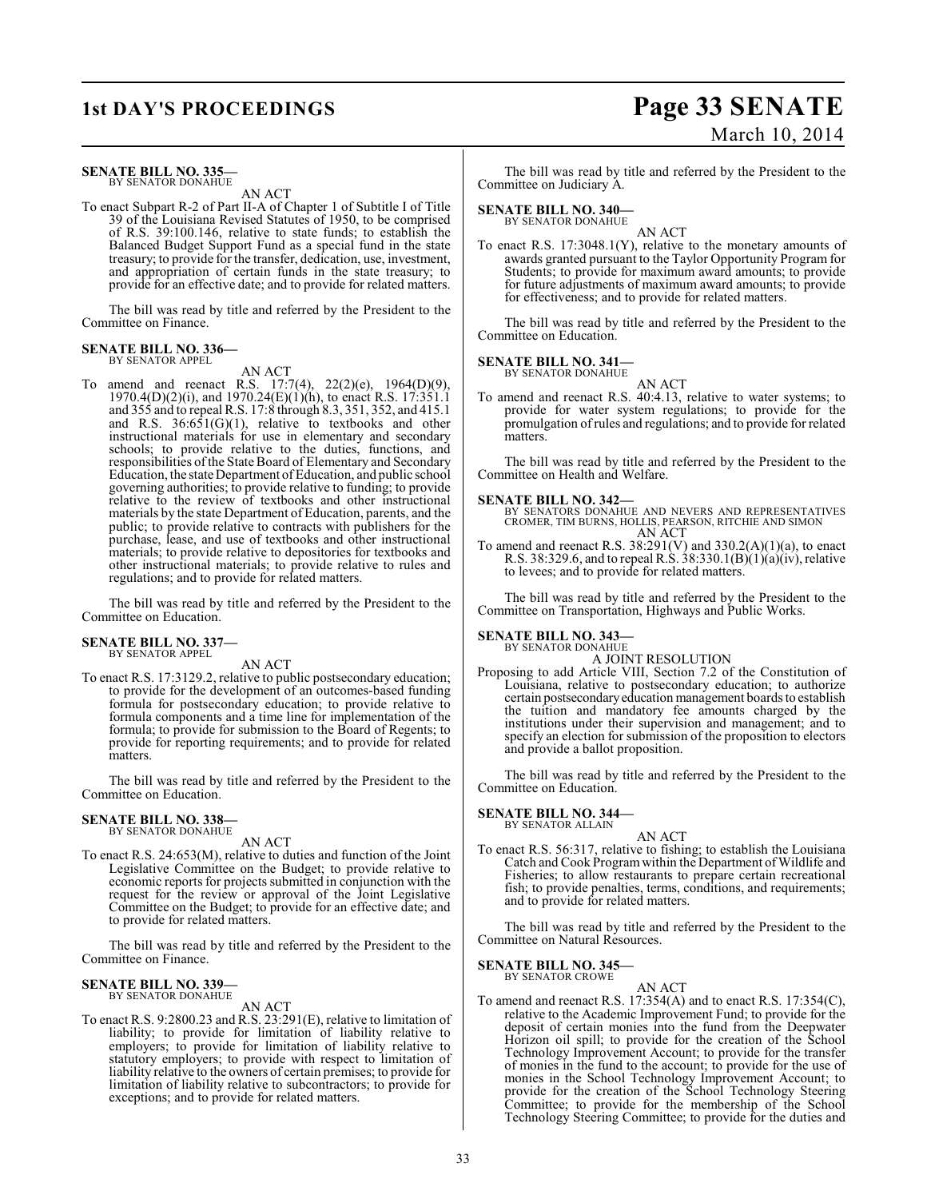**SENATE BILL NO. 335—**
BY SENATOR DONAHUE

AN ACT

To enact Subpart R-2 of Part II-A of Chapter 1 of Subtitle I of Title 39 of the Louisiana Revised Statutes of 1950, to be comprised of R.S. 39:100.146, relative to state funds; to establish the Balanced Budget Support Fund as a special fund in the state treasury; to provide for the transfer, dedication, use, investment, and appropriation of certain funds in the state treasury; to provide for an effective date; and to provide for related matters.

The bill was read by title and referred by the President to the Committee on Finance.

**SENATE BILL NO. 336—**
BY SENATOR APPEL

AN ACT

To amend and reenact R.S. 17:7(4), 22(2)(e), 1964(D)(9), 1970.4(D)(2)(i), and 1970.24(E)(1)(h), to enact R.S. 17:351.1 and 355 and to repeal R.S. 17:8 through 8.3, 351, 352, and 415.1 and R.S. 36:651(G)(1), relative to textbooks and other instructional materials for use in elementary and secondary schools; to provide relative to the duties, functions, and responsibilities of the State Board of Elementary and Secondary Education, the state Department of Education, and public school governing authorities; to provide relative to funding; to provide relative to the review of textbooks and other instructional materials by the state Department of Education, parents, and the public; to provide relative to contracts with publishers for the purchase, lease, and use of textbooks and other instructional materials; to provide relative to depositories for textbooks and other instructional materials; to provide relative to rules and regulations; and to provide for related matters.

The bill was read by title and referred by the President to the Committee on Education.

**SENATE BILL NO. 337—**
BY SENATOR APPEL

AN ACT

To enact R.S. 17:3129.2, relative to public postsecondary education; to provide for the development of an outcomes-based funding formula for postsecondary education; to provide relative to formula components and a time line for implementation of the formula; to provide for submission to the Board of Regents; to provide for reporting requirements; and to provide for related matters.

The bill was read by title and referred by the President to the Committee on Education.

**SENATE BILL NO. 338—**
BY SENATOR DONAHUE

AN ACT

To enact R.S. 24:653(M), relative to duties and function of the Joint Legislative Committee on the Budget; to provide relative to economic reports for projects submitted in conjunction with the request for the review or approval of the Joint Legislative Committee on the Budget; to provide for an effective date; and to provide for related matters.

The bill was read by title and referred by the President to the Committee on Finance.

**SENATE BILL NO. 339—**
BY SENATOR DONAHUE

AN ACT

To enact R.S. 9:2800.23 and R.S. 23:291(E), relative to limitation of liability; to provide for limitation of liability relative to employers; to provide for limitation of liability relative to statutory employers; to provide with respect to limitation of liability relative to the owners of certain premises; to provide for limitation of liability relative to subcontractors; to provide for exceptions; and to provide for related matters.

The bill was read by title and referred by the President to the Committee on Judiciary A.

**SENATE BILL NO. 340—**
BY SENATOR DONAHUE

AN ACT

To enact R.S. 17:3048.1(Y), relative to the monetary amounts of awards granted pursuant to the Taylor Opportunity Program for Students; to provide for maximum award amounts; to provide for future adjustments of maximum award amounts; to provide for effectiveness; and to provide for related matters.

The bill was read by title and referred by the President to the Committee on Education.

**SENATE BILL NO. 341—**
BY SENATOR DONAHUE

AN ACT

To amend and reenact R.S. 40:4.13, relative to water systems; to provide for water system regulations; to provide for the promulgation of rules and regulations; and to provide for related matters.

The bill was read by title and referred by the President to the Committee on Health and Welfare.

**SENATE BILL NO. 342—**
BY SENATORS DONAHUE AND NEVERS AND REPRESENTATIVES CROMER, TIM BURNS, HOLLIS, PEARSON, RITCHIE AND SIMON

AN ACT

To amend and reenact R.S. 38:291(V) and 330.2(A)(1)(a), to enact R.S. 38:329.6, and to repeal R.S. 38:330.1(B)(1)(a)(iv), relative to levees; and to provide for related matters.

The bill was read by title and referred by the President to the Committee on Transportation, Highways and Public Works.

**SENATE BILL NO. 343—**
BY SENATOR DONAHUE

A JOINT RESOLUTION

Proposing to add Article VIII, Section 7.2 of the Constitution of Louisiana, relative to postsecondary education; to authorize certain postsecondary education management boards to establish the tuition and mandatory fee amounts charged by the institutions under their supervision and management; and to specify an election for submission of the proposition to electors and provide a ballot proposition.

The bill was read by title and referred by the President to the Committee on Education.

**SENATE BILL NO. 344—**
BY SENATOR ALLAIN

AN ACT

To enact R.S. 56:317, relative to fishing; to establish the Louisiana Catch and Cook Program within the Department of Wildlife and Fisheries; to allow restaurants to prepare certain recreational fish; to provide penalties, terms, conditions, and requirements; and to provide for related matters.

The bill was read by title and referred by the President to the Committee on Natural Resources.

**SENATE BILL NO. 345—**
BY SENATOR CROWE

AN ACT

To amend and reenact R.S. 17:354(A) and to enact R.S. 17:354(C), relative to the Academic Improvement Fund; to provide for the deposit of certain monies into the fund from the Deepwater Horizon oil spill; to provide for the creation of the School Technology Improvement Account; to provide for the transfer of monies in the fund to the account; to provide for the use of monies in the School Technology Improvement Account; to provide for the creation of the School Technology Steering Committee; to provide for the membership of the School Technology Steering Committee; to provide for the duties and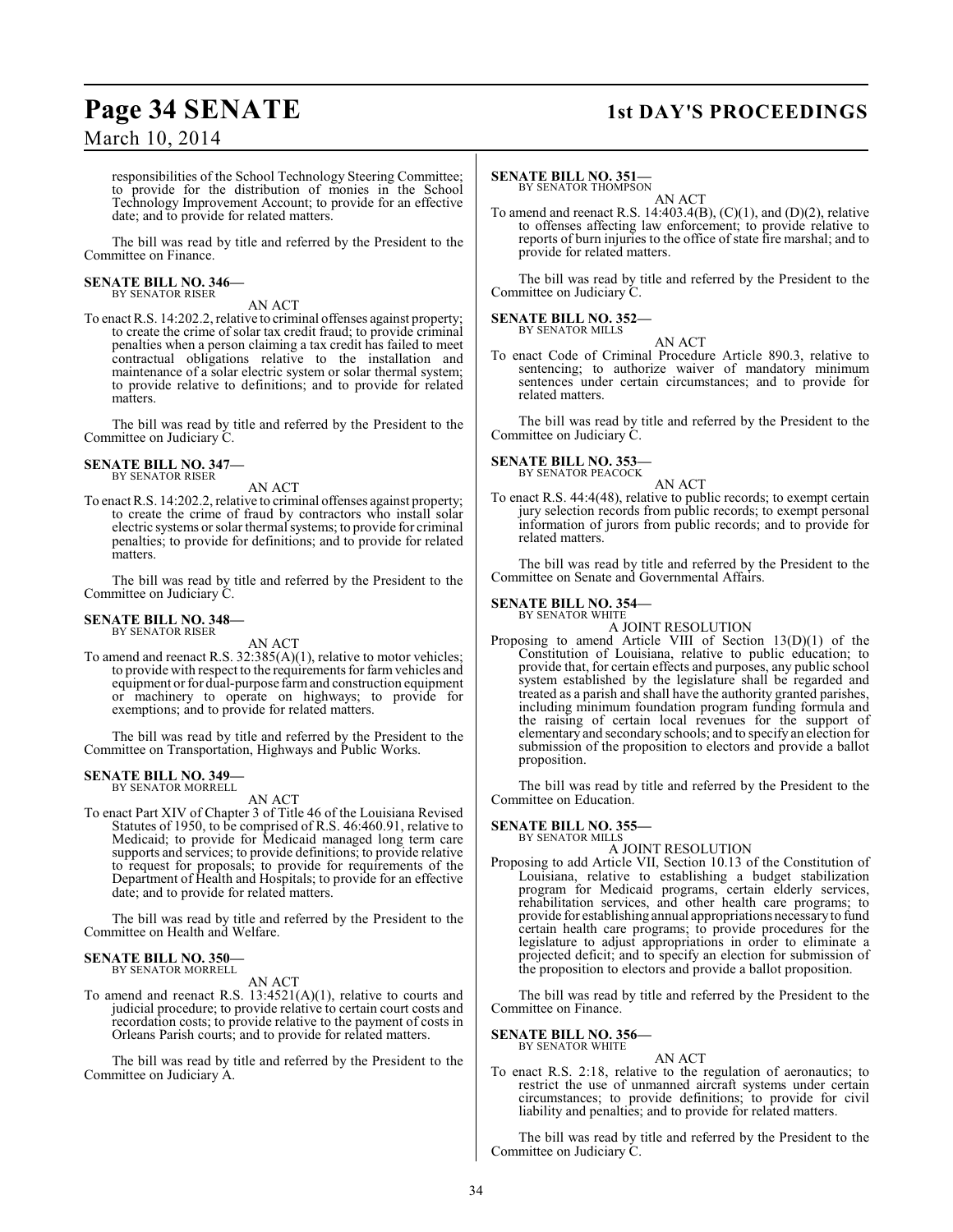responsibilities of the School Technology Steering Committee; to provide for the distribution of monies in the School Technology Improvement Account; to provide for an effective date; and to provide for related matters.

The bill was read by title and referred by the President to the Committee on Finance.

**SENATE BILL NO. 346—**
BY SENATOR RISER

AN ACT

To enact R.S. 14:202.2, relative to criminal offenses against property; to create the crime of solar tax credit fraud; to provide criminal penalties when a person claiming a tax credit has failed to meet contractual obligations relative to the installation and maintenance of a solar electric system or solar thermal system; to provide relative to definitions; and to provide for related matters.

The bill was read by title and referred by the President to the Committee on Judiciary C.

**SENATE BILL NO. 347—**
BY SENATOR RISER

AN ACT

To enact R.S. 14:202.2, relative to criminal offenses against property; to create the crime of fraud by contractors who install solar electric systems or solar thermal systems; to provide for criminal penalties; to provide for definitions; and to provide for related matters.

The bill was read by title and referred by the President to the Committee on Judiciary C.

**SENATE BILL NO. 348—**
BY SENATOR RISER

AN ACT

To amend and reenact R.S. 32:385(A)(1), relative to motor vehicles; to provide with respect to the requirements for farm vehicles and equipment or for dual-purpose farm and construction equipment or machinery to operate on highways; to provide for exemptions; and to provide for related matters.

The bill was read by title and referred by the President to the Committee on Transportation, Highways and Public Works.

**SENATE BILL NO. 349—**
BY SENATOR MORRELL

AN ACT

To enact Part XIV of Chapter 3 of Title 46 of the Louisiana Revised Statutes of 1950, to be comprised of R.S. 46:460.91, relative to Medicaid; to provide for Medicaid managed long term care supports and services; to provide definitions; to provide relative to request for proposals; to provide for requirements of the Department of Health and Hospitals; to provide for an effective date; and to provide for related matters.

The bill was read by title and referred by the President to the Committee on Health and Welfare.

**SENATE BILL NO. 350—**
BY SENATOR MORRELL

AN ACT

To amend and reenact R.S. 13:4521(A)(1), relative to courts and judicial procedure; to provide relative to certain court costs and recordation costs; to provide relative to the payment of costs in Orleans Parish courts; and to provide for related matters.

The bill was read by title and referred by the President to the Committee on Judiciary A.

**SENATE BILL NO. 351—**
BY SENATOR THOMPSON

AN ACT

To amend and reenact R.S. 14:403.4(B), (C)(1), and (D)(2), relative to offenses affecting law enforcement; to provide relative to reports of burn injuries to the office of state fire marshal; and to provide for related matters.

The bill was read by title and referred by the President to the Committee on Judiciary C.

**SENATE BILL NO. 352—**
BY SENATOR MILLS

AN ACT

To enact Code of Criminal Procedure Article 890.3, relative to sentencing; to authorize waiver of mandatory minimum sentences under certain circumstances; and to provide for related matters.

The bill was read by title and referred by the President to the Committee on Judiciary C.

**SENATE BILL NO. 353—**
BY SENATOR PEACOCK

AN ACT

To enact R.S. 44:4(48), relative to public records; to exempt certain jury selection records from public records; to exempt personal information of jurors from public records; and to provide for related matters.

The bill was read by title and referred by the President to the Committee on Senate and Governmental Affairs.

**SENATE BILL NO. 354—**
BY SENATOR WHITE

A JOINT RESOLUTION

Proposing to amend Article VIII of Section 13(D)(1) of the Constitution of Louisiana, relative to public education; to provide that, for certain effects and purposes, any public school system established by the legislature shall be regarded and treated as a parish and shall have the authority granted parishes, including minimum foundation program funding formula and the raising of certain local revenues for the support of elementary and secondary schools; and to specify an election for submission of the proposition to electors and provide a ballot proposition.

The bill was read by title and referred by the President to the Committee on Education.

**SENATE BILL NO. 355—**
BY SENATOR MILLS

A JOINT RESOLUTION

Proposing to add Article VII, Section 10.13 of the Constitution of Louisiana, relative to establishing a budget stabilization program for Medicaid programs, certain elderly services, rehabilitation services, and other health care programs; to provide for establishing annual appropriations necessary to fund certain health care programs; to provide procedures for the legislature to adjust appropriations in order to eliminate a projected deficit; and to specify an election for submission of the proposition to electors and provide a ballot proposition.

The bill was read by title and referred by the President to the Committee on Finance.

**SENATE BILL NO. 356—**
BY SENATOR WHITE

AN ACT

To enact R.S. 2:18, relative to the regulation of aeronautics; to restrict the use of unmanned aircraft systems under certain circumstances; to provide definitions; to provide for civil liability and penalties; and to provide for related matters.

The bill was read by title and referred by the President to the Committee on Judiciary C.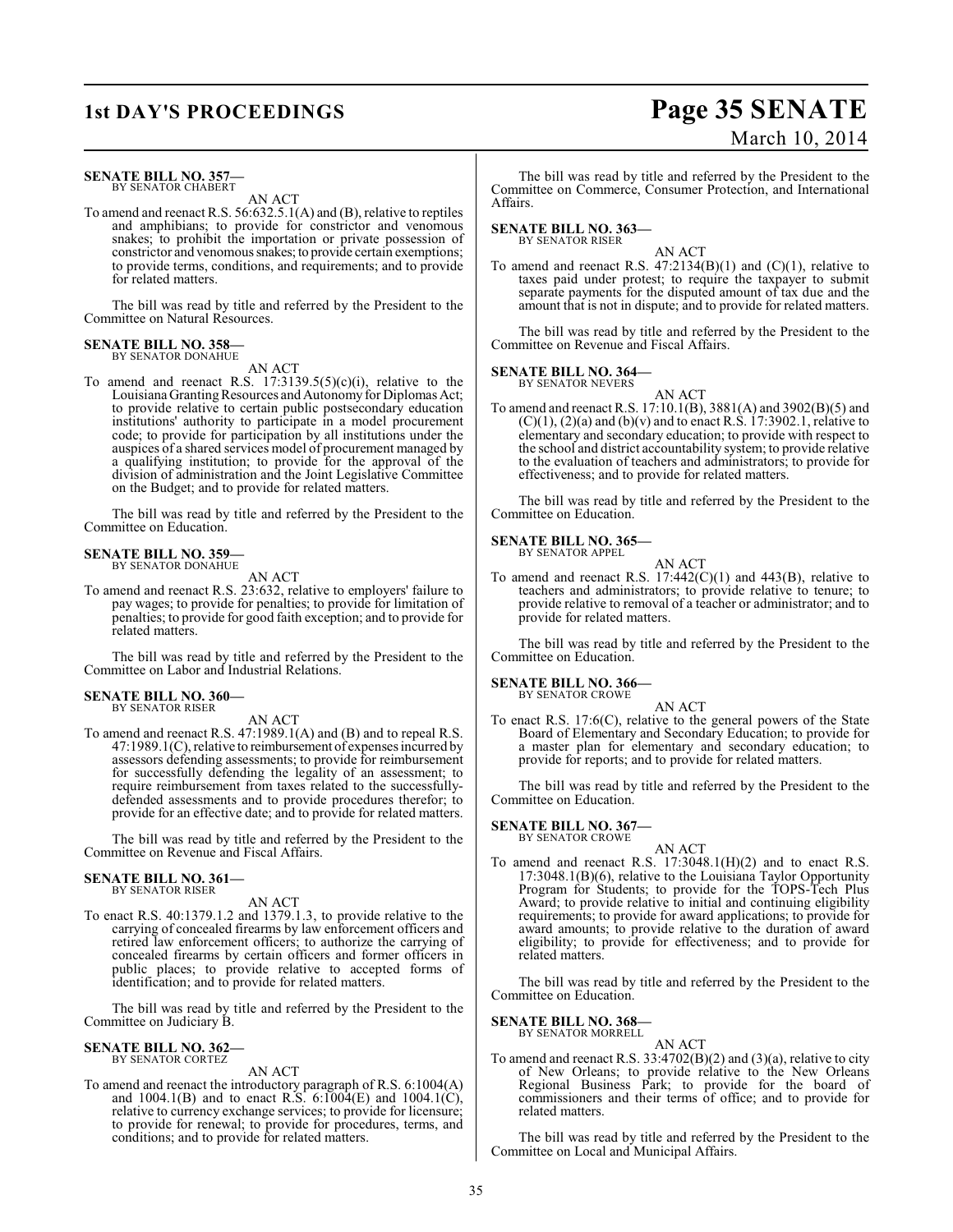**SENATE BILL NO. 357—**
BY SENATOR CHABERT

AN ACT

To amend and reenact R.S. 56:632.5.1(A) and (B), relative to reptiles and amphibians; to provide for constrictor and venomous snakes; to prohibit the importation or private possession of constrictor and venomous snakes; to provide certain exemptions; to provide terms, conditions, and requirements; and to provide for related matters.

The bill was read by title and referred by the President to the Committee on Natural Resources.

**SENATE BILL NO. 358—**
BY SENATOR DONAHUE

AN ACT

To amend and reenact R.S. 17:3139.5(5)(c)(i), relative to the Louisiana Granting Resources and Autonomy for Diplomas Act; to provide relative to certain public postsecondary education institutions' authority to participate in a model procurement code; to provide for participation by all institutions under the auspices of a shared services model of procurement managed by a qualifying institution; to provide for the approval of the division of administration and the Joint Legislative Committee on the Budget; and to provide for related matters.

The bill was read by title and referred by the President to the Committee on Education.

**SENATE BILL NO. 359—**
BY SENATOR DONAHUE

AN ACT

To amend and reenact R.S. 23:632, relative to employers' failure to pay wages; to provide for penalties; to provide for limitation of penalties; to provide for good faith exception; and to provide for related matters.

The bill was read by title and referred by the President to the Committee on Labor and Industrial Relations.

**SENATE BILL NO. 360—**
BY SENATOR RISER

AN ACT

To amend and reenact R.S. 47:1989.1(A) and (B) and to repeal R.S. 47:1989.1(C), relative to reimbursement of expenses incurred by assessors defending assessments; to provide for reimbursement for successfully defending the legality of an assessment; to require reimbursement from taxes related to the successfully-defended assessments and to provide procedures therefor; to provide for an effective date; and to provide for related matters.

The bill was read by title and referred by the President to the Committee on Revenue and Fiscal Affairs.

**SENATE BILL NO. 361—**
BY SENATOR RISER

AN ACT

To enact R.S. 40:1379.1.2 and 1379.1.3, to provide relative to the carrying of concealed firearms by law enforcement officers and retired law enforcement officers; to authorize the carrying of concealed firearms by certain officers and former officers in public places; to provide relative to accepted forms of identification; and to provide for related matters.

The bill was read by title and referred by the President to the Committee on Judiciary B.

**SENATE BILL NO. 362—**
BY SENATOR CORTEZ

AN ACT

To amend and reenact the introductory paragraph of R.S. 6:1004(A) and 1004.1(B) and to enact R.S. 6:1004(E) and 1004.1(C), relative to currency exchange services; to provide for licensure; to provide for renewal; to provide for procedures, terms, and conditions; and to provide for related matters.

The bill was read by title and referred by the President to the Committee on Commerce, Consumer Protection, and International Affairs.

**SENATE BILL NO. 363—**
BY SENATOR RISER

AN ACT

To amend and reenact R.S. 47:2134(B)(1) and (C)(1), relative to taxes paid under protest; to require the taxpayer to submit separate payments for the disputed amount of tax due and the amount that is not in dispute; and to provide for related matters.

The bill was read by title and referred by the President to the Committee on Revenue and Fiscal Affairs.

**SENATE BILL NO. 364—**
BY SENATOR NEVERS

AN ACT

To amend and reenact R.S. 17:10.1(B), 3881(A) and 3902(B)(5) and (C)(1), (2)(a) and (b)(v) and to enact R.S. 17:3902.1, relative to elementary and secondary education; to provide with respect to the school and district accountability system; to provide relative to the evaluation of teachers and administrators; to provide for effectiveness; and to provide for related matters.

The bill was read by title and referred by the President to the Committee on Education.

**SENATE BILL NO. 365—**
BY SENATOR APPEL

AN ACT

To amend and reenact R.S. 17:442(C)(1) and 443(B), relative to teachers and administrators; to provide relative to tenure; to provide relative to removal of a teacher or administrator; and to provide for related matters.

The bill was read by title and referred by the President to the Committee on Education.

**SENATE BILL NO. 366—**
BY SENATOR CROWE

AN ACT

To enact R.S. 17:6(C), relative to the general powers of the State Board of Elementary and Secondary Education; to provide for a master plan for elementary and secondary education; to provide for reports; and to provide for related matters.

The bill was read by title and referred by the President to the Committee on Education.

**SENATE BILL NO. 367—**
BY SENATOR CROWE

AN ACT

To amend and reenact R.S. 17:3048.1(H)(2) and to enact R.S. 17:3048.1(B)(6), relative to the Louisiana Taylor Opportunity Program for Students; to provide for the TOPS-Tech Plus Award; to provide relative to initial and continuing eligibility requirements; to provide for award applications; to provide for award amounts; to provide relative to the duration of award eligibility; to provide for effectiveness; and to provide for related matters.

The bill was read by title and referred by the President to the Committee on Education.

**SENATE BILL NO. 368—**
BY SENATOR MORRELL

AN ACT

To amend and reenact R.S. 33:4702(B)(2) and (3)(a), relative to city of New Orleans; to provide relative to the New Orleans Regional Business Park; to provide for the board of commissioners and their terms of office; and to provide for related matters.

The bill was read by title and referred by the President to the Committee on Local and Municipal Affairs.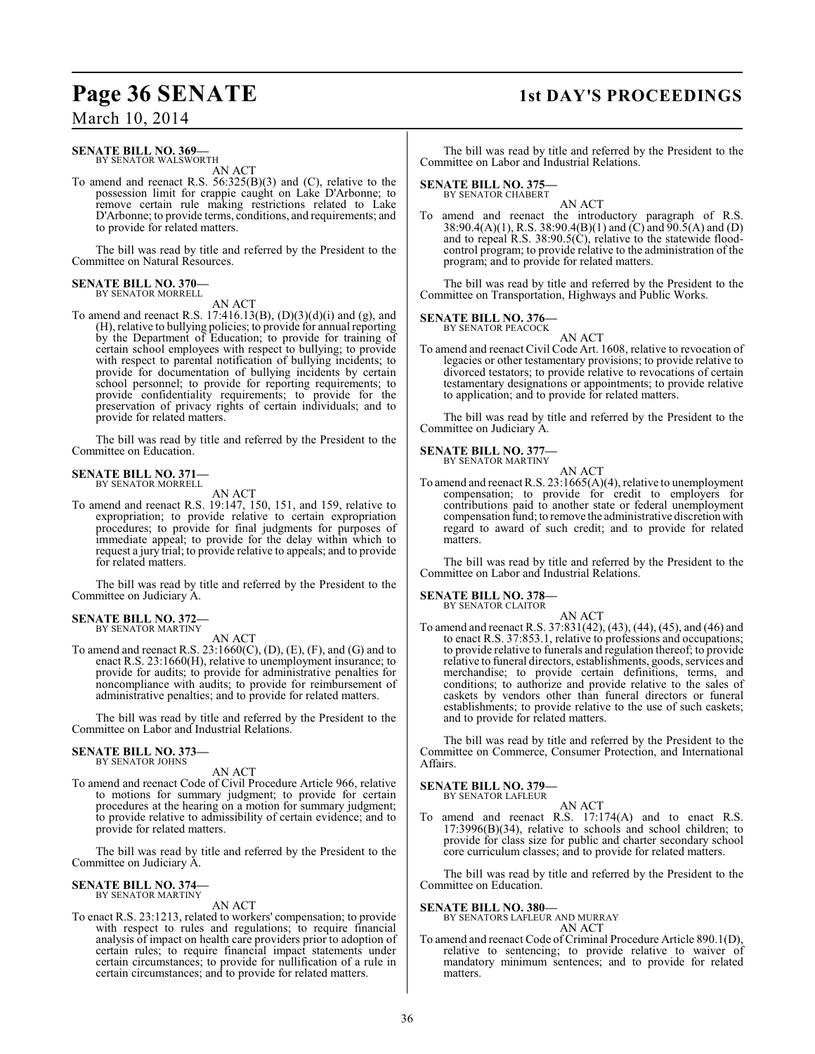**SENATE BILL NO. 369—**
BY SENATOR WALSWORTH

AN ACT

To amend and reenact R.S. 56:325(B)(3) and (C), relative to the possession limit for crappie caught on Lake D'Arbonne; to remove certain rule making restrictions related to Lake D'Arbonne; to provide terms, conditions, and requirements; and to provide for related matters.

The bill was read by title and referred by the President to the Committee on Natural Resources.

**SENATE BILL NO. 370—**
BY SENATOR MORRELL

AN ACT

To amend and reenact R.S. 17:416.13(B), (D)(3)(d)(i) and (g), and (H), relative to bullying policies; to provide for annual reporting by the Department of Education; to provide for training of certain school employees with respect to bullying; to provide with respect to parental notification of bullying incidents; to provide for documentation of bullying incidents by certain school personnel; to provide for reporting requirements; to provide confidentiality requirements; to provide for the preservation of privacy rights of certain individuals; and to provide for related matters.

The bill was read by title and referred by the President to the Committee on Education.

**SENATE BILL NO. 371—**
BY SENATOR MORRELL

AN ACT

To amend and reenact R.S. 19:147, 150, 151, and 159, relative to expropriation; to provide relative to certain expropriation procedures; to provide for final judgments for purposes of immediate appeal; to provide for the delay within which to request a jury trial; to provide relative to appeals; and to provide for related matters.

The bill was read by title and referred by the President to the Committee on Judiciary A.

**SENATE BILL NO. 372—**
BY SENATOR MARTINY

AN ACT

To amend and reenact R.S. 23:1660(C), (D), (E), (F), and (G) and to enact R.S. 23:1660(H), relative to unemployment insurance; to provide for audits; to provide for administrative penalties for noncompliance with audits; to provide for reimbursement of administrative penalties; and to provide for related matters.

The bill was read by title and referred by the President to the Committee on Labor and Industrial Relations.

**SENATE BILL NO. 373—**
BY SENATOR JOHNS

AN ACT

To amend and reenact Code of Civil Procedure Article 966, relative to motions for summary judgment; to provide for certain procedures at the hearing on a motion for summary judgment; to provide relative to admissibility of certain evidence; and to provide for related matters.

The bill was read by title and referred by the President to the Committee on Judiciary A.

**SENATE BILL NO. 374—**
BY SENATOR MARTINY

AN ACT

To enact R.S. 23:1213, related to workers' compensation; to provide with respect to rules and regulations; to require financial analysis of impact on health care providers prior to adoption of certain rules; to require financial impact statements under certain circumstances; to provide for nullification of a rule in certain circumstances; and to provide for related matters.

The bill was read by title and referred by the President to the Committee on Labor and Industrial Relations.

**SENATE BILL NO. 375—**
BY SENATOR CHABERT

AN ACT

To amend and reenact the introductory paragraph of R.S. 38:90.4(A)(1), R.S. 38:90.4(B)(1) and (C) and 90.5(A) and (D) and to repeal R.S. 38:90.5(C), relative to the statewide flood-control program; to provide relative to the administration of the program; and to provide for related matters.

The bill was read by title and referred by the President to the Committee on Transportation, Highways and Public Works.

**SENATE BILL NO. 376—**
BY SENATOR PEACOCK

AN ACT

To amend and reenact Civil Code Art. 1608, relative to revocation of legacies or other testamentary provisions; to provide relative to divorced testators; to provide relative to revocations of certain testamentary designations or appointments; to provide relative to application; and to provide for related matters.

The bill was read by title and referred by the President to the Committee on Judiciary A.

**SENATE BILL NO. 377—**
BY SENATOR MARTINY

AN ACT

To amend and reenact R.S. 23:1665(A)(4), relative to unemployment compensation; to provide for credit to employers for contributions paid to another state or federal unemployment compensation fund; to remove the administrative discretion with regard to award of such credit; and to provide for related matters.

The bill was read by title and referred by the President to the Committee on Labor and Industrial Relations.

**SENATE BILL NO. 378—**
BY SENATOR CLAITOR

AN ACT

To amend and reenact R.S. 37:831(42), (43), (44), (45), and (46) and to enact R.S. 37:853.1, relative to professions and occupations; to provide relative to funerals and regulation thereof; to provide relative to funeral directors, establishments, goods, services and merchandise; to provide certain definitions, terms, and conditions; to authorize and provide relative to the sales of caskets by vendors other than funeral directors or funeral establishments; to provide relative to the use of such caskets; and to provide for related matters.

The bill was read by title and referred by the President to the Committee on Commerce, Consumer Protection, and International Affairs.

**SENATE BILL NO. 379—**
BY SENATOR LAFLEUR

AN ACT

To amend and reenact R.S. 17:174(A) and to enact R.S. 17:3996(B)(34), relative to schools and school children; to provide for class size for public and charter secondary school core curriculum classes; and to provide for related matters.

The bill was read by title and referred by the President to the Committee on Education.

**SENATE BILL NO. 380—**
BY SENATORS LAFLEUR AND MURRAY

AN ACT

To amend and reenact Code of Criminal Procedure Article 890.1(D), relative to sentencing; to provide relative to waiver of mandatory minimum sentences; and to provide for related matters.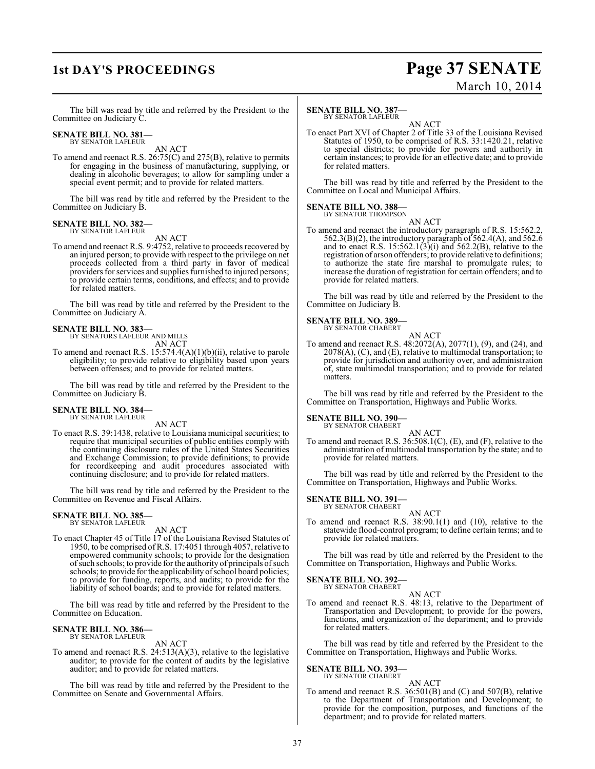The bill was read by title and referred by the President to the Committee on Judiciary C.

**SENATE BILL NO. 381—**
BY SENATOR LAFLEUR

AN ACT

To amend and reenact R.S. 26:75(C) and 275(B), relative to permits for engaging in the business of manufacturing, supplying, or dealing in alcoholic beverages; to allow for sampling under a special event permit; and to provide for related matters.

The bill was read by title and referred by the President to the Committee on Judiciary B.

**SENATE BILL NO. 382—**
BY SENATOR LAFLEUR

AN ACT

To amend and reenact R.S. 9:4752, relative to proceeds recovered by an injured person; to provide with respect to the privilege on net proceeds collected from a third party in favor of medical providers for services and supplies furnished to injured persons; to provide certain terms, conditions, and effects; and to provide for related matters.

The bill was read by title and referred by the President to the Committee on Judiciary A.

**SENATE BILL NO. 383—**
BY SENATORS LAFLEUR AND MILLS

AN ACT

To amend and reenact R.S. 15:574.4(A)(1)(b)(ii), relative to parole eligibility; to provide relative to eligibility based upon years between offenses; and to provide for related matters.

The bill was read by title and referred by the President to the Committee on Judiciary B.

**SENATE BILL NO. 384—**
BY SENATOR LAFLEUR

AN ACT

To enact R.S. 39:1438, relative to Louisiana municipal securities; to require that municipal securities of public entities comply with the continuing disclosure rules of the United States Securities and Exchange Commission; to provide definitions; to provide for recordkeeping and audit procedures associated with continuing disclosure; and to provide for related matters.

The bill was read by title and referred by the President to the Committee on Revenue and Fiscal Affairs.

**SENATE BILL NO. 385—**
BY SENATOR LAFLEUR

AN ACT

To enact Chapter 45 of Title 17 of the Louisiana Revised Statutes of 1950, to be comprised of R.S. 17:4051 through 4057, relative to empowered community schools; to provide for the designation of such schools; to provide for the authority of principals of such schools; to provide for the applicability of school board policies; to provide for funding, reports, and audits; to provide for the liability of school boards; and to provide for related matters.

The bill was read by title and referred by the President to the Committee on Education.

**SENATE BILL NO. 386—**
BY SENATOR LAFLEUR

AN ACT

To amend and reenact R.S. 24:513(A)(3), relative to the legislative auditor; to provide for the content of audits by the legislative auditor; and to provide for related matters.

The bill was read by title and referred by the President to the Committee on Senate and Governmental Affairs.

**SENATE BILL NO. 387—**
BY SENATOR LAFLEUR

AN ACT

To enact Part XVI of Chapter 2 of Title 33 of the Louisiana Revised Statutes of 1950, to be comprised of R.S. 33:1420.21, relative to special districts; to provide for powers and authority in certain instances; to provide for an effective date; and to provide for related matters.

The bill was read by title and referred by the President to the Committee on Local and Municipal Affairs.

**SENATE BILL NO. 388—**
BY SENATOR THOMPSON

AN ACT

To amend and reenact the introductory paragraph of R.S. 15:562.2, 562.3(B)(2), the introductory paragraph of 562.4(A), and 562.6 and to enact R.S. 15:562.1(3)(i) and 562.2(B), relative to the registration of arson offenders; to provide relative to definitions; to authorize the state fire marshal to promulgate rules; to increase the duration of registration for certain offenders; and to provide for related matters.

The bill was read by title and referred by the President to the Committee on Judiciary B.

**SENATE BILL NO. 389—**
BY SENATOR CHABERT

AN ACT

To amend and reenact R.S. 48:2072(A), 2077(1), (9), and (24), and 2078(A), (C), and (E), relative to multimodal transportation; to provide for jurisdiction and authority over, and administration of, state multimodal transportation; and to provide for related matters.

The bill was read by title and referred by the President to the Committee on Transportation, Highways and Public Works.

**SENATE BILL NO. 390—**
BY SENATOR CHABERT

AN ACT

To amend and reenact R.S. 36:508.1(C), (E), and (F), relative to the administration of multimodal transportation by the state; and to provide for related matters.

The bill was read by title and referred by the President to the Committee on Transportation, Highways and Public Works.

**SENATE BILL NO. 391—**
BY SENATOR CHABERT

AN ACT

To amend and reenact R.S. 38:90.1(1) and (10), relative to the statewide flood-control program; to define certain terms; and to provide for related matters.

The bill was read by title and referred by the President to the Committee on Transportation, Highways and Public Works.

**SENATE BILL NO. 392—**
BY SENATOR CHABERT

AN ACT

To amend and reenact R.S. 48:13, relative to the Department of Transportation and Development; to provide for the powers, functions, and organization of the department; and to provide for related matters.

The bill was read by title and referred by the President to the Committee on Transportation, Highways and Public Works.

**SENATE BILL NO. 393—**
BY SENATOR CHABERT

AN ACT

To amend and reenact R.S. 36:501(B) and (C) and 507(B), relative to the Department of Transportation and Development; to provide for the composition, purposes, and functions of the department; and to provide for related matters.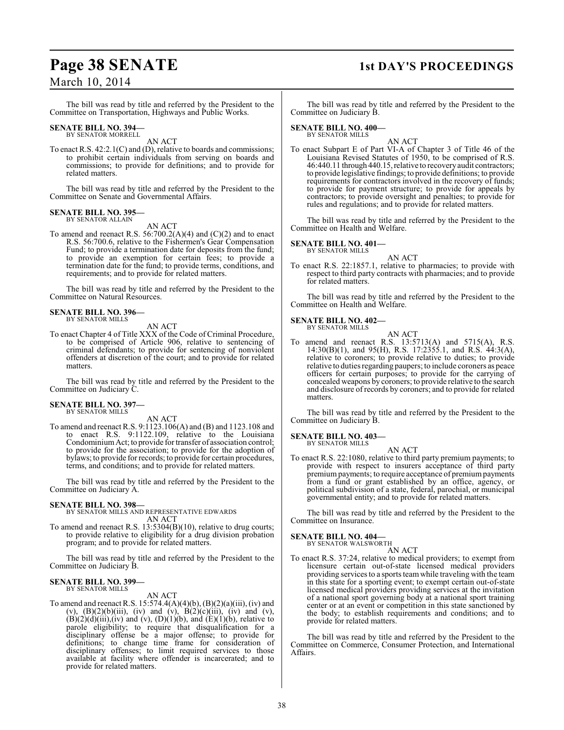The bill was read by title and referred by the President to the Committee on Transportation, Highways and Public Works.

**SENATE BILL NO. 394—**
BY SENATOR MORRELL

AN ACT

To enact R.S. 42:2.1(C) and (D), relative to boards and commissions; to prohibit certain individuals from serving on boards and commissions; to provide for definitions; and to provide for related matters.

The bill was read by title and referred by the President to the Committee on Senate and Governmental Affairs.

**SENATE BILL NO. 395—**
BY SENATOR ALLAIN

AN ACT

To amend and reenact R.S. 56:700.2(A)(4) and (C)(2) and to enact R.S. 56:700.6, relative to the Fishermen's Gear Compensation Fund; to provide a termination date for deposits from the fund; to provide an exemption for certain fees; to provide a termination date for the fund; to provide terms, conditions, and requirements; and to provide for related matters.

The bill was read by title and referred by the President to the Committee on Natural Resources.

**SENATE BILL NO. 396—**
BY SENATOR MILLS

AN ACT

To enact Chapter 4 of Title XXX of the Code of Criminal Procedure, to be comprised of Article 906, relative to sentencing of criminal defendants; to provide for sentencing of nonviolent offenders at discretion of the court; and to provide for related matters.

The bill was read by title and referred by the President to the Committee on Judiciary C.

**SENATE BILL NO. 397—**
BY SENATOR MILLS

AN ACT

To amend and reenact R.S. 9:1123.106(A) and (B) and 1123.108 and to enact R.S. 9:1122.109, relative to the Louisiana Condominium Act; to provide for transfer of association control; to provide for the association; to provide for the adoption of bylaws; to provide for records; to provide for certain procedures, terms, and conditions; and to provide for related matters.

The bill was read by title and referred by the President to the Committee on Judiciary A.

**SENATE BILL NO. 398—**
BY SENATOR MILLS AND REPRESENTATIVE EDWARDS

AN ACT

To amend and reenact R.S. 13:5304(B)(10), relative to drug courts; to provide relative to eligibility for a drug division probation program; and to provide for related matters.

The bill was read by title and referred by the President to the Committee on Judiciary B.

**SENATE BILL NO. 399—**
BY SENATOR MILLS

AN ACT

To amend and reenact R.S. 15:574.4(A)(4)(b), (B)(2)(a)(iii), (iv) and (v), (B)(2)(b)(iii), (iv) and (v), B(2)(c)(iii), (iv) and (v), (B)(2)(d)(iii),(iv) and (v), (D)(1)(b), and (E)(1)(b), relative to parole eligibility; to require that disqualification for a disciplinary offense be a major offense; to provide for definitions; to change time frame for consideration of disciplinary offenses; to limit required services to those available at facility where offender is incarcerated; and to provide for related matters.

The bill was read by title and referred by the President to the Committee on Judiciary B.

**SENATE BILL NO. 400—**
BY SENATOR MILLS

AN ACT

To enact Subpart E of Part VI-A of Chapter 3 of Title 46 of the Louisiana Revised Statutes of 1950, to be comprised of R.S. 46:440.11 through 440.15, relative to recovery audit contractors; to provide legislative findings; to provide definitions; to provide requirements for contractors involved in the recovery of funds; to provide for payment structure; to provide for appeals by contractors; to provide oversight and penalties; to provide for rules and regulations; and to provide for related matters.

The bill was read by title and referred by the President to the Committee on Health and Welfare.

**SENATE BILL NO. 401—**
BY SENATOR MILLS

AN ACT

To enact R.S. 22:1857.1, relative to pharmacies; to provide with respect to third party contracts with pharmacies; and to provide for related matters.

The bill was read by title and referred by the President to the Committee on Health and Welfare.

**SENATE BILL NO. 402—**
BY SENATOR MILLS

AN ACT

To amend and reenact R.S. 13:5713(A) and 5715(A), R.S. 14:30(B)(1), and 95(H), R.S. 17:2355.1, and R.S. 44:3(A), relative to coroners; to provide relative to duties; to provide relative to duties regarding paupers; to include coroners as peace officers for certain purposes; to provide for the carrying of concealed weapons by coroners; to provide relative to the search and disclosure of records by coroners; and to provide for related matters.

The bill was read by title and referred by the President to the Committee on Judiciary B.

**SENATE BILL NO. 403—**
BY SENATOR MILLS

AN ACT

To enact R.S. 22:1080, relative to third party premium payments; to provide with respect to insurers acceptance of third party premium payments; to require acceptance of premium payments from a fund or grant established by an office, agency, or political subdivision of a state, federal, parochial, or municipal governmental entity; and to provide for related matters.

The bill was read by title and referred by the President to the Committee on Insurance.

**SENATE BILL NO. 404—**
BY SENATOR WALSWORTH

AN ACT

To enact R.S. 37:24, relative to medical providers; to exempt from licensure certain out-of-state licensed medical providers providing services to a sports team while traveling with the team in this state for a sporting event; to exempt certain out-of-state licensed medical providers providing services at the invitation of a national sport governing body at a national sport training center or at an event or competition in this state sanctioned by the body; to establish requirements and conditions; and to provide for related matters.

The bill was read by title and referred by the President to the Committee on Commerce, Consumer Protection, and International Affairs.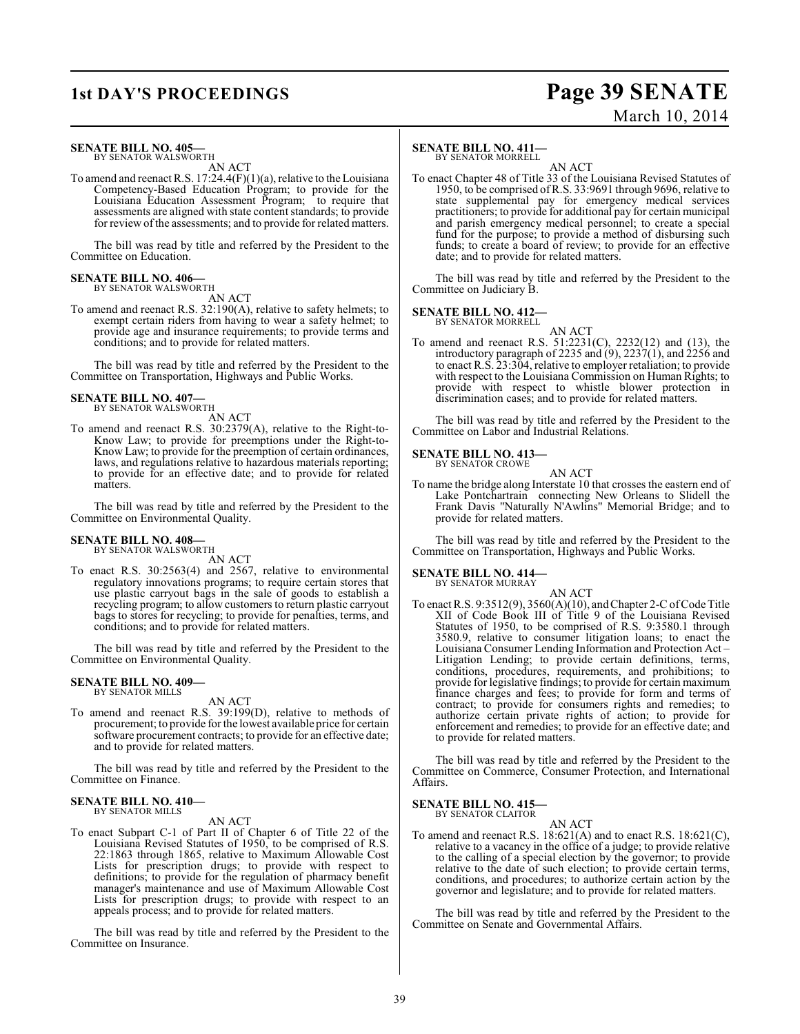**SENATE BILL NO. 405—**
BY SENATOR WALSWORTH

AN ACT

To amend and reenact R.S. 17:24.4(F)(1)(a), relative to the Louisiana Competency-Based Education Program; to provide for the Louisiana Education Assessment Program; to require that assessments are aligned with state content standards; to provide for review of the assessments; and to provide for related matters.

The bill was read by title and referred by the President to the Committee on Education.

**SENATE BILL NO. 406—**
BY SENATOR WALSWORTH

AN ACT

To amend and reenact R.S. 32:190(A), relative to safety helmets; to exempt certain riders from having to wear a safety helmet; to provide age and insurance requirements; to provide terms and conditions; and to provide for related matters.

The bill was read by title and referred by the President to the Committee on Transportation, Highways and Public Works.

**SENATE BILL NO. 407—**
BY SENATOR WALSWORTH

AN ACT

To amend and reenact R.S. 30:2379(A), relative to the Right-to-Know Law; to provide for preemptions under the Right-to-Know Law; to provide for the preemption of certain ordinances, laws, and regulations relative to hazardous materials reporting; to provide for an effective date; and to provide for related matters.

The bill was read by title and referred by the President to the Committee on Environmental Quality.

**SENATE BILL NO. 408—**
BY SENATOR WALSWORTH

AN ACT

To enact R.S. 30:2563(4) and 2567, relative to environmental regulatory innovations programs; to require certain stores that use plastic carryout bags in the sale of goods to establish a recycling program; to allow customers to return plastic carryout bags to stores for recycling; to provide for penalties, terms, and conditions; and to provide for related matters.

The bill was read by title and referred by the President to the Committee on Environmental Quality.

**SENATE BILL NO. 409—**
BY SENATOR MILLS

AN ACT

To amend and reenact R.S. 39:199(D), relative to methods of procurement; to provide for the lowest available price for certain software procurement contracts; to provide for an effective date; and to provide for related matters.

The bill was read by title and referred by the President to the Committee on Finance.

**SENATE BILL NO. 410—**
BY SENATOR MILLS

AN ACT

To enact Subpart C-1 of Part II of Chapter 6 of Title 22 of the Louisiana Revised Statutes of 1950, to be comprised of R.S. 22:1863 through 1865, relative to Maximum Allowable Cost Lists for prescription drugs; to provide with respect to definitions; to provide for the regulation of pharmacy benefit manager's maintenance and use of Maximum Allowable Cost Lists for prescription drugs; to provide with respect to an appeals process; and to provide for related matters.

The bill was read by title and referred by the President to the Committee on Insurance.

**SENATE BILL NO. 411—**
BY SENATOR MORRELL

AN ACT

To enact Chapter 48 of Title 33 of the Louisiana Revised Statutes of 1950, to be comprised of R.S. 33:9691 through 9696, relative to state supplemental pay for emergency medical services practitioners; to provide for additional pay for certain municipal and parish emergency medical personnel; to create a special fund for the purpose; to provide a method of disbursing such funds; to create a board of review; to provide for an effective date; and to provide for related matters.

The bill was read by title and referred by the President to the Committee on Judiciary B.

**SENATE BILL NO. 412—**
BY SENATOR MORRELL

AN ACT

To amend and reenact R.S. 51:2231(C), 2232(12) and (13), the introductory paragraph of 2235 and (9), 2237(1), and 2256 and to enact R.S. 23:304, relative to employer retaliation; to provide with respect to the Louisiana Commission on Human Rights; to provide with respect to whistle blower protection in discrimination cases; and to provide for related matters.

The bill was read by title and referred by the President to the Committee on Labor and Industrial Relations.

**SENATE BILL NO. 413—**
BY SENATOR CROWE

AN ACT

To name the bridge along Interstate 10 that crosses the eastern end of Lake Pontchartrain connecting New Orleans to Slidell the Frank Davis "Naturally N'Awlins" Memorial Bridge; and to provide for related matters.

The bill was read by title and referred by the President to the Committee on Transportation, Highways and Public Works.

**SENATE BILL NO. 414—**
BY SENATOR MURRAY

AN ACT

To enact R.S. 9:3512(9), 3560(A)(10), and Chapter 2-C of Code Title XII of Code Book III of Title 9 of the Louisiana Revised Statutes of 1950, to be comprised of R.S. 9:3580.1 through 3580.9, relative to consumer litigation loans; to enact the Louisiana Consumer Lending Information and Protection Act – Litigation Lending; to provide certain definitions, terms, conditions, procedures, requirements, and prohibitions; to provide for legislative findings; to provide for certain maximum finance charges and fees; to provide for form and terms of contract; to provide for consumers rights and remedies; to authorize certain private rights of action; to provide for enforcement and remedies; to provide for an effective date; and to provide for related matters.

The bill was read by title and referred by the President to the Committee on Commerce, Consumer Protection, and International Affairs.

**SENATE BILL NO. 415—**
BY SENATOR CLAITOR

AN ACT

To amend and reenact R.S. 18:621(A) and to enact R.S. 18:621(C), relative to a vacancy in the office of a judge; to provide relative to the calling of a special election by the governor; to provide relative to the date of such election; to provide certain terms, conditions, and procedures; to authorize certain action by the governor and legislature; and to provide for related matters.

The bill was read by title and referred by the President to the Committee on Senate and Governmental Affairs.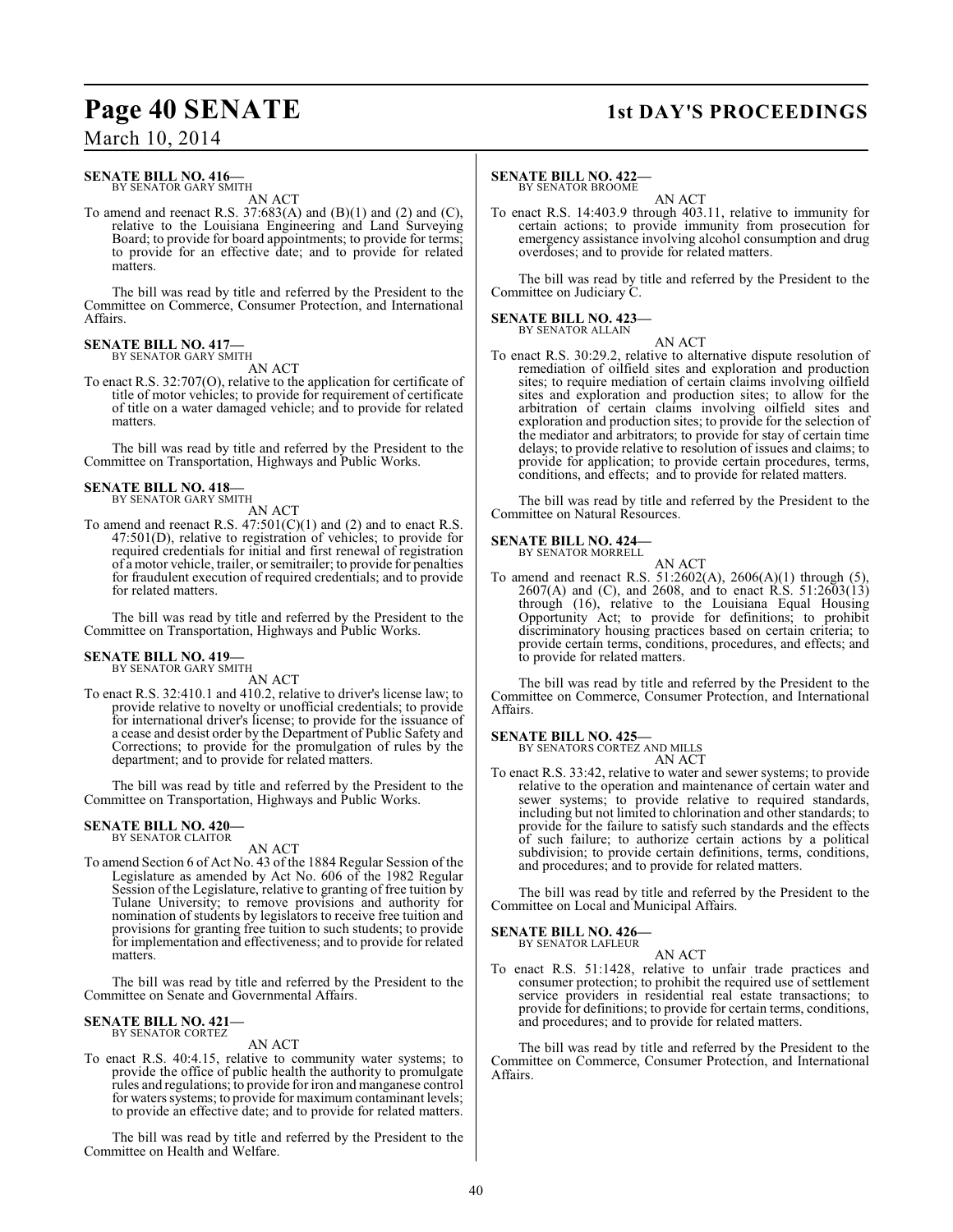**SENATE BILL NO. 416—**
BY SENATOR GARY SMITH

AN ACT

To amend and reenact R.S. 37:683(A) and (B)(1) and (2) and (C), relative to the Louisiana Engineering and Land Surveying Board; to provide for board appointments; to provide for terms; to provide for an effective date; and to provide for related matters.

The bill was read by title and referred by the President to the Committee on Commerce, Consumer Protection, and International Affairs.

**SENATE BILL NO. 417—**
BY SENATOR GARY SMITH

AN ACT

To enact R.S. 32:707(O), relative to the application for certificate of title of motor vehicles; to provide for requirement of certificate of title on a water damaged vehicle; and to provide for related matters.

The bill was read by title and referred by the President to the Committee on Transportation, Highways and Public Works.

**SENATE BILL NO. 418—**
BY SENATOR GARY SMITH

AN ACT

To amend and reenact R.S. 47:501(C)(1) and (2) and to enact R.S. 47:501(D), relative to registration of vehicles; to provide for required credentials for initial and first renewal of registration of a motor vehicle, trailer, or semitrailer; to provide for penalties for fraudulent execution of required credentials; and to provide for related matters.

The bill was read by title and referred by the President to the Committee on Transportation, Highways and Public Works.

**SENATE BILL NO. 419—**
BY SENATOR GARY SMITH

AN ACT

To enact R.S. 32:410.1 and 410.2, relative to driver's license law; to provide relative to novelty or unofficial credentials; to provide for international driver's license; to provide for the issuance of a cease and desist order by the Department of Public Safety and Corrections; to provide for the promulgation of rules by the department; and to provide for related matters.

The bill was read by title and referred by the President to the Committee on Transportation, Highways and Public Works.

**SENATE BILL NO. 420—**
BY SENATOR CLAITOR

AN ACT

To amend Section 6 of Act No. 43 of the 1884 Regular Session of the Legislature as amended by Act No. 606 of the 1982 Regular Session of the Legislature, relative to granting of free tuition by Tulane University; to remove provisions and authority for nomination of students by legislators to receive free tuition and provisions for granting free tuition to such students; to provide for implementation and effectiveness; and to provide for related matters.

The bill was read by title and referred by the President to the Committee on Senate and Governmental Affairs.

**SENATE BILL NO. 421—**
BY SENATOR CORTEZ

AN ACT

To enact R.S. 40:4.15, relative to community water systems; to provide the office of public health the authority to promulgate rules and regulations; to provide for iron and manganese control for waters systems; to provide for maximum contaminant levels; to provide an effective date; and to provide for related matters.

The bill was read by title and referred by the President to the Committee on Health and Welfare.

**SENATE BILL NO. 422—**
BY SENATOR BROOME

AN ACT

To enact R.S. 14:403.9 through 403.11, relative to immunity for certain actions; to provide immunity from prosecution for emergency assistance involving alcohol consumption and drug overdoses; and to provide for related matters.

The bill was read by title and referred by the President to the Committee on Judiciary C.

**SENATE BILL NO. 423—**
BY SENATOR ALLAIN

AN ACT

To enact R.S. 30:29.2, relative to alternative dispute resolution of remediation of oilfield sites and exploration and production sites; to require mediation of certain claims involving oilfield sites and exploration and production sites; to allow for the arbitration of certain claims involving oilfield sites and exploration and production sites; to provide for the selection of the mediator and arbitrators; to provide for stay of certain time delays; to provide relative to resolution of issues and claims; to provide for application; to provide certain procedures, terms, conditions, and effects; and to provide for related matters.

The bill was read by title and referred by the President to the Committee on Natural Resources.

**SENATE BILL NO. 424—**
BY SENATOR MORRELL

AN ACT

To amend and reenact R.S. 51:2602(A), 2606(A)(1) through (5), 2607(A) and (C), and 2608, and to enact R.S. 51:2603(13) through (16), relative to the Louisiana Equal Housing Opportunity Act; to provide for definitions; to prohibit discriminatory housing practices based on certain criteria; to provide certain terms, conditions, procedures, and effects; and to provide for related matters.

The bill was read by title and referred by the President to the Committee on Commerce, Consumer Protection, and International Affairs.

**SENATE BILL NO. 425—**
BY SENATORS CORTEZ AND MILLS

AN ACT

To enact R.S. 33:42, relative to water and sewer systems; to provide relative to the operation and maintenance of certain water and sewer systems; to provide relative to required standards, including but not limited to chlorination and other standards; to provide for the failure to satisfy such standards and the effects of such failure; to authorize certain actions by a political subdivision; to provide certain definitions, terms, conditions, and procedures; and to provide for related matters.

The bill was read by title and referred by the President to the Committee on Local and Municipal Affairs.

**SENATE BILL NO. 426—**
BY SENATOR LAFLEUR

AN ACT

To enact R.S. 51:1428, relative to unfair trade practices and consumer protection; to prohibit the required use of settlement service providers in residential real estate transactions; to provide for definitions; to provide for certain terms, conditions, and procedures; and to provide for related matters.

The bill was read by title and referred by the President to the Committee on Commerce, Consumer Protection, and International Affairs.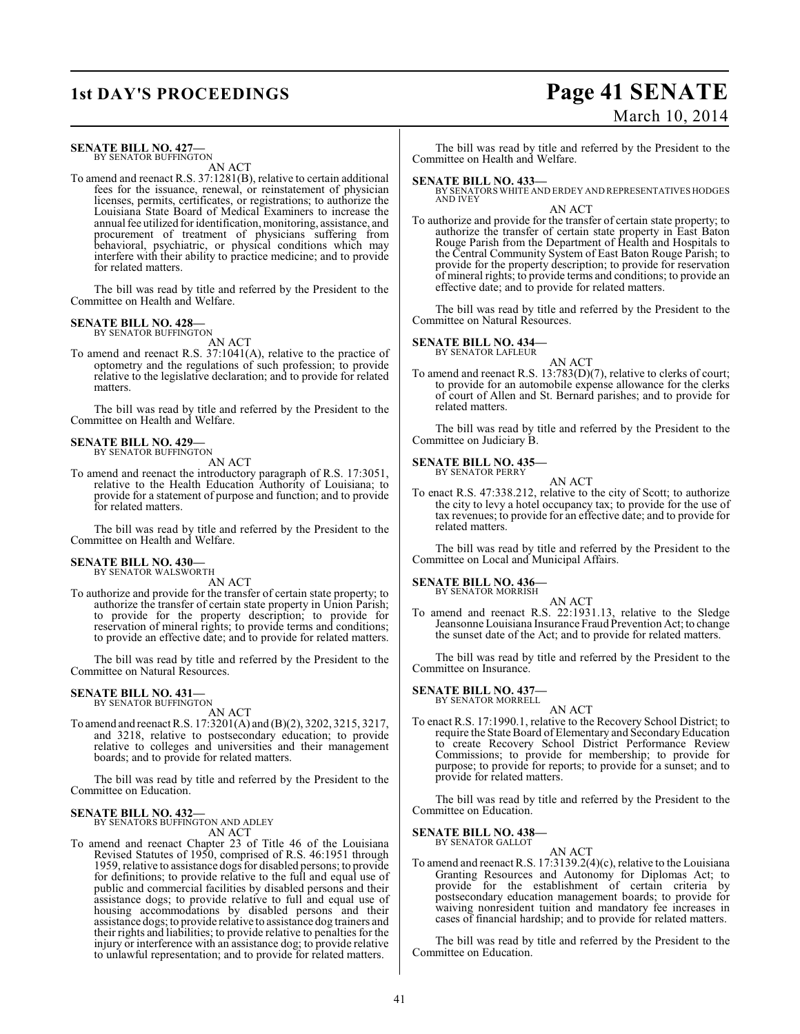**SENATE BILL NO. 427—**
BY SENATOR BUFFINGTON

AN ACT

To amend and reenact R.S. 37:1281(B), relative to certain additional fees for the issuance, renewal, or reinstatement of physician licenses, permits, certificates, or registrations; to authorize the Louisiana State Board of Medical Examiners to increase the annual fee utilized for identification, monitoring, assistance, and procurement of treatment of physicians suffering from behavioral, psychiatric, or physical conditions which may interfere with their ability to practice medicine; and to provide for related matters.

The bill was read by title and referred by the President to the Committee on Health and Welfare.

**SENATE BILL NO. 428—**
BY SENATOR BUFFINGTON

AN ACT

To amend and reenact R.S. 37:1041(A), relative to the practice of optometry and the regulations of such profession; to provide relative to the legislative declaration; and to provide for related matters.

The bill was read by title and referred by the President to the Committee on Health and Welfare.

**SENATE BILL NO. 429—**
BY SENATOR BUFFINGTON

AN ACT

To amend and reenact the introductory paragraph of R.S. 17:3051, relative to the Health Education Authority of Louisiana; to provide for a statement of purpose and function; and to provide for related matters.

The bill was read by title and referred by the President to the Committee on Health and Welfare.

**SENATE BILL NO. 430—**
BY SENATOR WALSWORTH

AN ACT

To authorize and provide for the transfer of certain state property; to authorize the transfer of certain state property in Union Parish; to provide for the property description; to provide for reservation of mineral rights; to provide terms and conditions; to provide an effective date; and to provide for related matters.

The bill was read by title and referred by the President to the Committee on Natural Resources.

**SENATE BILL NO. 431—**
BY SENATOR BUFFINGTON

AN ACT

To amend and reenact R.S. 17:3201(A) and (B)(2), 3202, 3215, 3217, and 3218, relative to postsecondary education; to provide relative to colleges and universities and their management boards; and to provide for related matters.

The bill was read by title and referred by the President to the Committee on Education.

**SENATE BILL NO. 432—**
BY SENATORS BUFFINGTON AND ADLEY

AN ACT

To amend and reenact Chapter 23 of Title 46 of the Louisiana Revised Statutes of 1950, comprised of R.S. 46:1951 through 1959, relative to assistance dogs for disabled persons; to provide for definitions; to provide relative to the full and equal use of public and commercial facilities by disabled persons and their assistance dogs; to provide relative to full and equal use of housing accommodations by disabled persons and their assistance dogs; to provide relative to assistance dog trainers and their rights and liabilities; to provide relative to penalties for the injury or interference with an assistance dog; to provide relative to unlawful representation; and to provide for related matters.

The bill was read by title and referred by the President to the Committee on Health and Welfare.

**SENATE BILL NO. 433—**
BY SENATORS WHITE AND ERDEY AND REPRESENTATIVES HODGES AND IVEY

AN ACT

To authorize and provide for the transfer of certain state property; to authorize the transfer of certain state property in East Baton Rouge Parish from the Department of Health and Hospitals to the Central Community System of East Baton Rouge Parish; to provide for the property description; to provide for reservation of mineral rights; to provide terms and conditions; to provide an effective date; and to provide for related matters.

The bill was read by title and referred by the President to the Committee on Natural Resources.

**SENATE BILL NO. 434—**
BY SENATOR LAFLEUR

AN ACT

To amend and reenact R.S. 13:783(D)(7), relative to clerks of court; to provide for an automobile expense allowance for the clerks of court of Allen and St. Bernard parishes; and to provide for related matters.

The bill was read by title and referred by the President to the Committee on Judiciary B.

**SENATE BILL NO. 435—**
BY SENATOR PERRY

AN ACT

To enact R.S. 47:338.212, relative to the city of Scott; to authorize the city to levy a hotel occupancy tax; to provide for the use of tax revenues; to provide for an effective date; and to provide for related matters.

The bill was read by title and referred by the President to the Committee on Local and Municipal Affairs.

**SENATE BILL NO. 436—**
BY SENATOR MORRISH

AN ACT

To amend and reenact R.S. 22:1931.13, relative to the Sledge Jeansonne Louisiana Insurance Fraud Prevention Act; to change the sunset date of the Act; and to provide for related matters.

The bill was read by title and referred by the President to the Committee on Insurance.

**SENATE BILL NO. 437—**
BY SENATOR MORRELL

AN ACT

To enact R.S. 17:1990.1, relative to the Recovery School District; to require the State Board of Elementary and Secondary Education to create Recovery School District Performance Review Commissions; to provide for membership; to provide for purpose; to provide for reports; to provide for a sunset; and to provide for related matters.

The bill was read by title and referred by the President to the Committee on Education.

**SENATE BILL NO. 438—**
BY SENATOR GALLOT

AN ACT

To amend and reenact R.S. 17:3139.2(4)(c), relative to the Louisiana Granting Resources and Autonomy for Diplomas Act; to provide for the establishment of certain criteria by postsecondary education management boards; to provide for waiving nonresident tuition and mandatory fee increases in cases of financial hardship; and to provide for related matters.

The bill was read by title and referred by the President to the Committee on Education.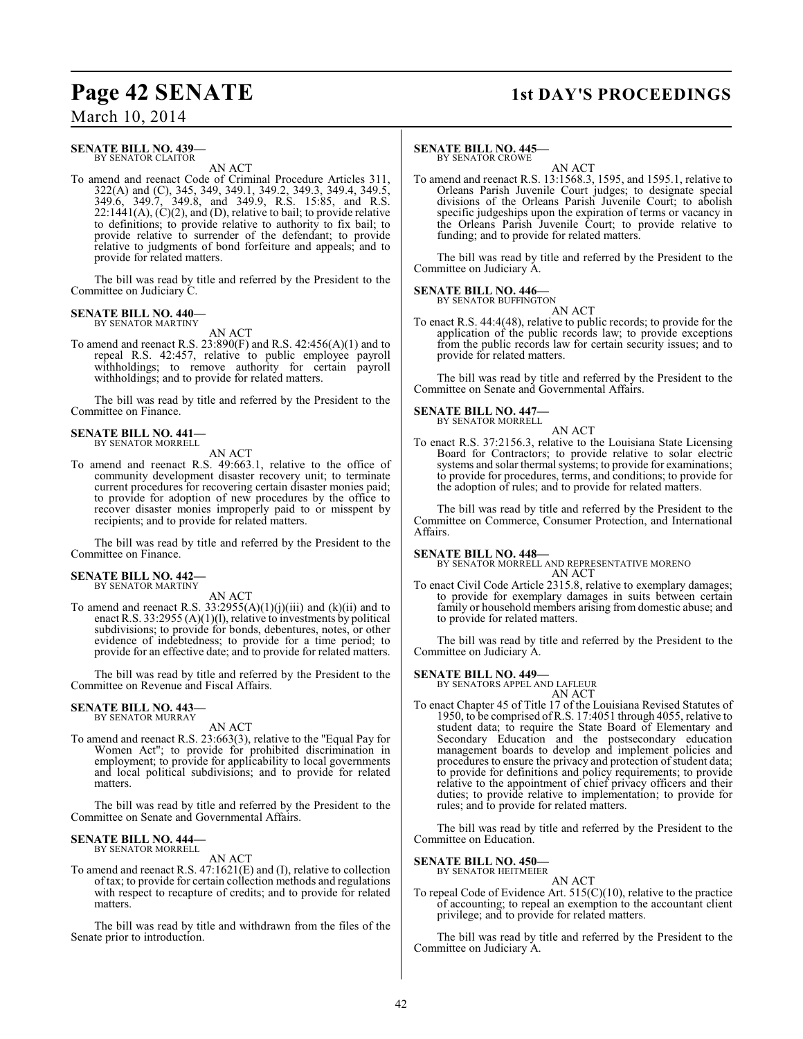**SENATE BILL NO. 439—**
BY SENATOR CLAITOR

AN ACT

To amend and reenact Code of Criminal Procedure Articles 311, 322(A) and (C), 345, 349, 349.1, 349.2, 349.3, 349.4, 349.5, 349.6, 349.7, 349.8, and 349.9, R.S. 15:85, and R.S. 22:1441(A), (C)(2), and (D), relative to bail; to provide relative to definitions; to provide relative to authority to fix bail; to provide relative to surrender of the defendant; to provide relative to judgments of bond forfeiture and appeals; and to provide for related matters.

The bill was read by title and referred by the President to the Committee on Judiciary C.

**SENATE BILL NO. 440—**
BY SENATOR MARTINY

AN ACT

To amend and reenact R.S. 23:890(F) and R.S. 42:456(A)(1) and to repeal R.S. 42:457, relative to public employee payroll withholdings; to remove authority for certain payroll withholdings; and to provide for related matters.

The bill was read by title and referred by the President to the Committee on Finance.

**SENATE BILL NO. 441—**
BY SENATOR MORRELL

AN ACT

To amend and reenact R.S. 49:663.1, relative to the office of community development disaster recovery unit; to terminate current procedures for recovering certain disaster monies paid; to provide for adoption of new procedures by the office to recover disaster monies improperly paid to or misspent by recipients; and to provide for related matters.

The bill was read by title and referred by the President to the Committee on Finance.

**SENATE BILL NO. 442—**
BY SENATOR MARTINY

AN ACT

To amend and reenact R.S. 33:2955(A)(1)(j)(iii) and (k)(ii) and to enact R.S. 33:2955 (A)(1)(l), relative to investments by political subdivisions; to provide for bonds, debentures, notes, or other evidence of indebtedness; to provide for a time period; to provide for an effective date; and to provide for related matters.

The bill was read by title and referred by the President to the Committee on Revenue and Fiscal Affairs.

**SENATE BILL NO. 443—**
BY SENATOR MURRAY

AN ACT

To amend and reenact R.S. 23:663(3), relative to the "Equal Pay for Women Act"; to provide for prohibited discrimination in employment; to provide for applicability to local governments and local political subdivisions; and to provide for related matters.

The bill was read by title and referred by the President to the Committee on Senate and Governmental Affairs.

**SENATE BILL NO. 444—**
BY SENATOR MORRELL

AN ACT

To amend and reenact R.S. 47:1621(E) and (I), relative to collection of tax; to provide for certain collection methods and regulations with respect to recapture of credits; and to provide for related matters.

The bill was read by title and withdrawn from the files of the Senate prior to introduction.

**SENATE BILL NO. 445—**
BY SENATOR CROWE

AN ACT

To amend and reenact R.S. 13:1568.3, 1595, and 1595.1, relative to Orleans Parish Juvenile Court judges; to designate special divisions of the Orleans Parish Juvenile Court; to abolish specific judgeships upon the expiration of terms or vacancy in the Orleans Parish Juvenile Court; to provide relative to funding; and to provide for related matters.

The bill was read by title and referred by the President to the Committee on Judiciary A.

**SENATE BILL NO. 446—**
BY SENATOR BUFFINGTON

AN ACT

To enact R.S. 44:4(48), relative to public records; to provide for the application of the public records law; to provide exceptions from the public records law for certain security issues; and to provide for related matters.

The bill was read by title and referred by the President to the Committee on Senate and Governmental Affairs.

**SENATE BILL NO. 447—**
BY SENATOR MORRELL

AN ACT

To enact R.S. 37:2156.3, relative to the Louisiana State Licensing Board for Contractors; to provide relative to solar electric systems and solar thermal systems; to provide for examinations; to provide for procedures, terms, and conditions; to provide for the adoption of rules; and to provide for related matters.

The bill was read by title and referred by the President to the Committee on Commerce, Consumer Protection, and International Affairs.

**SENATE BILL NO. 448—**
BY SENATOR MORRELL AND REPRESENTATIVE MORENO

AN ACT

To enact Civil Code Article 2315.8, relative to exemplary damages; to provide for exemplary damages in suits between certain family or household members arising from domestic abuse; and to provide for related matters.

The bill was read by title and referred by the President to the Committee on Judiciary A.

**SENATE BILL NO. 449—**
BY SENATORS APPEL AND LAFLEUR

AN ACT

To enact Chapter 45 of Title 17 of the Louisiana Revised Statutes of 1950, to be comprised of R.S. 17:4051 through 4055, relative to student data; to require the State Board of Elementary and Secondary Education and the postsecondary education management boards to develop and implement policies and procedures to ensure the privacy and protection of student data; to provide for definitions and policy requirements; to provide relative to the appointment of chief privacy officers and their duties; to provide relative to implementation; to provide for rules; and to provide for related matters.

The bill was read by title and referred by the President to the Committee on Education.

**SENATE BILL NO. 450—**
BY SENATOR HEITMEIER

AN ACT

To repeal Code of Evidence Art. 515(C)(10), relative to the practice of accounting; to repeal an exemption to the accountant client privilege; and to provide for related matters.

The bill was read by title and referred by the President to the Committee on Judiciary A.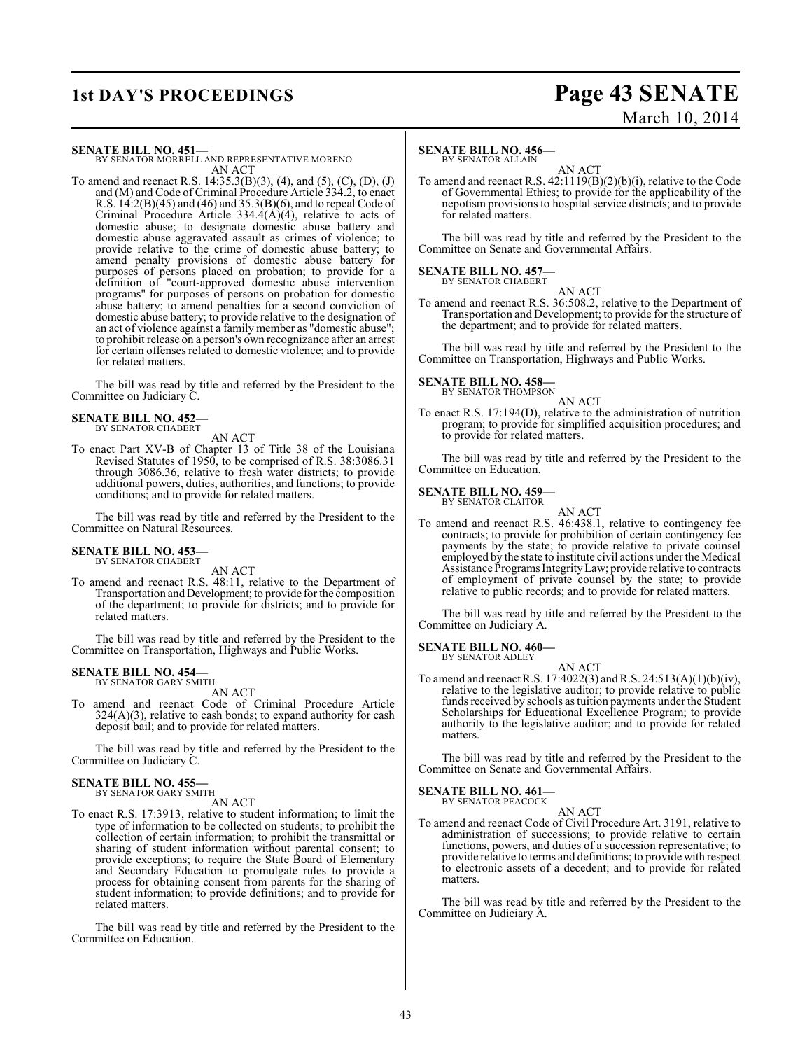**SENATE BILL NO. 451—**
BY SENATOR MORRELL AND REPRESENTATIVE MORENO
AN ACT

To amend and reenact R.S. 14:35.3(B)(3), (4), and (5), (C), (D), (J) and (M) and Code of Criminal Procedure Article 334.2, to enact R.S. 14:2(B)(45) and (46) and 35.3(B)(6), and to repeal Code of Criminal Procedure Article 334.4(A)(4), relative to acts of domestic abuse; to designate domestic abuse battery and domestic abuse aggravated assault as crimes of violence; to provide relative to the crime of domestic abuse battery; to amend penalty provisions of domestic abuse battery for purposes of persons placed on probation; to provide for a definition of "court-approved domestic abuse intervention programs" for purposes of persons on probation for domestic abuse battery; to amend penalties for a second conviction of domestic abuse battery; to provide relative to the designation of an act of violence against a family member as "domestic abuse"; to prohibit release on a person's own recognizance after an arrest for certain offenses related to domestic violence; and to provide for related matters.

The bill was read by title and referred by the President to the Committee on Judiciary C.

**SENATE BILL NO. 452—**
BY SENATOR CHABERT
AN ACT

To enact Part XV-B of Chapter 13 of Title 38 of the Louisiana Revised Statutes of 1950, to be comprised of R.S. 38:3086.31 through 3086.36, relative to fresh water districts; to provide additional powers, duties, authorities, and functions; to provide conditions; and to provide for related matters.

The bill was read by title and referred by the President to the Committee on Natural Resources.

**SENATE BILL NO. 453—**
BY SENATOR CHABERT
AN ACT

To amend and reenact R.S. 48:11, relative to the Department of Transportation and Development; to provide for the composition of the department; to provide for districts; and to provide for related matters.

The bill was read by title and referred by the President to the Committee on Transportation, Highways and Public Works.

**SENATE BILL NO. 454—**
BY SENATOR GARY SMITH
AN ACT

To amend and reenact Code of Criminal Procedure Article 324(A)(3), relative to cash bonds; to expand authority for cash deposit bail; and to provide for related matters.

The bill was read by title and referred by the President to the Committee on Judiciary C.

**SENATE BILL NO. 455—**
BY SENATOR GARY SMITH
AN ACT

To enact R.S. 17:3913, relative to student information; to limit the type of information to be collected on students; to prohibit the collection of certain information; to prohibit the transmittal or sharing of student information without parental consent; to provide exceptions; to require the State Board of Elementary and Secondary Education to promulgate rules to provide a process for obtaining consent from parents for the sharing of student information; to provide definitions; and to provide for related matters.

The bill was read by title and referred by the President to the Committee on Education.

**SENATE BILL NO. 456—**
BY SENATOR ALLAIN
AN ACT

To amend and reenact R.S. 42:1119(B)(2)(b)(i), relative to the Code of Governmental Ethics; to provide for the applicability of the nepotism provisions to hospital service districts; and to provide for related matters.

The bill was read by title and referred by the President to the Committee on Senate and Governmental Affairs.

**SENATE BILL NO. 457—**
BY SENATOR CHABERT
AN ACT

To amend and reenact R.S. 36:508.2, relative to the Department of Transportation and Development; to provide for the structure of the department; and to provide for related matters.

The bill was read by title and referred by the President to the Committee on Transportation, Highways and Public Works.

**SENATE BILL NO. 458—**
BY SENATOR THOMPSON
AN ACT

To enact R.S. 17:194(D), relative to the administration of nutrition program; to provide for simplified acquisition procedures; and to provide for related matters.

The bill was read by title and referred by the President to the Committee on Education.

**SENATE BILL NO. 459—**
BY SENATOR CLAITOR
AN ACT

To amend and reenact R.S. 46:438.1, relative to contingency fee contracts; to provide for prohibition of certain contingency fee payments by the state; to provide relative to private counsel employed by the state to institute civil actions under the Medical Assistance Programs Integrity Law; provide relative to contracts of employment of private counsel by the state; to provide relative to public records; and to provide for related matters.

The bill was read by title and referred by the President to the Committee on Judiciary A.

**SENATE BILL NO. 460—**
BY SENATOR ADLEY
AN ACT

To amend and reenact R.S. 17:4022(3) and R.S. 24:513(A)(1)(b)(iv), relative to the legislative auditor; to provide relative to public funds received by schools as tuition payments under the Student Scholarships for Educational Excellence Program; to provide authority to the legislative auditor; and to provide for related matters.

The bill was read by title and referred by the President to the Committee on Senate and Governmental Affairs.

**SENATE BILL NO. 461—**
BY SENATOR PEACOCK
AN ACT

To amend and reenact Code of Civil Procedure Art. 3191, relative to administration of successions; to provide relative to certain functions, powers, and duties of a succession representative; to provide relative to terms and definitions; to provide with respect to electronic assets of a decedent; and to provide for related matters.

The bill was read by title and referred by the President to the Committee on Judiciary A.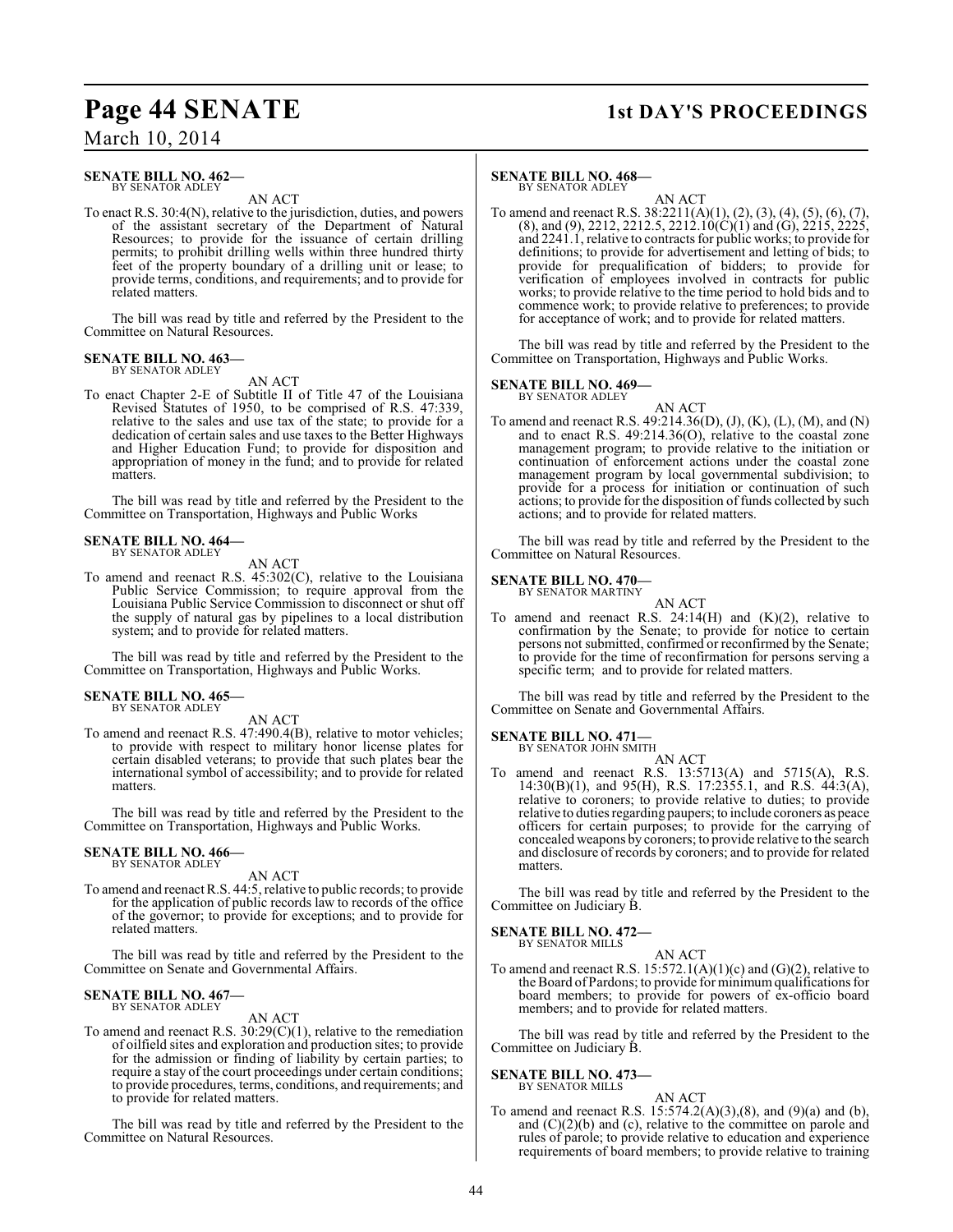**SENATE BILL NO. 462—**
BY SENATOR ADLEY

AN ACT

To enact R.S. 30:4(N), relative to the jurisdiction, duties, and powers of the assistant secretary of the Department of Natural Resources; to provide for the issuance of certain drilling permits; to prohibit drilling wells within three hundred thirty feet of the property boundary of a drilling unit or lease; to provide terms, conditions, and requirements; and to provide for related matters.

The bill was read by title and referred by the President to the Committee on Natural Resources.

**SENATE BILL NO. 463—**
BY SENATOR ADLEY

AN ACT

To enact Chapter 2-E of Subtitle II of Title 47 of the Louisiana Revised Statutes of 1950, to be comprised of R.S. 47:339, relative to the sales and use tax of the state; to provide for a dedication of certain sales and use taxes to the Better Highways and Higher Education Fund; to provide for disposition and appropriation of money in the fund; and to provide for related matters.

The bill was read by title and referred by the President to the Committee on Transportation, Highways and Public Works

**SENATE BILL NO. 464—**
BY SENATOR ADLEY

AN ACT

To amend and reenact R.S. 45:302(C), relative to the Louisiana Public Service Commission; to require approval from the Louisiana Public Service Commission to disconnect or shut off the supply of natural gas by pipelines to a local distribution system; and to provide for related matters.

The bill was read by title and referred by the President to the Committee on Transportation, Highways and Public Works.

**SENATE BILL NO. 465—**
BY SENATOR ADLEY

AN ACT

To amend and reenact R.S. 47:490.4(B), relative to motor vehicles; to provide with respect to military honor license plates for certain disabled veterans; to provide that such plates bear the international symbol of accessibility; and to provide for related matters.

The bill was read by title and referred by the President to the Committee on Transportation, Highways and Public Works.

**SENATE BILL NO. 466—**
BY SENATOR ADLEY

AN ACT

To amend and reenact R.S. 44:5, relative to public records; to provide for the application of public records law to records of the office of the governor; to provide for exceptions; and to provide for related matters.

The bill was read by title and referred by the President to the Committee on Senate and Governmental Affairs.

**SENATE BILL NO. 467—**
BY SENATOR ADLEY

AN ACT

To amend and reenact R.S. 30:29(C)(1), relative to the remediation of oilfield sites and exploration and production sites; to provide for the admission or finding of liability by certain parties; to require a stay of the court proceedings under certain conditions; to provide procedures, terms, conditions, and requirements; and to provide for related matters.

The bill was read by title and referred by the President to the Committee on Natural Resources.

**SENATE BILL NO. 468—**
BY SENATOR ADLEY

AN ACT

To amend and reenact R.S. 38:2211(A)(1), (2), (3), (4), (5), (6), (7), (8), and (9), 2212, 2212.5, 2212.10(C)(1) and (G), 2215, 2225, and 2241.1, relative to contracts for public works; to provide for definitions; to provide for advertisement and letting of bids; to provide for prequalification of bidders; to provide for verification of employees involved in contracts for public works; to provide relative to the time period to hold bids and to commence work; to provide relative to preferences; to provide for acceptance of work; and to provide for related matters.

The bill was read by title and referred by the President to the Committee on Transportation, Highways and Public Works.

**SENATE BILL NO. 469—**
BY SENATOR ADLEY

AN ACT

To amend and reenact R.S. 49:214.36(D), (J), (K), (L), (M), and (N) and to enact R.S. 49:214.36(O), relative to the coastal zone management program; to provide relative to the initiation or continuation of enforcement actions under the coastal zone management program by local governmental subdivision; to provide for a process for initiation or continuation of such actions; to provide for the disposition of funds collected by such actions; and to provide for related matters.

The bill was read by title and referred by the President to the Committee on Natural Resources.

**SENATE BILL NO. 470—**
BY SENATOR MARTINY

AN ACT

To amend and reenact R.S. 24:14(H) and (K)(2), relative to confirmation by the Senate; to provide for notice to certain persons not submitted, confirmed or reconfirmed by the Senate; to provide for the time of reconfirmation for persons serving a specific term; and to provide for related matters.

The bill was read by title and referred by the President to the Committee on Senate and Governmental Affairs.

**SENATE BILL NO. 471—**
BY SENATOR JOHN SMITH

AN ACT

To amend and reenact R.S. 13:5713(A) and 5715(A), R.S. 14:30(B)(1), and 95(H), R.S. 17:2355.1, and R.S. 44:3(A), relative to coroners; to provide relative to duties; to provide relative to duties regarding paupers; to include coroners as peace officers for certain purposes; to provide for the carrying of concealed weapons by coroners; to provide relative to the search and disclosure of records by coroners; and to provide for related matters.

The bill was read by title and referred by the President to the Committee on Judiciary B.

**SENATE BILL NO. 472—**
BY SENATOR MILLS

AN ACT

To amend and reenact R.S. 15:572.1(A)(1)(c) and (G)(2), relative to the Board of Pardons; to provide for minimum qualifications for board members; to provide for powers of ex-officio board members; and to provide for related matters.

The bill was read by title and referred by the President to the Committee on Judiciary B.

**SENATE BILL NO. 473—**
BY SENATOR MILLS

AN ACT

To amend and reenact R.S. 15:574.2(A)(3),(8), and (9)(a) and (b), and (C)(2)(b) and (c), relative to the committee on parole and rules of parole; to provide relative to education and experience requirements of board members; to provide relative to training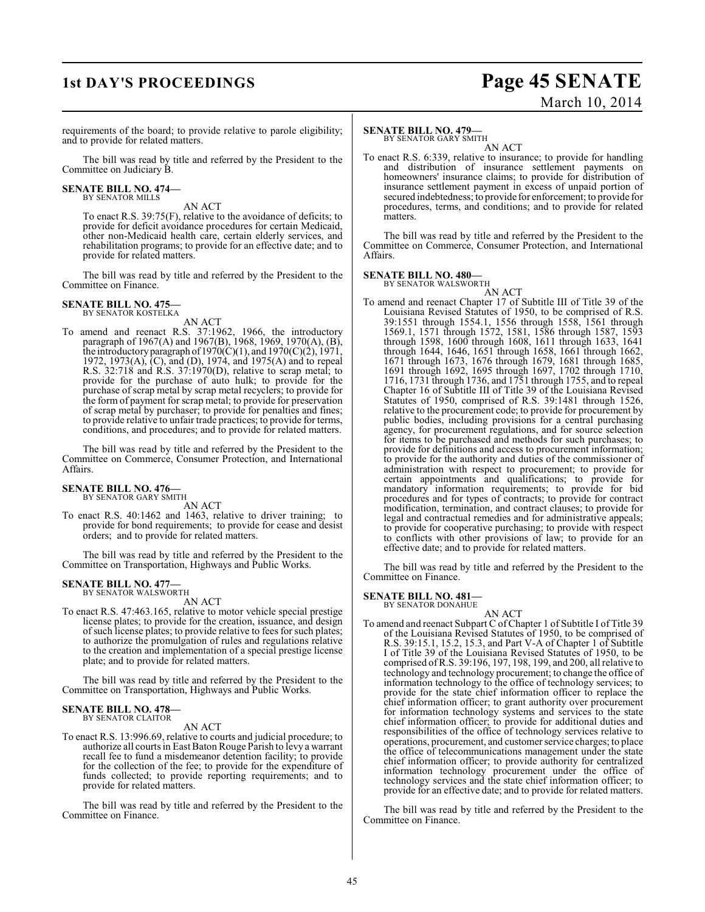requirements of the board; to provide relative to parole eligibility; and to provide for related matters.

The bill was read by title and referred by the President to the Committee on Judiciary B.

**SENATE BILL NO. 474—**
BY SENATOR MILLS

AN ACT

To enact R.S. 39:75(F), relative to the avoidance of deficits; to provide for deficit avoidance procedures for certain Medicaid, other non-Medicaid health care, certain elderly services, and rehabilitation programs; to provide for an effective date; and to provide for related matters.

The bill was read by title and referred by the President to the Committee on Finance.

**SENATE BILL NO. 475—**
BY SENATOR KOSTELKA

AN ACT

To amend and reenact R.S. 37:1962, 1966, the introductory paragraph of 1967(A) and 1967(B), 1968, 1969, 1970(A), (B), the introductory paragraph of 1970(C)(1), and 1970(C)(2), 1971, 1972, 1973(A), (C), and (D), 1974, and 1975(A) and to repeal R.S. 32:718 and R.S. 37:1970(D), relative to scrap metal; to provide for the purchase of auto hulk; to provide for the purchase of scrap metal by scrap metal recyclers; to provide for the form of payment for scrap metal; to provide for preservation of scrap metal by purchaser; to provide for penalties and fines; to provide relative to unfair trade practices; to provide for terms, conditions, and procedures; and to provide for related matters.

The bill was read by title and referred by the President to the Committee on Commerce, Consumer Protection, and International Affairs.

**SENATE BILL NO. 476—**
BY SENATOR GARY SMITH

AN ACT

To enact R.S. 40:1462 and 1463, relative to driver training; to provide for bond requirements; to provide for cease and desist orders; and to provide for related matters.

The bill was read by title and referred by the President to the Committee on Transportation, Highways and Public Works.

**SENATE BILL NO. 477—**
BY SENATOR WALSWORTH

AN ACT

To enact R.S. 47:463.165, relative to motor vehicle special prestige license plates; to provide for the creation, issuance, and design of such license plates; to provide relative to fees for such plates; to authorize the promulgation of rules and regulations relative to the creation and implementation of a special prestige license plate; and to provide for related matters.

The bill was read by title and referred by the President to the Committee on Transportation, Highways and Public Works.

**SENATE BILL NO. 478—**
BY SENATOR CLAITOR

AN ACT

To enact R.S. 13:996.69, relative to courts and judicial procedure; to authorize all courts in East Baton Rouge Parish to levy a warrant recall fee to fund a misdemeanor detention facility; to provide for the collection of the fee; to provide for the expenditure of funds collected; to provide reporting requirements; and to provide for related matters.

The bill was read by title and referred by the President to the Committee on Finance.

**SENATE BILL NO. 479—**
BY SENATOR GARY SMITH

AN ACT

To enact R.S. 6:339, relative to insurance; to provide for handling and distribution of insurance settlement payments on homeowners' insurance claims; to provide for distribution of insurance settlement payment in excess of unpaid portion of secured indebtedness; to provide for enforcement; to provide for procedures, terms, and conditions; and to provide for related matters.

The bill was read by title and referred by the President to the Committee on Commerce, Consumer Protection, and International Affairs.

**SENATE BILL NO. 480—**
BY SENATOR WALSWORTH

AN ACT

To amend and reenact Chapter 17 of Subtitle III of Title 39 of the Louisiana Revised Statutes of 1950, to be comprised of R.S. 39:1551 through 1554.1, 1556 through 1558, 1561 through 1569.1, 1571 through 1572, 1581, 1586 through 1587, 1593 through 1598, 1600 through 1608, 1611 through 1633, 1641 through 1644, 1646, 1651 through 1658, 1661 through 1662, 1671 through 1673, 1676 through 1679, 1681 through 1685, 1691 through 1692, 1695 through 1697, 1702 through 1710, 1716, 1731 through 1736, and 1751 through 1755, and to repeal Chapter 16 of Subtitle III of Title 39 of the Louisiana Revised Statutes of 1950, comprised of R.S. 39:1481 through 1526, relative to the procurement code; to provide for procurement by public bodies, including provisions for a central purchasing agency, for procurement regulations, and for source selection for items to be purchased and methods for such purchases; to provide for definitions and access to procurement information; to provide for the authority and duties of the commissioner of administration with respect to procurement; to provide for certain appointments and qualifications; to provide for mandatory information requirements; to provide for bid procedures and for types of contracts; to provide for contract modification, termination, and contract clauses; to provide for legal and contractual remedies and for administrative appeals; to provide for cooperative purchasing; to provide with respect to conflicts with other provisions of law; to provide for an effective date; and to provide for related matters.

The bill was read by title and referred by the President to the Committee on Finance.

**SENATE BILL NO. 481—**
BY SENATOR DONAHUE

AN ACT

To amend and reenact Subpart C of Chapter 1 of Subtitle I of Title 39 of the Louisiana Revised Statutes of 1950, to be comprised of R.S. 39:15.1, 15.2, 15.3, and Part V-A of Chapter 1 of Subtitle I of Title 39 of the Louisiana Revised Statutes of 1950, to be comprised of R.S. 39:196, 197, 198, 199, and 200, all relative to technology and technology procurement; to change the office of information technology to the office of technology services; to provide for the state chief information officer to replace the chief information officer; to grant authority over procurement for information technology systems and services to the state chief information officer; to provide for additional duties and responsibilities of the office of technology services relative to operations, procurement, and customer service charges; to place the office of telecommunications management under the state chief information officer; to provide authority for centralized information technology procurement under the office of technology services and the state chief information officer; to provide for an effective date; and to provide for related matters.

The bill was read by title and referred by the President to the Committee on Finance.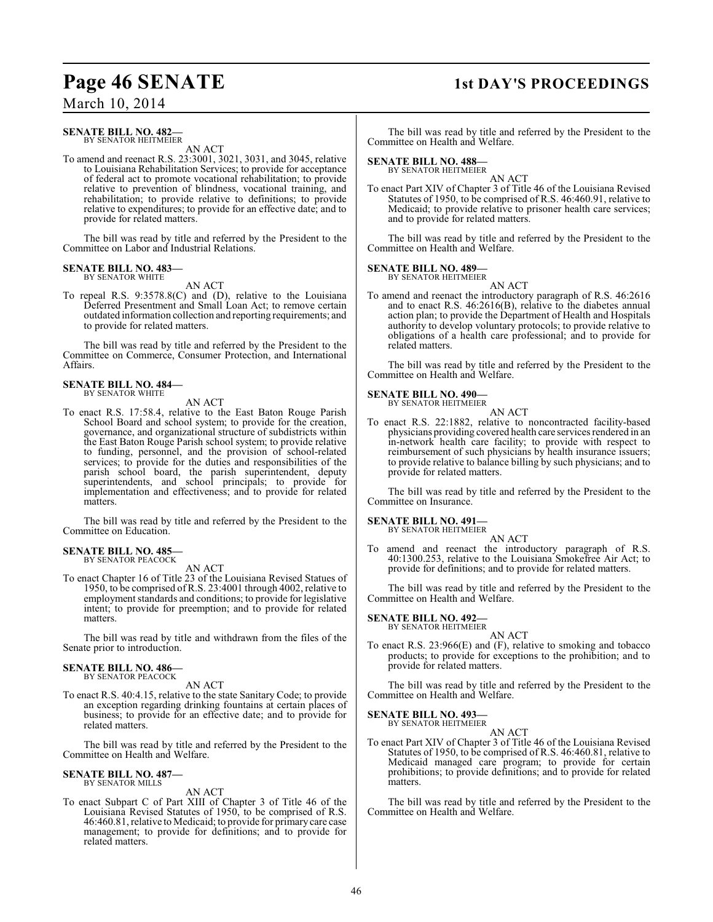**SENATE BILL NO. 482—**
BY SENATOR HEITMEIER

AN ACT

To amend and reenact R.S. 23:3001, 3021, 3031, and 3045, relative to Louisiana Rehabilitation Services; to provide for acceptance of federal act to promote vocational rehabilitation; to provide relative to prevention of blindness, vocational training, and rehabilitation; to provide relative to definitions; to provide relative to expenditures; to provide for an effective date; and to provide for related matters.

The bill was read by title and referred by the President to the Committee on Labor and Industrial Relations.

**SENATE BILL NO. 483—**
BY SENATOR WHITE

AN ACT

To repeal R.S. 9:3578.8(C) and (D), relative to the Louisiana Deferred Presentment and Small Loan Act; to remove certain outdated information collection and reporting requirements; and to provide for related matters.

The bill was read by title and referred by the President to the Committee on Commerce, Consumer Protection, and International Affairs.

**SENATE BILL NO. 484—**
BY SENATOR WHITE

AN ACT

To enact R.S. 17:58.4, relative to the East Baton Rouge Parish School Board and school system; to provide for the creation, governance, and organizational structure of subdistricts within the East Baton Rouge Parish school system; to provide relative to funding, personnel, and the provision of school-related services; to provide for the duties and responsibilities of the parish school board, the parish superintendent, deputy superintendents, and school principals; to provide for implementation and effectiveness; and to provide for related matters.

The bill was read by title and referred by the President to the Committee on Education.

**SENATE BILL NO. 485—**
BY SENATOR PEACOCK

AN ACT

To enact Chapter 16 of Title 23 of the Louisiana Revised Statues of 1950, to be comprised of R.S. 23:4001 through 4002, relative to employment standards and conditions; to provide for legislative intent; to provide for preemption; and to provide for related matters.

The bill was read by title and withdrawn from the files of the Senate prior to introduction.

**SENATE BILL NO. 486—**
BY SENATOR PEACOCK

AN ACT

To enact R.S. 40:4.15, relative to the state Sanitary Code; to provide an exception regarding drinking fountains at certain places of business; to provide for an effective date; and to provide for related matters.

The bill was read by title and referred by the President to the Committee on Health and Welfare.

**SENATE BILL NO. 487—**
BY SENATOR MILLS

AN ACT

To enact Subpart C of Part XIII of Chapter 3 of Title 46 of the Louisiana Revised Statutes of 1950, to be comprised of R.S. 46:460.81, relative to Medicaid; to provide for primary care case management; to provide for definitions; and to provide for related matters.

The bill was read by title and referred by the President to the Committee on Health and Welfare.

**SENATE BILL NO. 488—**
BY SENATOR HEITMEIER

AN ACT

To enact Part XIV of Chapter 3 of Title 46 of the Louisiana Revised Statutes of 1950, to be comprised of R.S. 46:460.91, relative to Medicaid; to provide relative to prisoner health care services; and to provide for related matters.

The bill was read by title and referred by the President to the Committee on Health and Welfare.

**SENATE BILL NO. 489—**
BY SENATOR HEITMEIER

AN ACT

To amend and reenact the introductory paragraph of R.S. 46:2616 and to enact R.S. 46:2616(B), relative to the diabetes annual action plan; to provide the Department of Health and Hospitals authority to develop voluntary protocols; to provide relative to obligations of a health care professional; and to provide for related matters.

The bill was read by title and referred by the President to the Committee on Health and Welfare.

**SENATE BILL NO. 490—**
BY SENATOR HEITMEIER

AN ACT

To enact R.S. 22:1882, relative to noncontracted facility-based physicians providing covered health care services rendered in an in-network health care facility; to provide with respect to reimbursement of such physicians by health insurance issuers; to provide relative to balance billing by such physicians; and to provide for related matters.

The bill was read by title and referred by the President to the Committee on Insurance.

**SENATE BILL NO. 491—**
BY SENATOR HEITMEIER

AN ACT

To amend and reenact the introductory paragraph of R.S. 40:1300.253, relative to the Louisiana Smokefree Air Act; to provide for definitions; and to provide for related matters.

The bill was read by title and referred by the President to the Committee on Health and Welfare.

**SENATE BILL NO. 492—**
BY SENATOR HEITMEIER

AN ACT

To enact R.S. 23:966(E) and (F), relative to smoking and tobacco products; to provide for exceptions to the prohibition; and to provide for related matters.

The bill was read by title and referred by the President to the Committee on Health and Welfare.

**SENATE BILL NO. 493—**
BY SENATOR HEITMEIER

AN ACT

To enact Part XIV of Chapter 3 of Title 46 of the Louisiana Revised Statutes of 1950, to be comprised of R.S. 46:460.81, relative to Medicaid managed care program; to provide for certain prohibitions; to provide definitions; and to provide for related matters.

The bill was read by title and referred by the President to the Committee on Health and Welfare.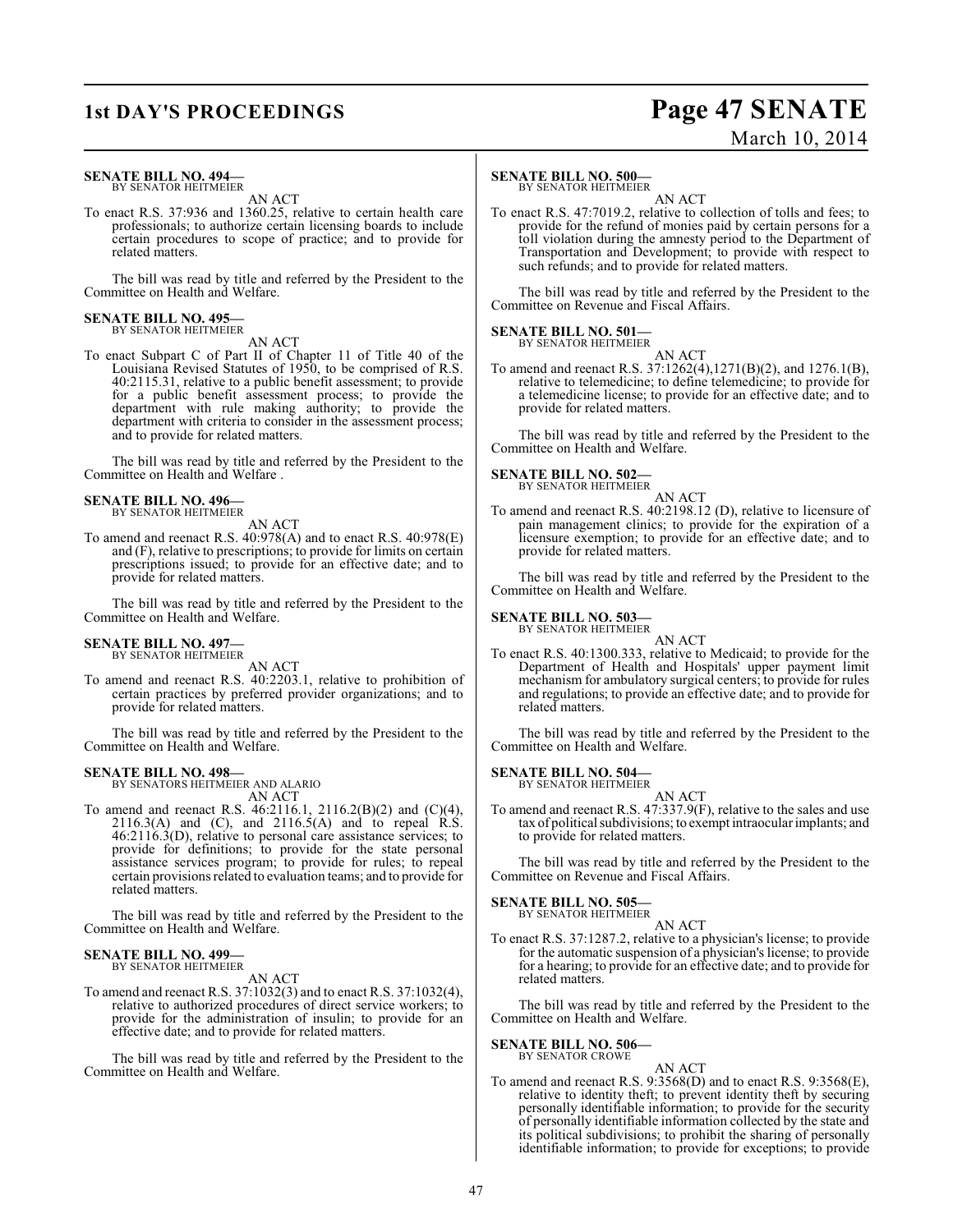**SENATE BILL NO. 494—**
BY SENATOR HEITMEIER

AN ACT

To enact R.S. 37:936 and 1360.25, relative to certain health care professionals; to authorize certain licensing boards to include certain procedures to scope of practice; and to provide for related matters.

The bill was read by title and referred by the President to the Committee on Health and Welfare.

**SENATE BILL NO. 495—**
BY SENATOR HEITMEIER

AN ACT

To enact Subpart C of Part II of Chapter 11 of Title 40 of the Louisiana Revised Statutes of 1950, to be comprised of R.S. 40:2115.31, relative to a public benefit assessment; to provide for a public benefit assessment process; to provide the department with rule making authority; to provide the department with criteria to consider in the assessment process; and to provide for related matters.

The bill was read by title and referred by the President to the Committee on Health and Welfare .

**SENATE BILL NO. 496—**
BY SENATOR HEITMEIER

AN ACT

To amend and reenact R.S. 40:978(A) and to enact R.S. 40:978(E) and (F), relative to prescriptions; to provide for limits on certain prescriptions issued; to provide for an effective date; and to provide for related matters.

The bill was read by title and referred by the President to the Committee on Health and Welfare.

**SENATE BILL NO. 497—**
BY SENATOR HEITMEIER

AN ACT

To amend and reenact R.S. 40:2203.1, relative to prohibition of certain practices by preferred provider organizations; and to provide for related matters.

The bill was read by title and referred by the President to the Committee on Health and Welfare.

**SENATE BILL NO. 498—**
BY SENATORS HEITMEIER AND ALARIO

AN ACT

To amend and reenact R.S. 46:2116.1, 2116.2(B)(2) and (C)(4), 2116.3(A) and (C), and 2116.5(A) and to repeal R.S. 46:2116.3(D), relative to personal care assistance services; to provide for definitions; to provide for the state personal assistance services program; to provide for rules; to repeal certain provisions related to evaluation teams; and to provide for related matters.

The bill was read by title and referred by the President to the Committee on Health and Welfare.

**SENATE BILL NO. 499—**
BY SENATOR HEITMEIER

AN ACT

To amend and reenact R.S. 37:1032(3) and to enact R.S. 37:1032(4), relative to authorized procedures of direct service workers; to provide for the administration of insulin; to provide for an effective date; and to provide for related matters.

The bill was read by title and referred by the President to the Committee on Health and Welfare.

**SENATE BILL NO. 500—**
BY SENATOR HEITMEIER

AN ACT

To enact R.S. 47:7019.2, relative to collection of tolls and fees; to provide for the refund of monies paid by certain persons for a toll violation during the amnesty period to the Department of Transportation and Development; to provide with respect to such refunds; and to provide for related matters.

The bill was read by title and referred by the President to the Committee on Revenue and Fiscal Affairs.

**SENATE BILL NO. 501—**
BY SENATOR HEITMEIER

AN ACT

To amend and reenact R.S. 37:1262(4),1271(B)(2), and 1276.1(B), relative to telemedicine; to define telemedicine; to provide for a telemedicine license; to provide for an effective date; and to provide for related matters.

The bill was read by title and referred by the President to the Committee on Health and Welfare.

**SENATE BILL NO. 502—**
BY SENATOR HEITMEIER

AN ACT

To amend and reenact R.S. 40:2198.12 (D), relative to licensure of pain management clinics; to provide for the expiration of a licensure exemption; to provide for an effective date; and to provide for related matters.

The bill was read by title and referred by the President to the Committee on Health and Welfare.

**SENATE BILL NO. 503—**
BY SENATOR HEITMEIER

AN ACT

To enact R.S. 40:1300.333, relative to Medicaid; to provide for the Department of Health and Hospitals' upper payment limit mechanism for ambulatory surgical centers; to provide for rules and regulations; to provide an effective date; and to provide for related matters.

The bill was read by title and referred by the President to the Committee on Health and Welfare.

**SENATE BILL NO. 504—**
BY SENATOR HEITMEIER

AN ACT

To amend and reenact R.S. 47:337.9(F), relative to the sales and use tax of political subdivisions; to exempt intraocular implants; and to provide for related matters.

The bill was read by title and referred by the President to the Committee on Revenue and Fiscal Affairs.

**SENATE BILL NO. 505—**
BY SENATOR HEITMEIER

AN ACT

To enact R.S. 37:1287.2, relative to a physician's license; to provide for the automatic suspension of a physician's license; to provide for a hearing; to provide for an effective date; and to provide for related matters.

The bill was read by title and referred by the President to the Committee on Health and Welfare.

**SENATE BILL NO. 506—**
BY SENATOR CROWE

AN ACT

To amend and reenact R.S. 9:3568(D) and to enact R.S. 9:3568(E), relative to identity theft; to prevent identity theft by securing personally identifiable information; to provide for the security of personally identifiable information collected by the state and its political subdivisions; to prohibit the sharing of personally identifiable information; to provide for exceptions; to provide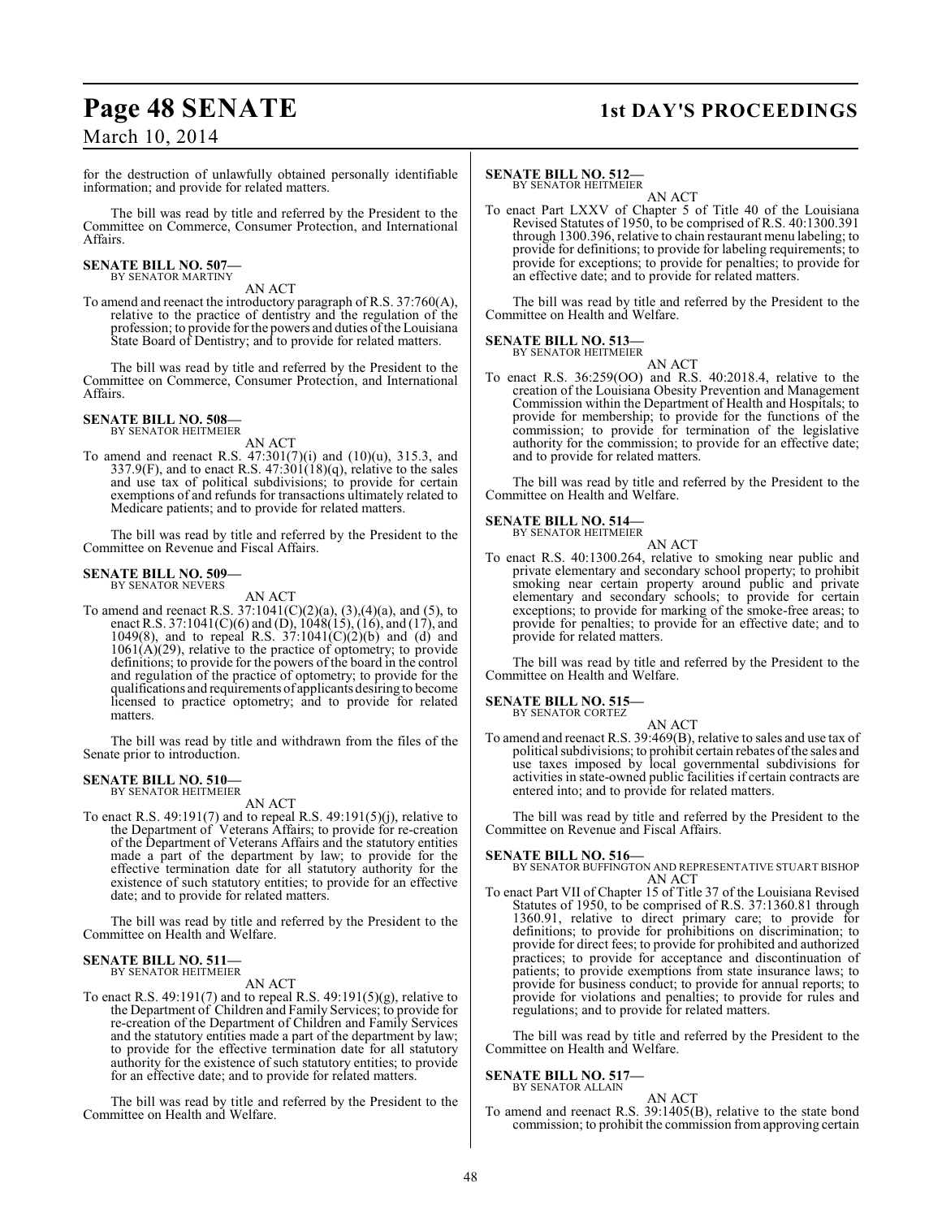for the destruction of unlawfully obtained personally identifiable information; and provide for related matters.

The bill was read by title and referred by the President to the Committee on Commerce, Consumer Protection, and International Affairs.

**SENATE BILL NO. 507—**
BY SENATOR MARTINY

AN ACT

To amend and reenact the introductory paragraph of R.S. 37:760(A), relative to the practice of dentistry and the regulation of the profession; to provide for the powers and duties of the Louisiana State Board of Dentistry; and to provide for related matters.

The bill was read by title and referred by the President to the Committee on Commerce, Consumer Protection, and International Affairs.

**SENATE BILL NO. 508—**
BY SENATOR HEITMEIER

AN ACT

To amend and reenact R.S. 47:301(7)(i) and (10)(u), 315.3, and 337.9(F), and to enact R.S. 47:301(18)(q), relative to the sales and use tax of political subdivisions; to provide for certain exemptions of and refunds for transactions ultimately related to Medicare patients; and to provide for related matters.

The bill was read by title and referred by the President to the Committee on Revenue and Fiscal Affairs.

**SENATE BILL NO. 509—**
BY SENATOR NEVERS

AN ACT

To amend and reenact R.S. 37:1041(C)(2)(a), (3),(4)(a), and (5), to enact R.S. 37:1041(C)(6) and (D), 1048(15), (16), and (17), and 1049(8), and to repeal R.S. 37:1041(C)(2)(b) and (d) and 1061(A)(29), relative to the practice of optometry; to provide definitions; to provide for the powers of the board in the control and regulation of the practice of optometry; to provide for the qualifications and requirements of applicants desiring to become licensed to practice optometry; and to provide for related matters.

The bill was read by title and withdrawn from the files of the Senate prior to introduction.

**SENATE BILL NO. 510—**
BY SENATOR HEITMEIER

AN ACT

To enact R.S. 49:191(7) and to repeal R.S. 49:191(5)(j), relative to the Department of Veterans Affairs; to provide for re-creation of the Department of Veterans Affairs and the statutory entities made a part of the department by law; to provide for the effective termination date for all statutory authority for the existence of such statutory entities; to provide for an effective date; and to provide for related matters.

The bill was read by title and referred by the President to the Committee on Health and Welfare.

**SENATE BILL NO. 511—**
BY SENATOR HEITMEIER

AN ACT

To enact R.S. 49:191(7) and to repeal R.S. 49:191(5)(g), relative to the Department of Children and Family Services; to provide for re-creation of the Department of Children and Family Services and the statutory entities made a part of the department by law; to provide for the effective termination date for all statutory authority for the existence of such statutory entities; to provide for an effective date; and to provide for related matters.

The bill was read by title and referred by the President to the Committee on Health and Welfare.

**SENATE BILL NO. 512—**
BY SENATOR HEITMEIER

AN ACT

To enact Part LXXV of Chapter 5 of Title 40 of the Louisiana Revised Statutes of 1950, to be comprised of R.S. 40:1300.391 through 1300.396, relative to chain restaurant menu labeling; to provide for definitions; to provide for labeling requirements; to provide for exceptions; to provide for penalties; to provide for an effective date; and to provide for related matters.

The bill was read by title and referred by the President to the Committee on Health and Welfare.

**SENATE BILL NO. 513—**
BY SENATOR HEITMEIER

AN ACT

To enact R.S. 36:259(OO) and R.S. 40:2018.4, relative to the creation of the Louisiana Obesity Prevention and Management Commission within the Department of Health and Hospitals; to provide for membership; to provide for the functions of the commission; to provide for termination of the legislative authority for the commission; to provide for an effective date; and to provide for related matters.

The bill was read by title and referred by the President to the Committee on Health and Welfare.

**SENATE BILL NO. 514—**
BY SENATOR HEITMEIER

AN ACT

To enact R.S. 40:1300.264, relative to smoking near public and private elementary and secondary school property; to prohibit smoking near certain property around public and private elementary and secondary schools; to provide for certain exceptions; to provide for marking of the smoke-free areas; to provide for penalties; to provide for an effective date; and to provide for related matters.

The bill was read by title and referred by the President to the Committee on Health and Welfare.

**SENATE BILL NO. 515—**
BY SENATOR CORTEZ

AN ACT

To amend and reenact R.S. 39:469(B), relative to sales and use tax of political subdivisions; to prohibit certain rebates of the sales and use taxes imposed by local governmental subdivisions for activities in state-owned public facilities if certain contracts are entered into; and to provide for related matters.

The bill was read by title and referred by the President to the Committee on Revenue and Fiscal Affairs.

**SENATE BILL NO. 516—**
BY SENATOR BUFFINGTON AND REPRESENTATIVE STUART BISHOP

AN ACT

To enact Part VII of Chapter 15 of Title 37 of the Louisiana Revised Statutes of 1950, to be comprised of R.S. 37:1360.81 through 1360.91, relative to direct primary care; to provide for definitions; to provide for prohibitions on discrimination; to provide for direct fees; to provide for prohibited and authorized practices; to provide for acceptance and discontinuation of patients; to provide exemptions from state insurance laws; to provide for business conduct; to provide for annual reports; to provide for violations and penalties; to provide for rules and regulations; and to provide for related matters.

The bill was read by title and referred by the President to the Committee on Health and Welfare.

**SENATE BILL NO. 517—**
BY SENATOR ALLAIN

AN ACT

To amend and reenact R.S. 39:1405(B), relative to the state bond commission; to prohibit the commission from approving certain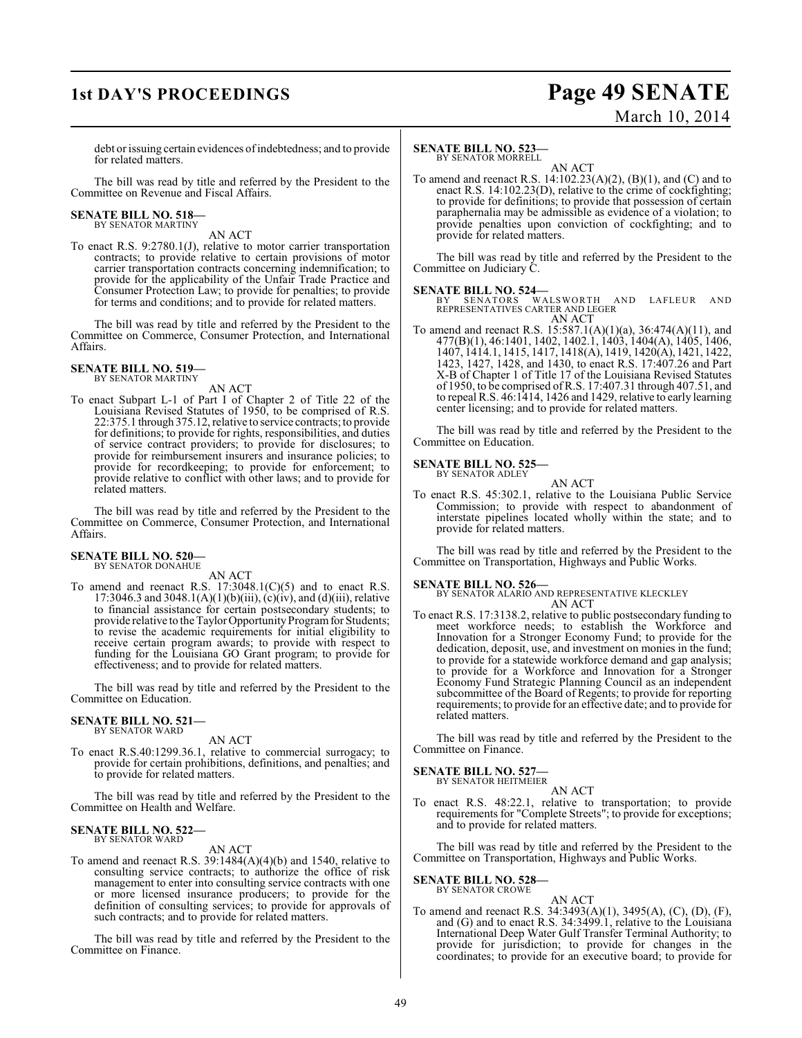debt or issuing certain evidences of indebtedness; and to provide for related matters.

The bill was read by title and referred by the President to the Committee on Revenue and Fiscal Affairs.

**SENATE BILL NO. 518—**
BY SENATOR MARTINY

AN ACT

To enact R.S. 9:2780.1(J), relative to motor carrier transportation contracts; to provide relative to certain provisions of motor carrier transportation contracts concerning indemnification; to provide for the applicability of the Unfair Trade Practice and Consumer Protection Law; to provide for penalties; to provide for terms and conditions; and to provide for related matters.

The bill was read by title and referred by the President to the Committee on Commerce, Consumer Protection, and International Affairs.

**SENATE BILL NO. 519—**
BY SENATOR MARTINY

AN ACT

To enact Subpart L-1 of Part I of Chapter 2 of Title 22 of the Louisiana Revised Statutes of 1950, to be comprised of R.S. 22:375.1 through 375.12, relative to service contracts; to provide for definitions; to provide for rights, responsibilities, and duties of service contract providers; to provide for disclosures; to provide for reimbursement insurers and insurance policies; to provide for recordkeeping; to provide for enforcement; to provide relative to conflict with other laws; and to provide for related matters.

The bill was read by title and referred by the President to the Committee on Commerce, Consumer Protection, and International Affairs.

**SENATE BILL NO. 520—**
BY SENATOR DONAHUE

AN ACT

To amend and reenact R.S. 17:3048.1(C)(5) and to enact R.S. 17:3046.3 and 3048.1(A)(1)(b)(iii), (c)(iv), and (d)(iii), relative to financial assistance for certain postsecondary students; to provide relative to the Taylor Opportunity Program for Students; to revise the academic requirements for initial eligibility to receive certain program awards; to provide with respect to funding for the Louisiana GO Grant program; to provide for effectiveness; and to provide for related matters.

The bill was read by title and referred by the President to the Committee on Education.

**SENATE BILL NO. 521—**
BY SENATOR WARD

AN ACT

To enact R.S.40:1299.36.1, relative to commercial surrogacy; to provide for certain prohibitions, definitions, and penalties; and to provide for related matters.

The bill was read by title and referred by the President to the Committee on Health and Welfare.

**SENATE BILL NO. 522—**
BY SENATOR WARD

AN ACT

To amend and reenact R.S. 39:1484(A)(4)(b) and 1540, relative to consulting service contracts; to authorize the office of risk management to enter into consulting service contracts with one or more licensed insurance producers; to provide for the definition of consulting services; to provide for approvals of such contracts; and to provide for related matters.

The bill was read by title and referred by the President to the Committee on Finance.

**SENATE BILL NO. 523—**
BY SENATOR MORRELL

AN ACT

To amend and reenact R.S. 14:102.23(A)(2), (B)(1), and (C) and to enact R.S. 14:102.23(D), relative to the crime of cockfighting; to provide for definitions; to provide that possession of certain paraphernalia may be admissible as evidence of a violation; to provide penalties upon conviction of cockfighting; and to provide for related matters.

The bill was read by title and referred by the President to the Committee on Judiciary C.

**SENATE BILL NO. 524—**
BY SENATORS WALSWORTH AND LAFLEUR AND REPRESENTATIVES CARTER AND LEGER

AN ACT

To amend and reenact R.S. 15:587.1(A)(1)(a), 36:474(A)(11), and 477(B)(1), 46:1401, 1402, 1402.1, 1403, 1404(A), 1405, 1406, 1407, 1414.1, 1415, 1417, 1418(A), 1419, 1420(A), 1421, 1422, 1423, 1427, 1428, and 1430, to enact R.S. 17:407.26 and Part X-B of Chapter 1 of Title 17 of the Louisiana Revised Statutes of 1950, to be comprised of R.S. 17:407.31 through 407.51, and to repeal R.S. 46:1414, 1426 and 1429, relative to early learning center licensing; and to provide for related matters.

The bill was read by title and referred by the President to the Committee on Education.

**SENATE BILL NO. 525—**
BY SENATOR ADLEY

AN ACT

To enact R.S. 45:302.1, relative to the Louisiana Public Service Commission; to provide with respect to abandonment of interstate pipelines located wholly within the state; and to provide for related matters.

The bill was read by title and referred by the President to the Committee on Transportation, Highways and Public Works.

**SENATE BILL NO. 526—**
BY SENATOR ALARIO AND REPRESENTATIVE KLECKLEY

AN ACT

To enact R.S. 17:3138.2, relative to public postsecondary funding to meet workforce needs; to establish the Workforce and Innovation for a Stronger Economy Fund; to provide for the dedication, deposit, use, and investment on monies in the fund; to provide for a statewide workforce demand and gap analysis; to provide for a Workforce and Innovation for a Stronger Economy Fund Strategic Planning Council as an independent subcommittee of the Board of Regents; to provide for reporting requirements; to provide for an effective date; and to provide for related matters.

The bill was read by title and referred by the President to the Committee on Finance.

**SENATE BILL NO. 527—**
BY SENATOR HEITMEIER

AN ACT

To enact R.S. 48:22.1, relative to transportation; to provide requirements for "Complete Streets"; to provide for exceptions; and to provide for related matters.

The bill was read by title and referred by the President to the Committee on Transportation, Highways and Public Works.

**SENATE BILL NO. 528—**
BY SENATOR CROWE

AN ACT

To amend and reenact R.S. 34:3493(A)(1), 3495(A), (C), (D), (F), and (G) and to enact R.S. 34:3499.1, relative to the Louisiana International Deep Water Gulf Transfer Terminal Authority; to provide for jurisdiction; to provide for changes in the coordinates; to provide for an executive board; to provide for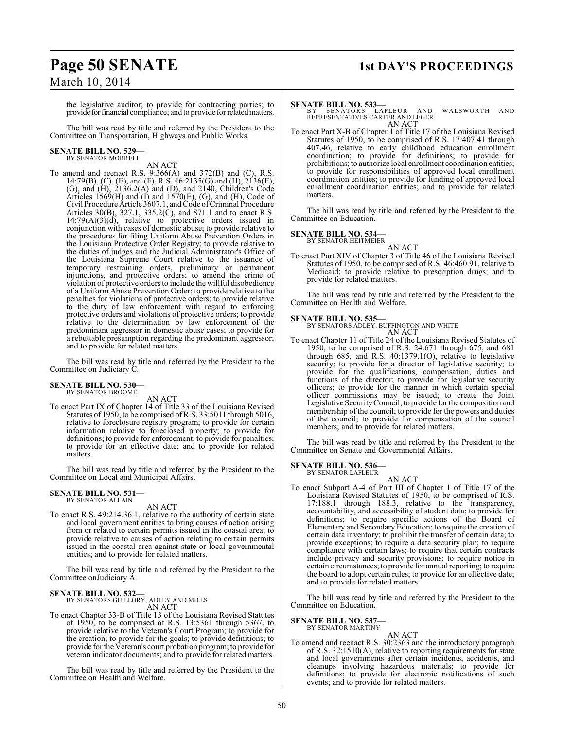the legislative auditor; to provide for contracting parties; to provide for financial compliance; and to provide for related matters.

The bill was read by title and referred by the President to the Committee on Transportation, Highways and Public Works.

**SENATE BILL NO. 529—**
BY SENATOR MORRELL

AN ACT

To amend and reenact R.S. 9:366(A) and 372(B) and (C), R.S. 14:79(B), (C), (E), and (F), R.S. 46:2135(G) and (H), 2136(E), (G), and (H), 2136.2(A) and (D), and 2140, Children's Code Articles 1569(H) and (I) and 1570(E), (G), and (H), Code of Civil Procedure Article 3607.1, and Code of Criminal Procedure Articles 30(B), 327.1, 335.2(C), and 871.1 and to enact R.S. 14:79(A)(3)(d), relative to protective orders issued in conjunction with cases of domestic abuse; to provide relative to the procedures for filing Uniform Abuse Prevention Orders in the Louisiana Protective Order Registry; to provide relative to the duties of judges and the Judicial Administrator's Office of the Louisiana Supreme Court relative to the issuance of temporary restraining orders, preliminary or permanent injunctions, and protective orders; to amend the crime of violation of protective orders to include the willful disobedience of a Uniform Abuse Prevention Order; to provide relative to the penalties for violations of protective orders; to provide relative to the duty of law enforcement with regard to enforcing protective orders and violations of protective orders; to provide relative to the determination by law enforcement of the predominant aggressor in domestic abuse cases; to provide for a rebuttable presumption regarding the predominant aggressor; and to provide for related matters.

The bill was read by title and referred by the President to the Committee on Judiciary C.

**SENATE BILL NO. 530—**
BY SENATOR BROOME

AN ACT

To enact Part IX of Chapter 14 of Title 33 of the Louisiana Revised Statutes of 1950, to be comprised of R.S. 33:5011 through 5016, relative to foreclosure registry program; to provide for certain information relative to foreclosed property; to provide for definitions; to provide for enforcement; to provide for penalties; to provide for an effective date; and to provide for related matters.

The bill was read by title and referred by the President to the Committee on Local and Municipal Affairs.

**SENATE BILL NO. 531—**
BY SENATOR ALLAIN

AN ACT

To enact R.S. 49:214.36.1, relative to the authority of certain state and local government entities to bring causes of action arising from or related to certain permits issued in the coastal area; to provide relative to causes of action relating to certain permits issued in the coastal area against state or local governmental entities; and to provide for related matters.

The bill was read by title and referred by the President to the Committee onJudiciary A.

**SENATE BILL NO. 532—**
BY SENATORS GUILLORY, ADLEY AND MILLS

AN ACT

To enact Chapter 33-B of Title 13 of the Louisiana Revised Statutes of 1950, to be comprised of R.S. 13:5361 through 5367, to provide relative to the Veteran's Court Program; to provide for the creation; to provide for the goals; to provide definitions; to provide for the Veteran's court probation program; to provide for veteran indicator documents; and to provide for related matters.

The bill was read by title and referred by the President to the Committee on Health and Welfare.

**SENATE BILL NO. 533—**
BY SENATORS LAFLEUR AND WALSWORTH AND REPRESENTATIVES CARTER AND LEGER

AN ACT

To enact Part X-B of Chapter 1 of Title 17 of the Louisiana Revised Statutes of 1950, to be comprised of R.S. 17:407.41 through 407.46, relative to early childhood education enrollment coordination; to provide for definitions; to provide for prohibitions; to authorize local enrollment coordination entities; to provide for responsibilities of approved local enrollment coordination entities; to provide for funding of approved local enrollment coordination entities; and to provide for related matters.

The bill was read by title and referred by the President to the Committee on Education.

**SENATE BILL NO. 534—**
BY SENATOR HEITMEIER

AN ACT

To enact Part XIV of Chapter 3 of Title 46 of the Louisiana Revised Statutes of 1950, to be comprised of R.S. 46:460.91, relative to Medicaid; to provide relative to prescription drugs; and to provide for related matters.

The bill was read by title and referred by the President to the Committee on Health and Welfare.

**SENATE BILL NO. 535—**
BY SENATORS ADLEY, BUFFINGTON AND WHITE

AN ACT

To enact Chapter 11 of Title 24 of the Louisiana Revised Statutes of 1950, to be comprised of R.S. 24:671 through 675, and 681 through 685, and R.S. 40:1379.1(O), relative to legislative security; to provide for a director of legislative security; to provide for the qualifications, compensation, duties and functions of the director; to provide for legislative security officers; to provide for the manner in which certain special officer commissions may be issued; to create the Joint Legislative Security Council; to provide for the composition and membership of the council; to provide for the powers and duties of the council; to provide for compensation of the council members; and to provide for related matters.

The bill was read by title and referred by the President to the Committee on Senate and Governmental Affairs.

**SENATE BILL NO. 536—**
BY SENATOR LAFLEUR

AN ACT

To enact Subpart A-4 of Part III of Chapter 1 of Title 17 of the Louisiana Revised Statutes of 1950, to be comprised of R.S. 17:188.1 through 188.3, relative to the transparency, accountability, and accessibility of student data; to provide for definitions; to require specific actions of the Board of Elementary and Secondary Education; to require the creation of certain data inventory; to prohibit the transfer of certain data; to provide exceptions; to require a data security plan; to require compliance with certain laws; to require that certain contracts include privacy and security provisions; to require notice in certain circumstances; to provide for annual reporting; to require the board to adopt certain rules; to provide for an effective date; and to provide for related matters.

The bill was read by title and referred by the President to the Committee on Education.

**SENATE BILL NO. 537—**
BY SENATOR MARTINY

AN ACT

To amend and reenact R.S. 30:2363 and the introductory paragraph of R.S. 32:1510(A), relative to reporting requirements for state and local governments after certain incidents, accidents, and cleanups involving hazardous materials; to provide for definitions; to provide for electronic notifications of such events; and to provide for related matters.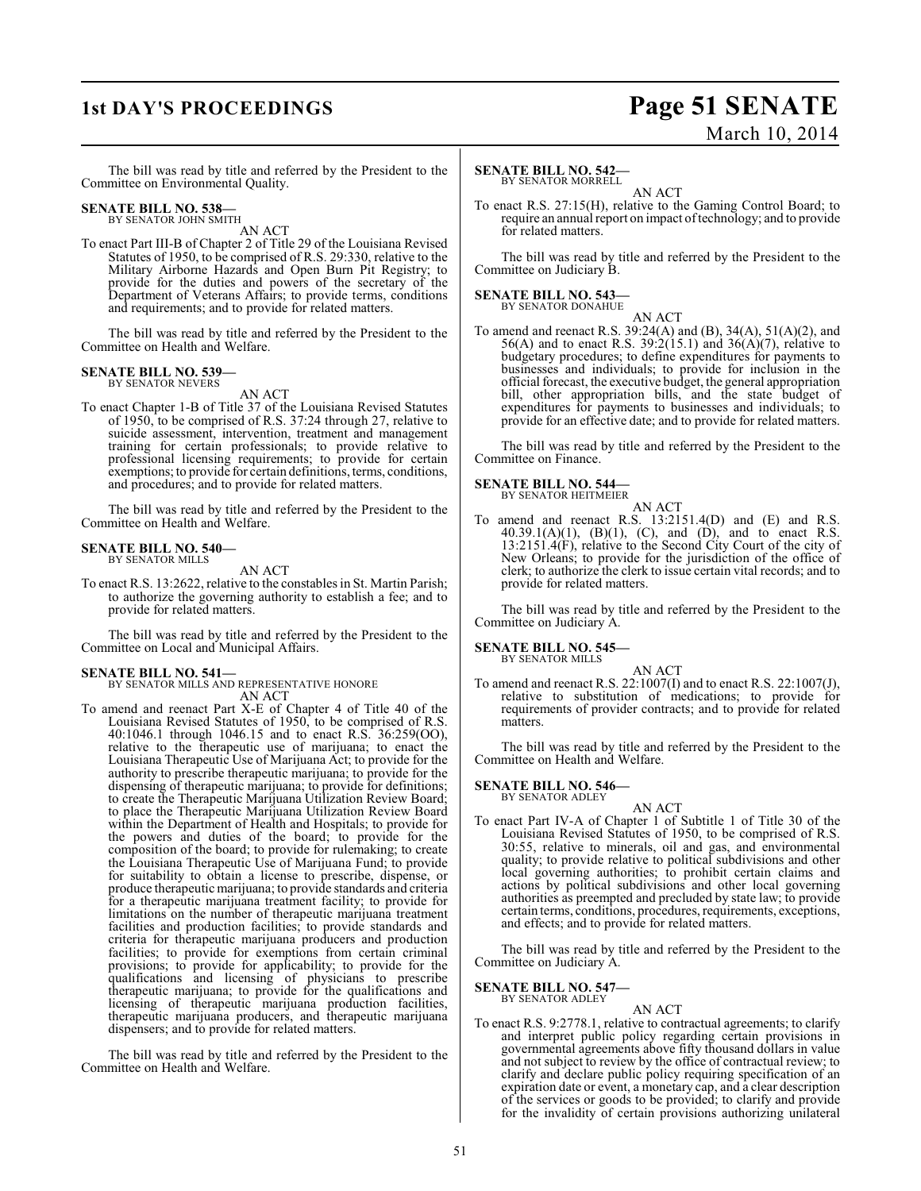The bill was read by title and referred by the President to the Committee on Environmental Quality.

**SENATE BILL NO. 538—**
BY SENATOR JOHN SMITH

AN ACT

To enact Part III-B of Chapter 2 of Title 29 of the Louisiana Revised Statutes of 1950, to be comprised of R.S. 29:330, relative to the Military Airborne Hazards and Open Burn Pit Registry; to provide for the duties and powers of the secretary of the Department of Veterans Affairs; to provide terms, conditions and requirements; and to provide for related matters.

The bill was read by title and referred by the President to the Committee on Health and Welfare.

**SENATE BILL NO. 539—**
BY SENATOR NEVERS

AN ACT

To enact Chapter 1-B of Title 37 of the Louisiana Revised Statutes of 1950, to be comprised of R.S. 37:24 through 27, relative to suicide assessment, intervention, treatment and management training for certain professionals; to provide relative to professional licensing requirements; to provide for certain exemptions; to provide for certain definitions, terms, conditions, and procedures; and to provide for related matters.

The bill was read by title and referred by the President to the Committee on Health and Welfare.

**SENATE BILL NO. 540—**
BY SENATOR MILLS

AN ACT

To enact R.S. 13:2622, relative to the constables in St. Martin Parish; to authorize the governing authority to establish a fee; and to provide for related matters.

The bill was read by title and referred by the President to the Committee on Local and Municipal Affairs.

**SENATE BILL NO. 541—**
BY SENATOR MILLS AND REPRESENTATIVE HONORE

AN ACT

To amend and reenact Part X-E of Chapter 4 of Title 40 of the Louisiana Revised Statutes of 1950, to be comprised of R.S. 40:1046.1 through 1046.15 and to enact R.S. 36:259(OO), relative to the therapeutic use of marijuana; to enact the Louisiana Therapeutic Use of Marijuana Act; to provide for the authority to prescribe therapeutic marijuana; to provide for the dispensing of therapeutic marijuana; to provide for definitions; to create the Therapeutic Marijuana Utilization Review Board; to place the Therapeutic Marijuana Utilization Review Board within the Department of Health and Hospitals; to provide for the powers and duties of the board; to provide for the composition of the board; to provide for rulemaking; to create the Louisiana Therapeutic Use of Marijuana Fund; to provide for suitability to obtain a license to prescribe, dispense, or produce therapeutic marijuana; to provide standards and criteria for a therapeutic marijuana treatment facility; to provide for limitations on the number of therapeutic marijuana treatment facilities and production facilities; to provide standards and criteria for therapeutic marijuana producers and production facilities; to provide for exemptions from certain criminal provisions; to provide for applicability; to provide for the qualifications and licensing of physicians to prescribe therapeutic marijuana; to provide for the qualifications and licensing of therapeutic marijuana production facilities, therapeutic marijuana producers, and therapeutic marijuana dispensers; and to provide for related matters.

The bill was read by title and referred by the President to the Committee on Health and Welfare.

**SENATE BILL NO. 542—**
BY SENATOR MORRELL

AN ACT

To enact R.S. 27:15(H), relative to the Gaming Control Board; to require an annual report on impact of technology; and to provide for related matters.

The bill was read by title and referred by the President to the Committee on Judiciary B.

**SENATE BILL NO. 543—**
BY SENATOR DONAHUE

AN ACT

To amend and reenact R.S. 39:24(A) and (B), 34(A), 51(A)(2), and 56(A) and to enact R.S. 39:2(15.1) and 36(A)(7), relative to budgetary procedures; to define expenditures for payments to businesses and individuals; to provide for inclusion in the official forecast, the executive budget, the general appropriation bill, other appropriation bills, and the state budget of expenditures for payments to businesses and individuals; to provide for an effective date; and to provide for related matters.

The bill was read by title and referred by the President to the Committee on Finance.

**SENATE BILL NO. 544—**
BY SENATOR HEITMEIER

AN ACT

To amend and reenact R.S. 13:2151.4(D) and (E) and R.S. 40.39.1(A)(1), (B)(1), (C), and (D), and to enact R.S. 13:2151.4(F), relative to the Second City Court of the city of New Orleans; to provide for the jurisdiction of the office of clerk; to authorize the clerk to issue certain vital records; and to provide for related matters.

The bill was read by title and referred by the President to the Committee on Judiciary A.

**SENATE BILL NO. 545—**
BY SENATOR MILLS

AN ACT

To amend and reenact R.S. 22:1007(I) and to enact R.S. 22:1007(J), relative to substitution of medications; to provide for requirements of provider contracts; and to provide for related matters.

The bill was read by title and referred by the President to the Committee on Health and Welfare.

**SENATE BILL NO. 546—**
BY SENATOR ADLEY

AN ACT

To enact Part IV-A of Chapter 1 of Subtitle 1 of Title 30 of the Louisiana Revised Statutes of 1950, to be comprised of R.S. 30:55, relative to minerals, oil and gas, and environmental quality; to provide relative to political subdivisions and other local governing authorities; to prohibit certain claims and actions by political subdivisions and other local governing authorities as preempted and precluded by state law; to provide certain terms, conditions, procedures, requirements, exceptions, and effects; and to provide for related matters.

The bill was read by title and referred by the President to the Committee on Judiciary A.

**SENATE BILL NO. 547—**
BY SENATOR ADLEY

AN ACT

To enact R.S. 9:2778.1, relative to contractual agreements; to clarify and interpret public policy regarding certain provisions in governmental agreements above fifty thousand dollars in value and not subject to review by the office of contractual review; to clarify and declare public policy requiring specification of an expiration date or event, a monetary cap, and a clear description of the services or goods to be provided; to clarify and provide for the invalidity of certain provisions authorizing unilateral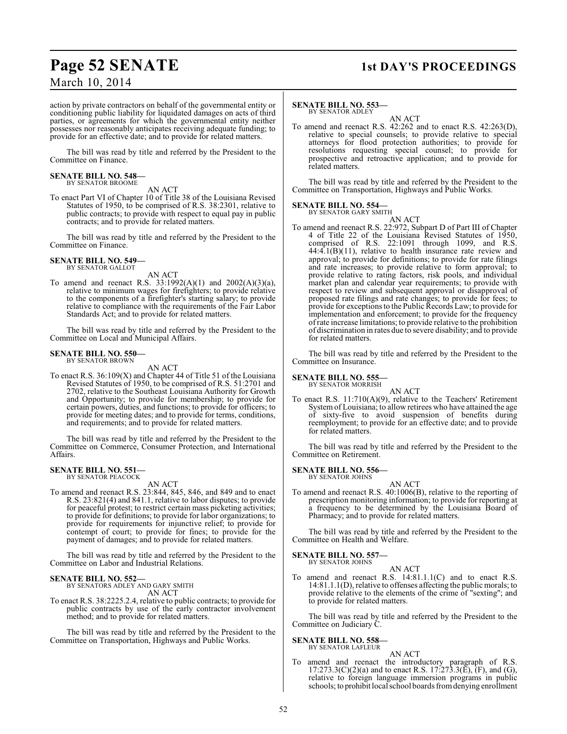action by private contractors on behalf of the governmental entity or conditioning public liability for liquidated damages on acts of third parties, or agreements for which the governmental entity neither possesses nor reasonably anticipates receiving adequate funding; to provide for an effective date; and to provide for related matters.

The bill was read by title and referred by the President to the Committee on Finance.

**SENATE BILL NO. 548—**
BY SENATOR BROOME

AN ACT

To enact Part VI of Chapter 10 of Title 38 of the Louisiana Revised Statutes of 1950, to be comprised of R.S. 38:2301, relative to public contracts; to provide with respect to equal pay in public contracts; and to provide for related matters.

The bill was read by title and referred by the President to the Committee on Finance.

**SENATE BILL NO. 549—**
BY SENATOR GALLOT

AN ACT

To amend and reenact R.S. 33:1992(A)(1) and 2002(A)(3)(a), relative to minimum wages for firefighters; to provide relative to the components of a firefighter's starting salary; to provide relative to compliance with the requirements of the Fair Labor Standards Act; and to provide for related matters.

The bill was read by title and referred by the President to the Committee on Local and Municipal Affairs.

**SENATE BILL NO. 550—**
BY SENATOR BROWN

AN ACT

To enact R.S. 36:109(X) and Chapter 44 of Title 51 of the Louisiana Revised Statutes of 1950, to be comprised of R.S. 51:2701 and 2702, relative to the Southeast Louisiana Authority for Growth and Opportunity; to provide for membership; to provide for certain powers, duties, and functions; to provide for officers; to provide for meeting dates; and to provide for terms, conditions, and requirements; and to provide for related matters.

The bill was read by title and referred by the President to the Committee on Commerce, Consumer Protection, and International Affairs.

**SENATE BILL NO. 551—**
BY SENATOR PEACOCK

AN ACT

To amend and reenact R.S. 23:844, 845, 846, and 849 and to enact R.S. 23:821(4) and 841.1, relative to labor disputes; to provide for peaceful protest; to restrict certain mass picketing activities; to provide for definitions; to provide for labor organizations; to provide for requirements for injunctive relief; to provide for contempt of court; to provide for fines; to provide for the payment of damages; and to provide for related matters.

The bill was read by title and referred by the President to the Committee on Labor and Industrial Relations.

**SENATE BILL NO. 552—**
BY SENATORS ADLEY AND GARY SMITH

AN ACT

To enact R.S. 38:2225.2.4, relative to public contracts; to provide for public contracts by use of the early contractor involvement method; and to provide for related matters.

The bill was read by title and referred by the President to the Committee on Transportation, Highways and Public Works.

**SENATE BILL NO. 553—**
BY SENATOR ADLEY

AN ACT

To amend and reenact R.S. 42:262 and to enact R.S. 42:263(D), relative to special counsels; to provide relative to special attorneys for flood protection authorities; to provide for resolutions requesting special counsel; to provide for prospective and retroactive application; and to provide for related matters.

The bill was read by title and referred by the President to the Committee on Transportation, Highways and Public Works.

**SENATE BILL NO. 554—**
BY SENATOR GARY SMITH

AN ACT

To amend and reenact R.S. 22:972, Subpart D of Part III of Chapter 4 of Title 22 of the Louisiana Revised Statutes of 1950, comprised of R.S. 22:1091 through 1099, and R.S. 44:4.1(B)(11), relative to health insurance rate review and approval; to provide for definitions; to provide for rate filings and rate increases; to provide relative to form approval; to provide relative to rating factors, risk pools, and individual market plan and calendar year requirements; to provide with respect to review and subsequent approval or disapproval of proposed rate filings and rate changes; to provide for fees; to provide for exceptions to the Public Records Law; to provide for implementation and enforcement; to provide for the frequency of rate increase limitations; to provide relative to the prohibition of discrimination in rates due to severe disability; and to provide for related matters.

The bill was read by title and referred by the President to the Committee on Insurance.

**SENATE BILL NO. 555—**
BY SENATOR MORRISH

AN ACT

To enact R.S. 11:710(A)(9), relative to the Teachers' Retirement System of Louisiana; to allow retirees who have attained the age of sixty-five to avoid suspension of benefits during reemployment; to provide for an effective date; and to provide for related matters.

The bill was read by title and referred by the President to the Committee on Retirement.

**SENATE BILL NO. 556—**
BY SENATOR JOHNS

AN ACT

To amend and reenact R.S. 40:1006(B), relative to the reporting of prescription monitoring information; to provide for reporting at a frequency to be determined by the Louisiana Board of Pharmacy; and to provide for related matters.

The bill was read by title and referred by the President to the Committee on Health and Welfare.

**SENATE BILL NO. 557—**
BY SENATOR JOHNS

AN ACT

To amend and reenact R.S. 14:81.1.1(C) and to enact R.S. 14:81.1.1(D), relative to offenses affecting the public morals; to provide relative to the elements of the crime of "sexting"; and to provide for related matters.

The bill was read by title and referred by the President to the Committee on Judiciary C.

**SENATE BILL NO. 558—**
BY SENATOR LAFLEUR

AN ACT

To amend and reenact the introductory paragraph of R.S. 17:273.3(C)(2)(a) and to enact R.S. 17:273.3(E), (F), and (G), relative to foreign language immersion programs in public schools; to prohibit local school boards from denying enrollment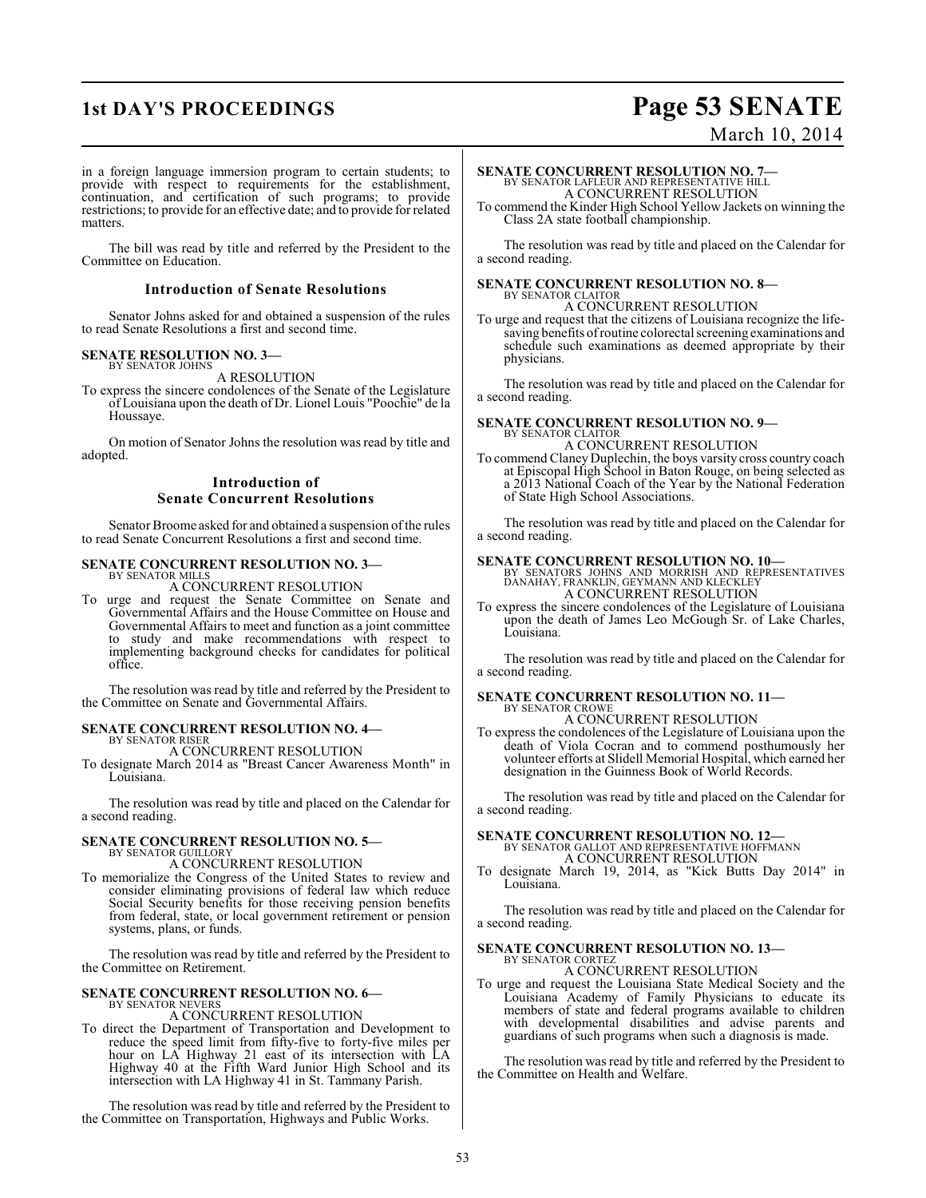in a foreign language immersion program to certain students; to provide with respect to requirements for the establishment, continuation, and certification of such programs; to provide restrictions; to provide for an effective date; and to provide for related matters.

The bill was read by title and referred by the President to the Committee on Education.

### Introduction of Senate Resolutions

Senator Johns asked for and obtained a suspension of the rules to read Senate Resolutions a first and second time.

**SENATE RESOLUTION NO. 3—**
BY SENATOR JOHNS

A RESOLUTION

To express the sincere condolences of the Senate of the Legislature of Louisiana upon the death of Dr. Lionel Louis "Poochie" de la Houssaye.

On motion of Senator Johns the resolution was read by title and adopted.

### Introduction of Senate Concurrent Resolutions

Senator Broome asked for and obtained a suspension of the rules to read Senate Concurrent Resolutions a first and second time.

**SENATE CONCURRENT RESOLUTION NO. 3—**
BY SENATOR MILLS

A CONCURRENT RESOLUTION

To urge and request the Senate Committee on Senate and Governmental Affairs and the House Committee on House and Governmental Affairs to meet and function as a joint committee to study and make recommendations with respect to implementing background checks for candidates for political office.

The resolution was read by title and referred by the President to the Committee on Senate and Governmental Affairs.

**SENATE CONCURRENT RESOLUTION NO. 4—**
BY SENATOR RISER

A CONCURRENT RESOLUTION

To designate March 2014 as "Breast Cancer Awareness Month" in Louisiana.

The resolution was read by title and placed on the Calendar for a second reading.

**SENATE CONCURRENT RESOLUTION NO. 5—**
BY SENATOR GUILLORY

A CONCURRENT RESOLUTION

To memorialize the Congress of the United States to review and consider eliminating provisions of federal law which reduce Social Security benefits for those receiving pension benefits from federal, state, or local government retirement or pension systems, plans, or funds.

The resolution was read by title and referred by the President to the Committee on Retirement.

**SENATE CONCURRENT RESOLUTION NO. 6—**
BY SENATOR NEVERS

A CONCURRENT RESOLUTION

To direct the Department of Transportation and Development to reduce the speed limit from fifty-five to forty-five miles per hour on LA Highway 21 east of its intersection with LA Highway 40 at the Fifth Ward Junior High School and its intersection with LA Highway 41 in St. Tammany Parish.

The resolution was read by title and referred by the President to the Committee on Transportation, Highways and Public Works.

**SENATE CONCURRENT RESOLUTION NO. 7—**
BY SENATOR LAFLEUR AND REPRESENTATIVE HILL

A CONCURRENT RESOLUTION

To commend the Kinder High School Yellow Jackets on winning the Class 2A state football championship.

The resolution was read by title and placed on the Calendar for a second reading.

**SENATE CONCURRENT RESOLUTION NO. 8—**
BY SENATOR CLAITOR

A CONCURRENT RESOLUTION

To urge and request that the citizens of Louisiana recognize the life-saving benefits of routine colorectal screening examinations and schedule such examinations as deemed appropriate by their physicians.

The resolution was read by title and placed on the Calendar for a second reading.

**SENATE CONCURRENT RESOLUTION NO. 9—**
BY SENATOR CLAITOR

A CONCURRENT RESOLUTION

To commend Claney Duplechin, the boys varsity cross country coach at Episcopal High School in Baton Rouge, on being selected as a 2013 National Coach of the Year by the National Federation of State High School Associations.

The resolution was read by title and placed on the Calendar for a second reading.

**SENATE CONCURRENT RESOLUTION NO. 10—**
BY SENATORS JOHNS AND MORRISH AND REPRESENTATIVES DANAHAY, FRANKLIN, GEYMANN AND KLECKLEY

A CONCURRENT RESOLUTION

To express the sincere condolences of the Legislature of Louisiana upon the death of James Leo McGough Sr. of Lake Charles, Louisiana.

The resolution was read by title and placed on the Calendar for a second reading.

**SENATE CONCURRENT RESOLUTION NO. 11—**
BY SENATOR CROWE

A CONCURRENT RESOLUTION

To express the condolences of the Legislature of Louisiana upon the death of Viola Cocran and to commend posthumously her volunteer efforts at Slidell Memorial Hospital, which earned her designation in the Guinness Book of World Records.

The resolution was read by title and placed on the Calendar for a second reading.

**SENATE CONCURRENT RESOLUTION NO. 12—**
BY SENATOR GALLOT AND REPRESENTATIVE HOFFMANN

A CONCURRENT RESOLUTION

To designate March 19, 2014, as "Kick Butts Day 2014" in Louisiana.

The resolution was read by title and placed on the Calendar for a second reading.

**SENATE CONCURRENT RESOLUTION NO. 13—**
BY SENATOR CORTEZ

A CONCURRENT RESOLUTION

To urge and request the Louisiana State Medical Society and the Louisiana Academy of Family Physicians to educate its members of state and federal programs available to children with developmental disabilities and advise parents and guardians of such programs when such a diagnosis is made.

The resolution was read by title and referred by the President to the Committee on Health and Welfare.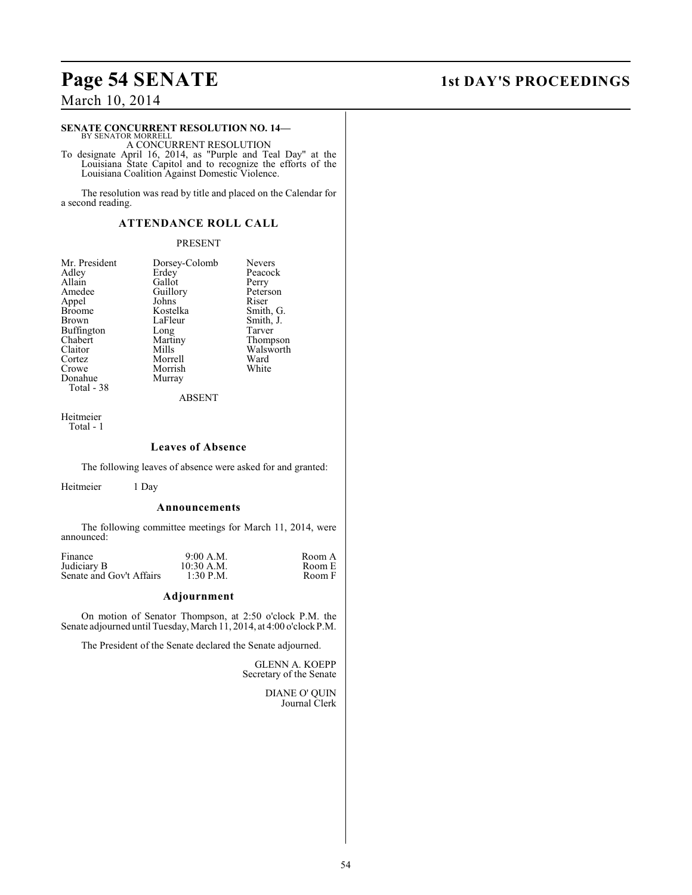**SENATE CONCURRENT RESOLUTION NO. 14—**
BY SENATOR MORRELL

A CONCURRENT RESOLUTION

To designate April 16, 2014, as "Purple and Teal Day" at the Louisiana State Capitol and to recognize the efforts of the Louisiana Coalition Against Domestic Violence.

The resolution was read by title and placed on the Calendar for a second reading.

## ATTENDANCE ROLL CALL

PRESENT

| | | |
|---|---|---|
| Mr. President | Dorsey-Colomb | Nevers |
| Adley | Erdey | Peacock |
| Allain | Gallot | Perry |
| Amedee | Guillory | Peterson |
| Appel | Johns | Riser |
| Broome | Kostelka | Smith, G. |
| Brown | LaFleur | Smith, J. |
| Buffington | Long | Tarver |
| Chabert | Martiny | Thompson |
| Claitor | Mills | Walsworth |
| Cortez | Morrell | Ward |
| Crowe | Morrish | White |
| Donahue | Murray | |

Total - 38

ABSENT

Heitmeier

Total - 1

### Leaves of Absence

The following leaves of absence were asked for and granted:

Heitmeier 1 Day

### Announcements

The following committee meetings for March 11, 2014, were announced:

| | | |
|---|---|---|
| Finance | 9:00 A.M. | Room A |
| Judiciary B | 10:30 A.M. | Room E |
| Senate and Gov't Affairs | 1:30 P.M. | Room F |

### Adjournment

On motion of Senator Thompson, at 2:50 o'clock P.M. the Senate adjourned until Tuesday, March 11, 2014, at 4:00 o'clock P.M.

The President of the Senate declared the Senate adjourned.

GLENN A. KOEPP
Secretary of the Senate

DIANE O' QUIN
Journal Clerk